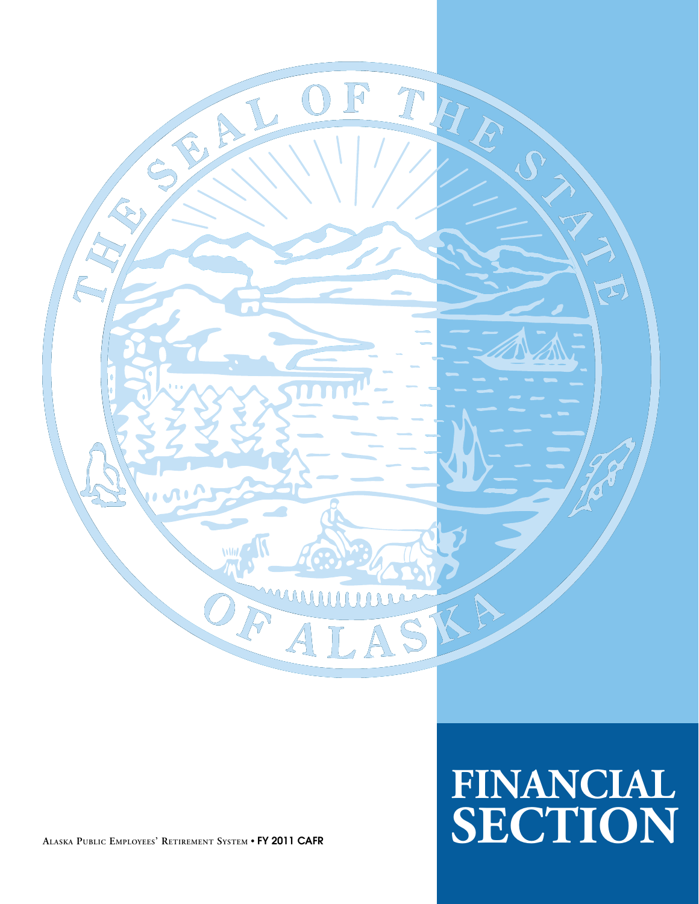# FINANCIAL SECTION

Alaska Public Employees' Retirement System • FY 2011 CAFR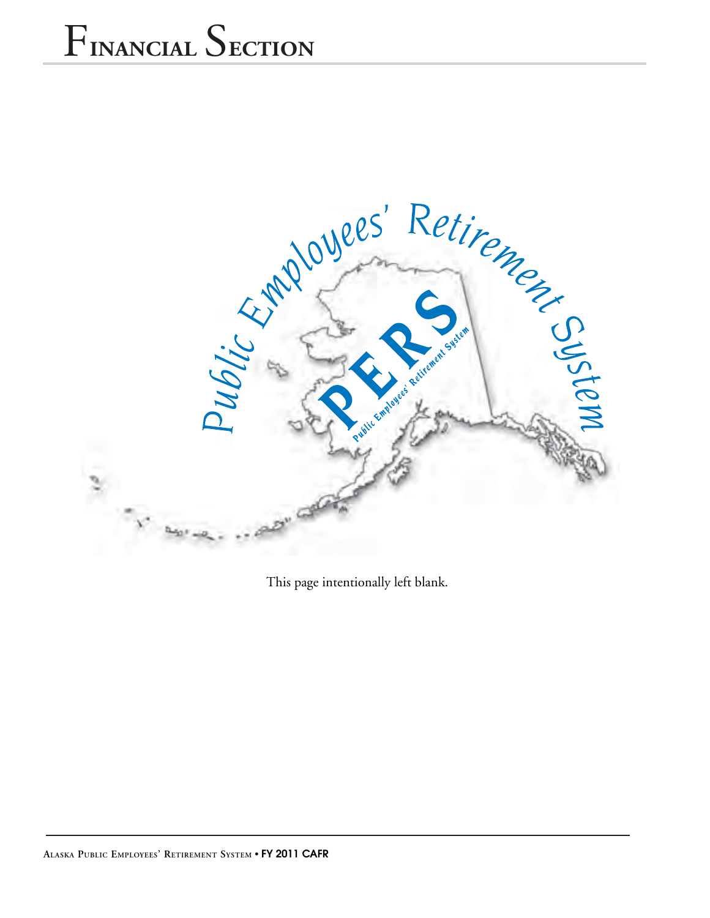# Financial Section

This page intentionally left blank.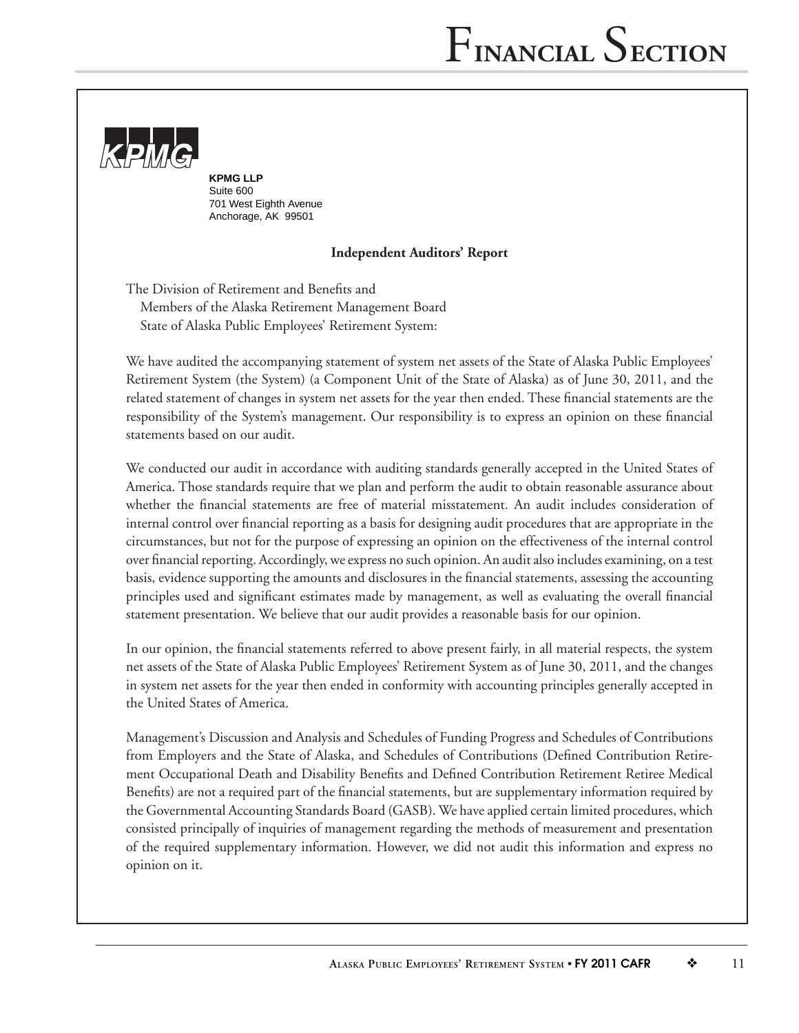**KPMG LLP**
Suite 600
701 West Eighth Avenue
Anchorage, AK 99501

### Independent Auditors' Report

The Division of Retirement and Benefits and
Members of the Alaska Retirement Management Board
State of Alaska Public Employees' Retirement System:

We have audited the accompanying statement of system net assets of the State of Alaska Public Employees' Retirement System (the System) (a Component Unit of the State of Alaska) as of June 30, 2011, and the related statement of changes in system net assets for the year then ended. These financial statements are the responsibility of the System's management. Our responsibility is to express an opinion on these financial statements based on our audit.

We conducted our audit in accordance with auditing standards generally accepted in the United States of America. Those standards require that we plan and perform the audit to obtain reasonable assurance about whether the financial statements are free of material misstatement. An audit includes consideration of internal control over financial reporting as a basis for designing audit procedures that are appropriate in the circumstances, but not for the purpose of expressing an opinion on the effectiveness of the internal control over financial reporting. Accordingly, we express no such opinion. An audit also includes examining, on a test basis, evidence supporting the amounts and disclosures in the financial statements, assessing the accounting principles used and significant estimates made by management, as well as evaluating the overall financial statement presentation. We believe that our audit provides a reasonable basis for our opinion.

In our opinion, the financial statements referred to above present fairly, in all material respects, the system net assets of the State of Alaska Public Employees' Retirement System as of June 30, 2011, and the changes in system net assets for the year then ended in conformity with accounting principles generally accepted in the United States of America.

Management's Discussion and Analysis and Schedules of Funding Progress and Schedules of Contributions from Employers and the State of Alaska, and Schedules of Contributions (Defined Contribution Retirement Occupational Death and Disability Benefits and Defined Contribution Retirement Retiree Medical Benefits) are not a required part of the financial statements, but are supplementary information required by the Governmental Accounting Standards Board (GASB). We have applied certain limited procedures, which consisted principally of inquiries of management regarding the methods of measurement and presentation of the required supplementary information. However, we did not audit this information and express no opinion on it.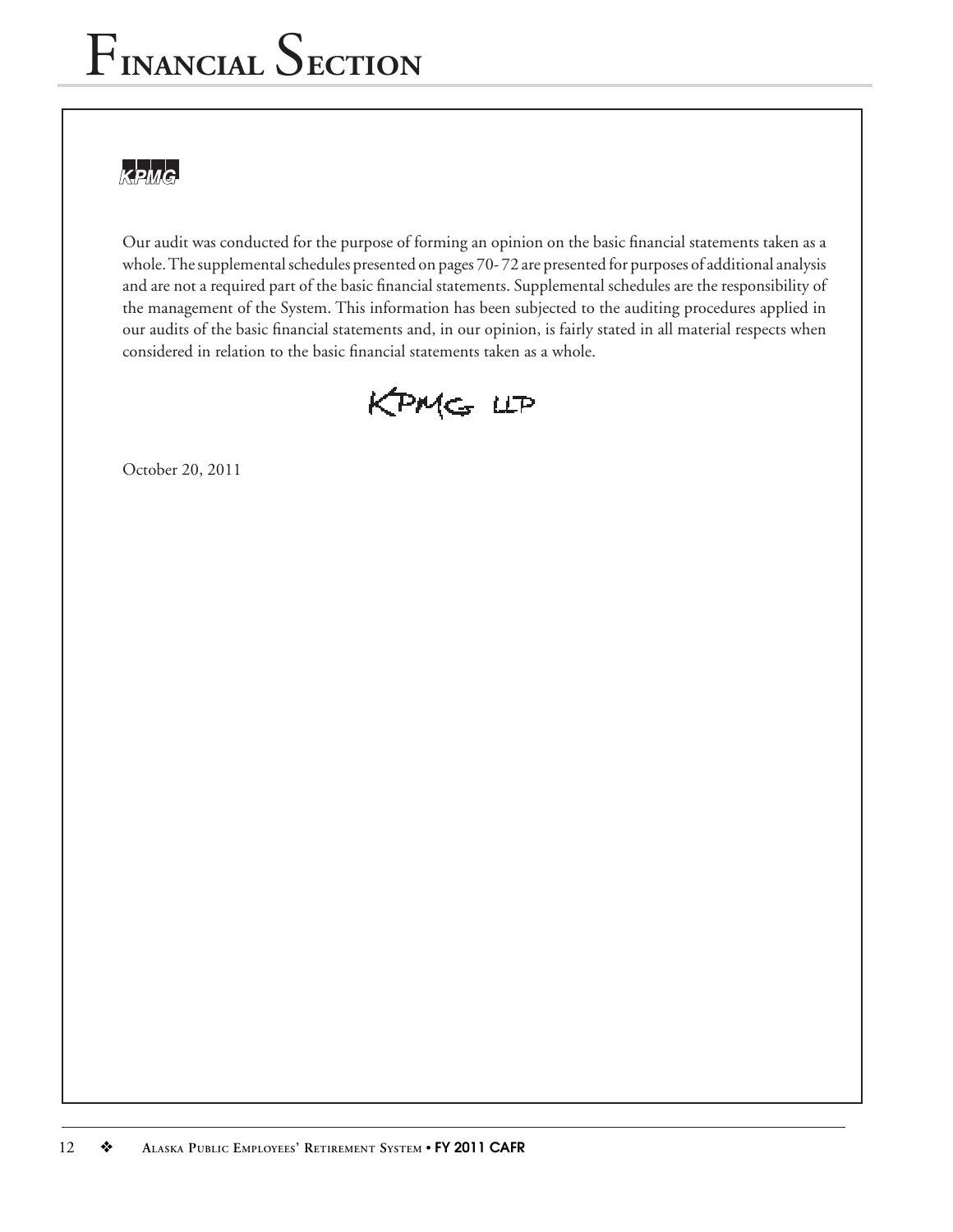KPMG

Our audit was conducted for the purpose of forming an opinion on the basic financial statements taken as a whole. The supplemental schedules presented on pages 70- 72 are presented for purposes of additional analysis and are not a required part of the basic financial statements. Supplemental schedules are the responsibility of the management of the System. This information has been subjected to the auditing procedures applied in our audits of the basic financial statements and, in our opinion, is fairly stated in all material respects when considered in relation to the basic financial statements taken as a whole.

KPMG LLP

October 20, 2011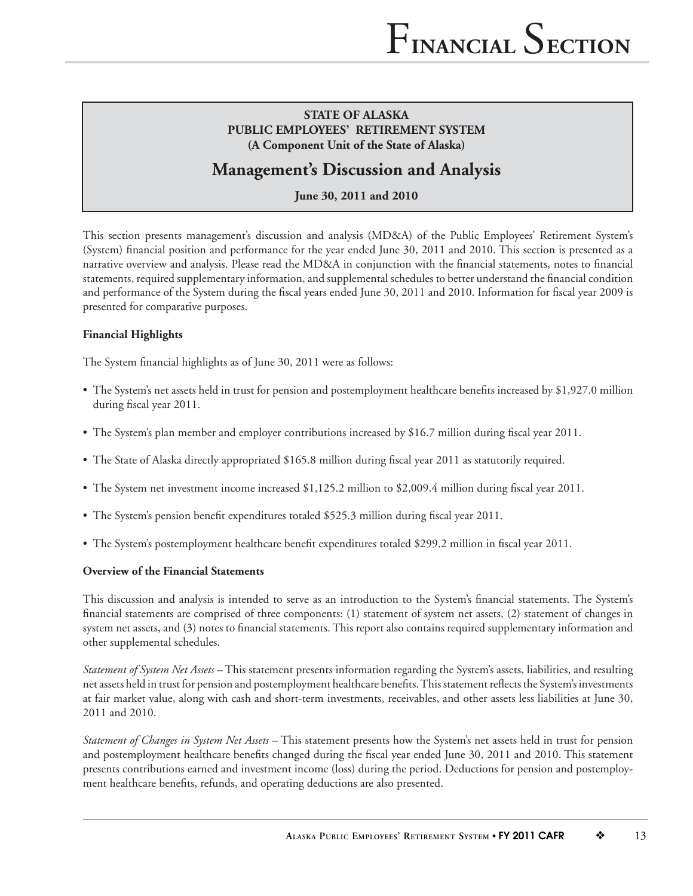**STATE OF ALASKA**
**PUBLIC EMPLOYEES' RETIREMENT SYSTEM**
**(A Component Unit of the State of Alaska)**

# Management's Discussion and Analysis

**June 30, 2011 and 2010**

This section presents management's discussion and analysis (MD&A) of the Public Employees' Retirement System's (System) financial position and performance for the year ended June 30, 2011 and 2010. This section is presented as a narrative overview and analysis. Please read the MD&A in conjunction with the financial statements, notes to financial statements, required supplementary information, and supplemental schedules to better understand the financial condition and performance of the System during the fiscal years ended June 30, 2011 and 2010. Information for fiscal year 2009 is presented for comparative purposes.

**Financial Highlights**

The System financial highlights as of June 30, 2011 were as follows:

- The System's net assets held in trust for pension and postemployment healthcare benefits increased by $1,927.0 million during fiscal year 2011.
- The System's plan member and employer contributions increased by $16.7 million during fiscal year 2011.
- The State of Alaska directly appropriated $165.8 million during fiscal year 2011 as statutorily required.
- The System net investment income increased $1,125.2 million to $2,009.4 million during fiscal year 2011.
- The System's pension benefit expenditures totaled $525.3 million during fiscal year 2011.
- The System's postemployment healthcare benefit expenditures totaled $299.2 million in fiscal year 2011.

**Overview of the Financial Statements**

This discussion and analysis is intended to serve as an introduction to the System's financial statements. The System's financial statements are comprised of three components: (1) statement of system net assets, (2) statement of changes in system net assets, and (3) notes to financial statements. This report also contains required supplementary information and other supplemental schedules.

*Statement of System Net Assets* – This statement presents information regarding the System's assets, liabilities, and resulting net assets held in trust for pension and postemployment healthcare benefits. This statement reflects the System's investments at fair market value, along with cash and short-term investments, receivables, and other assets less liabilities at June 30, 2011 and 2010.

*Statement of Changes in System Net Assets* – This statement presents how the System's net assets held in trust for pension and postemployment healthcare benefits changed during the fiscal year ended June 30, 2011 and 2010. This statement presents contributions earned and investment income (loss) during the period. Deductions for pension and postemployment healthcare benefits, refunds, and operating deductions are also presented.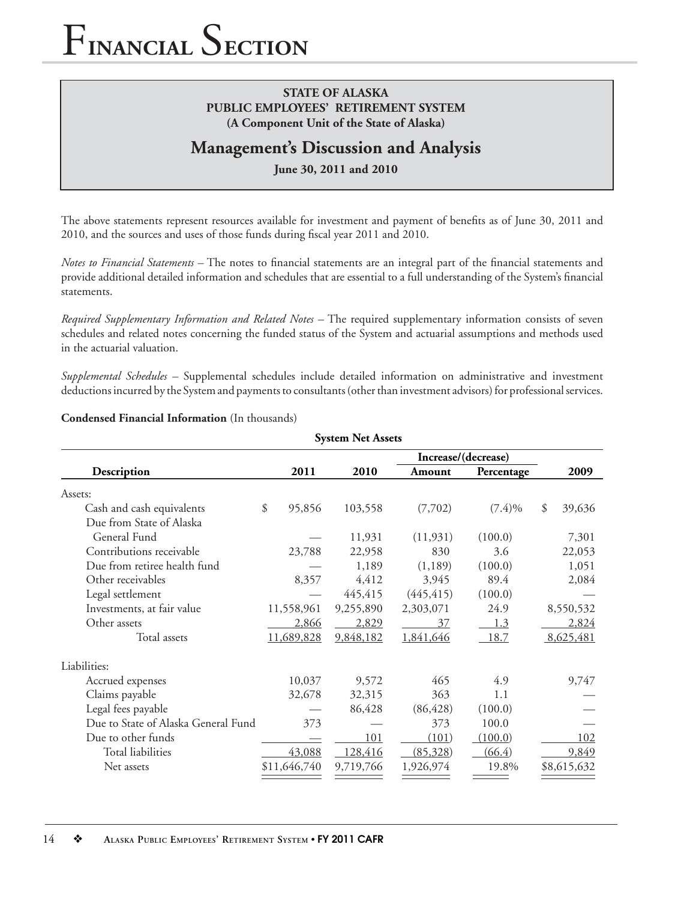**STATE OF ALASKA**
**PUBLIC EMPLOYEES' RETIREMENT SYSTEM**
**(A Component Unit of the State of Alaska)**

## Management's Discussion and Analysis

**June 30, 2011 and 2010**

The above statements represent resources available for investment and payment of benefits as of June 30, 2011 and 2010, and the sources and uses of those funds during fiscal year 2011 and 2010.

*Notes to Financial Statements* – The notes to financial statements are an integral part of the financial statements and provide additional detailed information and schedules that are essential to a full understanding of the System's financial statements.

*Required Supplementary Information and Related Notes* – The required supplementary information consists of seven schedules and related notes concerning the funded status of the System and actuarial assumptions and methods used in the actuarial valuation.

*Supplemental Schedules* – Supplemental schedules include detailed information on administrative and investment deductions incurred by the System and payments to consultants (other than investment advisors) for professional services.

**Condensed Financial Information** (In thousands)

**System Net Assets**

| Description | 2011 | 2010 | Increase/(decrease) Amount | Percentage | 2009 |
|---|---|---|---|---|---|
| Assets: | | | | | |
| Cash and cash equivalents | $ 95,856 | 103,558 | (7,702) | (7.4)% | $ 39,636 |
| Due from State of Alaska General Fund | — | 11,931 | (11,931) | (100.0) | 7,301 |
| Contributions receivable | 23,788 | 22,958 | 830 | 3.6 | 22,053 |
| Due from retiree health fund | — | 1,189 | (1,189) | (100.0) | 1,051 |
| Other receivables | 8,357 | 4,412 | 3,945 | 89.4 | 2,084 |
| Legal settlement | — | 445,415 | (445,415) | (100.0) | — |
| Investments, at fair value | 11,558,961 | 9,255,890 | 2,303,071 | 24.9 | 8,550,532 |
| Other assets | 2,866 | 2,829 | 37 | 1.3 | 2,824 |
| Total assets | 11,689,828 | 9,848,182 | 1,841,646 | 18.7 | 8,625,481 |
| Liabilities: | | | | | |
| Accrued expenses | 10,037 | 9,572 | 465 | 4.9 | 9,747 |
| Claims payable | 32,678 | 32,315 | 363 | 1.1 | — |
| Legal fees payable | — | 86,428 | (86,428) | (100.0) | — |
| Due to State of Alaska General Fund | 373 | — | 373 | 100.0 | — |
| Due to other funds | — | 101 | (101) | (100.0) | 102 |
| Total liabilities | 43,088 | 128,416 | (85,328) | (66.4) | 9,849 |
| Net assets | $11,646,740 | 9,719,766 | 1,926,974 | 19.8% | $8,615,632 |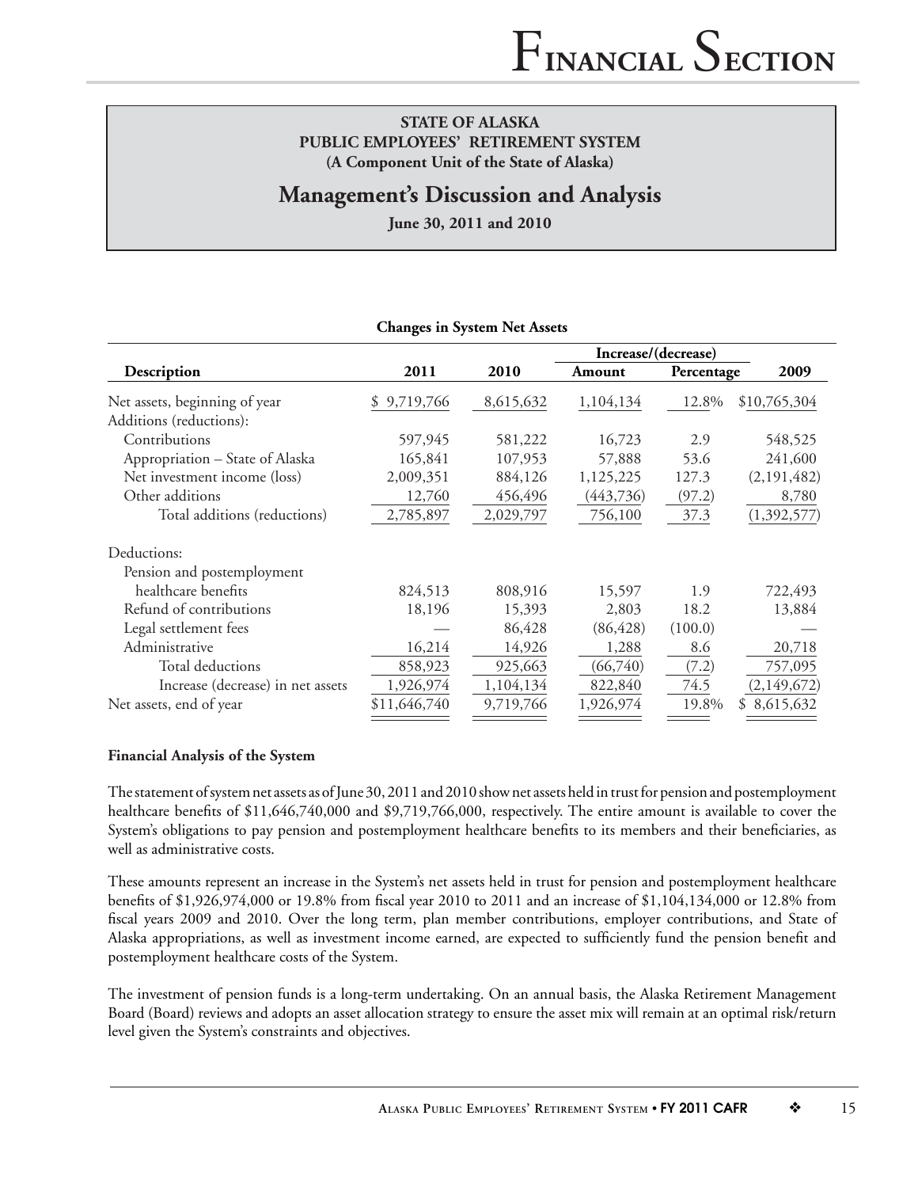**STATE OF ALASKA**
**PUBLIC EMPLOYEES' RETIREMENT SYSTEM**
**(A Component Unit of the State of Alaska)**

## Management's Discussion and Analysis

**June 30, 2011 and 2010**

**Changes in System Net Assets**

| Description | 2011 | 2010 | Increase/(decrease) Amount | Increase/(decrease) Percentage | 2009 |
|---|---|---|---|---|---|
| Net assets, beginning of year | $ 9,719,766 | 8,615,632 | 1,104,134 | 12.8% | $10,765,304 |
| Additions (reductions): | | | | | |
| Contributions | 597,945 | 581,222 | 16,723 | 2.9 | 548,525 |
| Appropriation – State of Alaska | 165,841 | 107,953 | 57,888 | 53.6 | 241,600 |
| Net investment income (loss) | 2,009,351 | 884,126 | 1,125,225 | 127.3 | (2,191,482) |
| Other additions | 12,760 | 456,496 | (443,736) | (97.2) | 8,780 |
| Total additions (reductions) | 2,785,897 | 2,029,797 | 756,100 | 37.3 | (1,392,577) |
| Deductions: | | | | | |
| Pension and postemployment healthcare benefits | 824,513 | 808,916 | 15,597 | 1.9 | 722,493 |
| Refund of contributions | 18,196 | 15,393 | 2,803 | 18.2 | 13,884 |
| Legal settlement fees | — | 86,428 | (86,428) | (100.0) | — |
| Administrative | 16,214 | 14,926 | 1,288 | 8.6 | 20,718 |
| Total deductions | 858,923 | 925,663 | (66,740) | (7.2) | 757,095 |
| Increase (decrease) in net assets | 1,926,974 | 1,104,134 | 822,840 | 74.5 | (2,149,672) |
| Net assets, end of year | $11,646,740 | 9,719,766 | 1,926,974 | 19.8% | $ 8,615,632 |

**Financial Analysis of the System**

The statement of system net assets as of June 30, 2011 and 2010 show net assets held in trust for pension and postemployment healthcare benefits of $11,646,740,000 and $9,719,766,000, respectively. The entire amount is available to cover the System's obligations to pay pension and postemployment healthcare benefits to its members and their beneficiaries, as well as administrative costs.

These amounts represent an increase in the System's net assets held in trust for pension and postemployment healthcare benefits of $1,926,974,000 or 19.8% from fiscal year 2010 to 2011 and an increase of $1,104,134,000 or 12.8% from fiscal years 2009 and 2010. Over the long term, plan member contributions, employer contributions, and State of Alaska appropriations, as well as investment income earned, are expected to sufficiently fund the pension benefit and postemployment healthcare costs of the System.

The investment of pension funds is a long-term undertaking. On an annual basis, the Alaska Retirement Management Board (Board) reviews and adopts an asset allocation strategy to ensure the asset mix will remain at an optimal risk/return level given the System's constraints and objectives.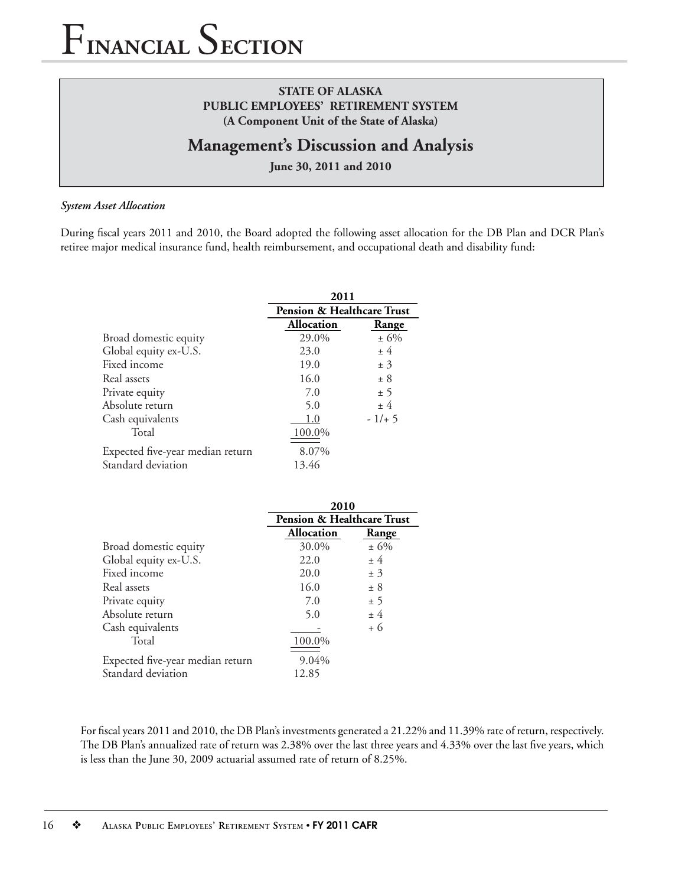# Financial Section

**STATE OF ALASKA**
**PUBLIC EMPLOYEES' RETIREMENT SYSTEM**
**(A Component Unit of the State of Alaska)**

## Management's Discussion and Analysis

**June 30, 2011 and 2010**

***System Asset Allocation***

During fiscal years 2011 and 2010, the Board adopted the following asset allocation for the DB Plan and DCR Plan's retiree major medical insurance fund, health reimbursement, and occupational death and disability fund:

| | 2011 | |
|---|---|---|
| | Pension & Healthcare Trust | |
| | Allocation | Range |
| Broad domestic equity | 29.0% | ± 6% |
| Global equity ex-U.S. | 23.0 | ± 4 |
| Fixed income | 19.0 | ± 3 |
| Real assets | 16.0 | ± 8 |
| Private equity | 7.0 | ± 5 |
| Absolute return | 5.0 | ± 4 |
| Cash equivalents | 1.0 | - 1/+ 5 |
| Total | 100.0% | |
| Expected five-year median return | 8.07% | |
| Standard deviation | 13.46 | |

| | 2010 | |
|---|---|---|
| | Pension & Healthcare Trust | |
| | Allocation | Range |
| Broad domestic equity | 30.0% | ± 6% |
| Global equity ex-U.S. | 22.0 | ± 4 |
| Fixed income | 20.0 | ± 3 |
| Real assets | 16.0 | ± 8 |
| Private equity | 7.0 | ± 5 |
| Absolute return | 5.0 | ± 4 |
| Cash equivalents | - | + 6 |
| Total | 100.0% | |
| Expected five-year median return | 9.04% | |
| Standard deviation | 12.85 | |

For fiscal years 2011 and 2010, the DB Plan's investments generated a 21.22% and 11.39% rate of return, respectively. The DB Plan's annualized rate of return was 2.38% over the last three years and 4.33% over the last five years, which is less than the June 30, 2009 actuarial assumed rate of return of 8.25%.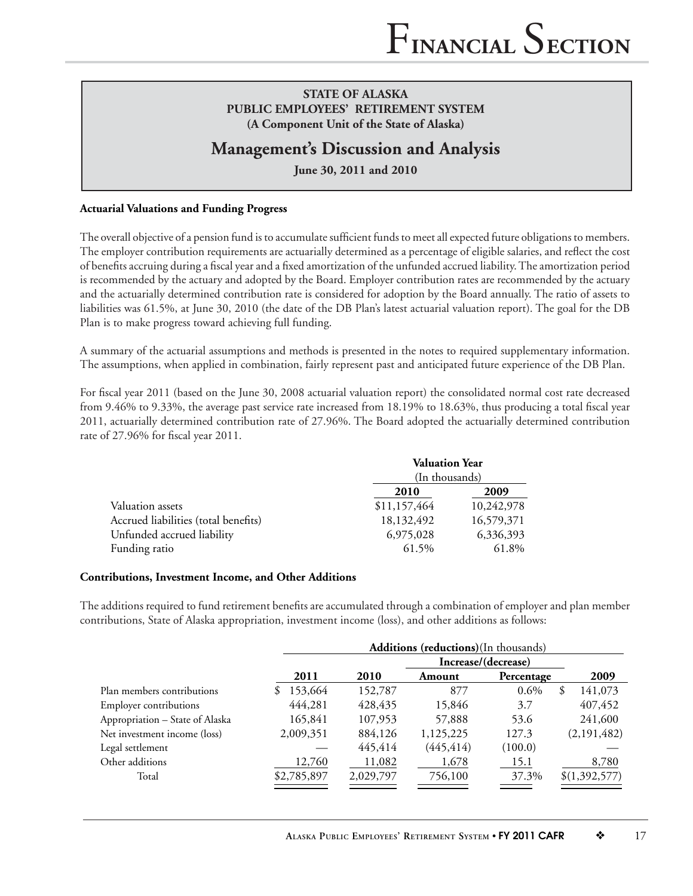**STATE OF ALASKA**
**PUBLIC EMPLOYEES' RETIREMENT SYSTEM**
**(A Component Unit of the State of Alaska)**

## Management's Discussion and Analysis

**June 30, 2011 and 2010**

### Actuarial Valuations and Funding Progress

The overall objective of a pension fund is to accumulate sufficient funds to meet all expected future obligations to members. The employer contribution requirements are actuarially determined as a percentage of eligible salaries, and reflect the cost of benefits accruing during a fiscal year and a fixed amortization of the unfunded accrued liability. The amortization period is recommended by the actuary and adopted by the Board. Employer contribution rates are recommended by the actuary and the actuarially determined contribution rate is considered for adoption by the Board annually. The ratio of assets to liabilities was 61.5%, at June 30, 2010 (the date of the DB Plan's latest actuarial valuation report). The goal for the DB Plan is to make progress toward achieving full funding.

A summary of the actuarial assumptions and methods is presented in the notes to required supplementary information. The assumptions, when applied in combination, fairly represent past and anticipated future experience of the DB Plan.

For fiscal year 2011 (based on the June 30, 2008 actuarial valuation report) the consolidated normal cost rate decreased from 9.46% to 9.33%, the average past service rate increased from 18.19% to 18.63%, thus producing a total fiscal year 2011, actuarially determined contribution rate of 27.96%. The Board adopted the actuarially determined contribution rate of 27.96% for fiscal year 2011.

| | Valuation Year (In thousands) | |
|---|---|---|
| | **2010** | **2009** |
| Valuation assets | $11,157,464 | 10,242,978 |
| Accrued liabilities (total benefits) | 18,132,492 | 16,579,371 |
| Unfunded accrued liability | 6,975,028 | 6,336,393 |
| Funding ratio | 61.5% | 61.8% |

### Contributions, Investment Income, and Other Additions

The additions required to fund retirement benefits are accumulated through a combination of employer and plan member contributions, State of Alaska appropriation, investment income (loss), and other additions as follows:

| | **Additions (reductions)** (In thousands) | | | | |
|---|---|---|---|---|---|
| | | | Increase/(decrease) | | |
| | **2011** | **2010** | **Amount** | **Percentage** | **2009** |
| Plan members contributions | $ 153,664 | 152,787 | 877 | 0.6% | $ 141,073 |
| Employer contributions | 444,281 | 428,435 | 15,846 | 3.7 | 407,452 |
| Appropriation – State of Alaska | 165,841 | 107,953 | 57,888 | 53.6 | 241,600 |
| Net investment income (loss) | 2,009,351 | 884,126 | 1,125,225 | 127.3 | (2,191,482) |
| Legal settlement | — | 445,414 | (445,414) | (100.0) | — |
| Other additions | 12,760 | 11,082 | 1,678 | 15.1 | 8,780 |
| Total | $2,785,897 | 2,029,797 | 756,100 | 37.3% | $(1,392,577) |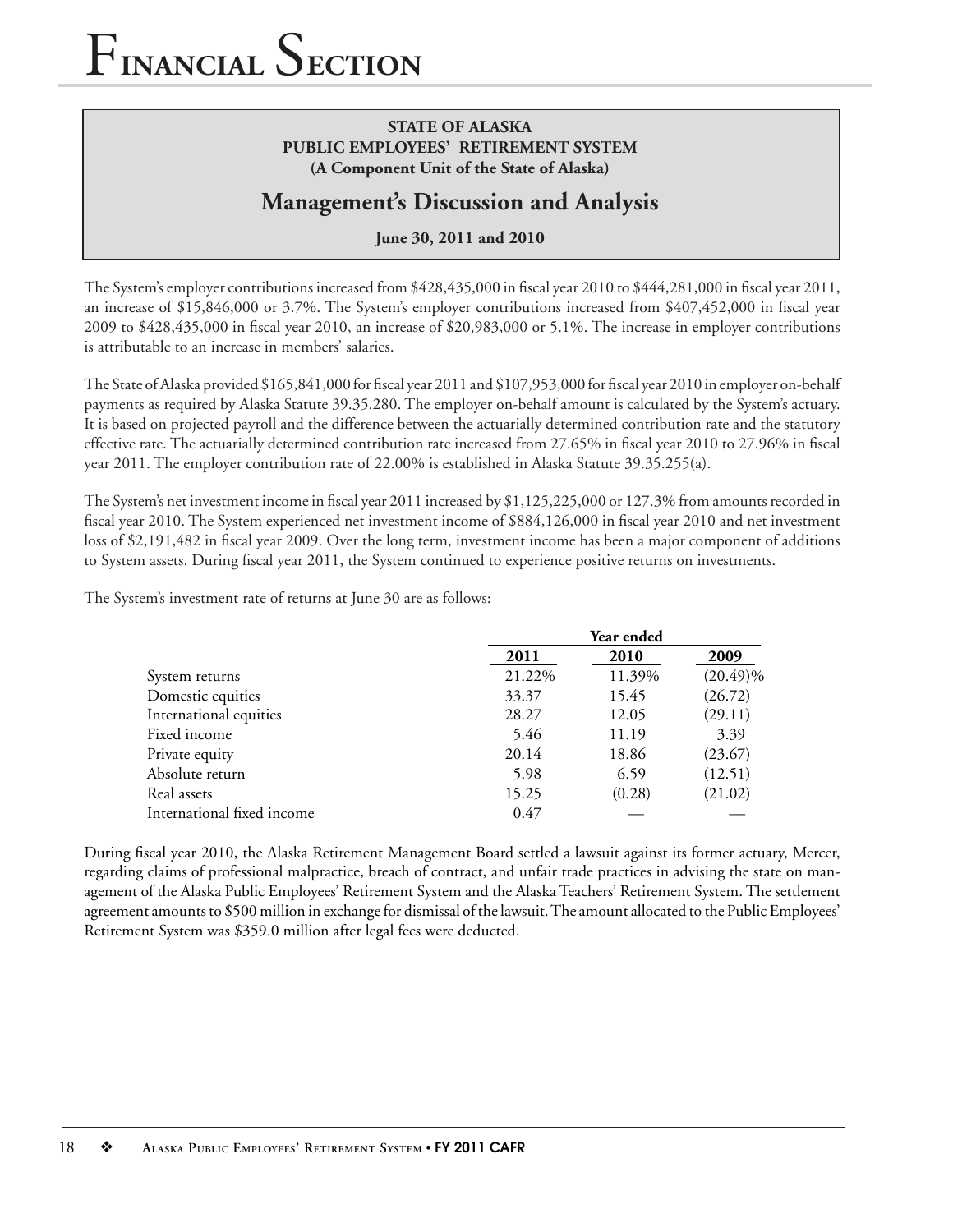**STATE OF ALASKA**
**PUBLIC EMPLOYEES' RETIREMENT SYSTEM**
**(A Component Unit of the State of Alaska)**

## Management's Discussion and Analysis

**June 30, 2011 and 2010**

The System's employer contributions increased from $428,435,000 in fiscal year 2010 to $444,281,000 in fiscal year 2011, an increase of $15,846,000 or 3.7%. The System's employer contributions increased from $407,452,000 in fiscal year 2009 to $428,435,000 in fiscal year 2010, an increase of $20,983,000 or 5.1%. The increase in employer contributions is attributable to an increase in members' salaries.

The State of Alaska provided $165,841,000 for fiscal year 2011 and $107,953,000 for fiscal year 2010 in employer on-behalf payments as required by Alaska Statute 39.35.280. The employer on-behalf amount is calculated by the System's actuary. It is based on projected payroll and the difference between the actuarially determined contribution rate and the statutory effective rate. The actuarially determined contribution rate increased from 27.65% in fiscal year 2010 to 27.96% in fiscal year 2011. The employer contribution rate of 22.00% is established in Alaska Statute 39.35.255(a).

The System's net investment income in fiscal year 2011 increased by $1,125,225,000 or 127.3% from amounts recorded in fiscal year 2010. The System experienced net investment income of $884,126,000 in fiscal year 2010 and net investment loss of $2,191,482 in fiscal year 2009. Over the long term, investment income has been a major component of additions to System assets. During fiscal year 2011, the System continued to experience positive returns on investments.

The System's investment rate of returns at June 30 are as follows:

| | Year ended | | |
|---|---|---|---|
| | **2011** | **2010** | **2009** |
| System returns | 21.22% | 11.39% | (20.49)% |
| Domestic equities | 33.37 | 15.45 | (26.72) |
| International equities | 28.27 | 12.05 | (29.11) |
| Fixed income | 5.46 | 11.19 | 3.39 |
| Private equity | 20.14 | 18.86 | (23.67) |
| Absolute return | 5.98 | 6.59 | (12.51) |
| Real assets | 15.25 | (0.28) | (21.02) |
| International fixed income | 0.47 | — | — |

During fiscal year 2010, the Alaska Retirement Management Board settled a lawsuit against its former actuary, Mercer, regarding claims of professional malpractice, breach of contract, and unfair trade practices in advising the state on management of the Alaska Public Employees' Retirement System and the Alaska Teachers' Retirement System. The settlement agreement amounts to $500 million in exchange for dismissal of the lawsuit. The amount allocated to the Public Employees' Retirement System was $359.0 million after legal fees were deducted.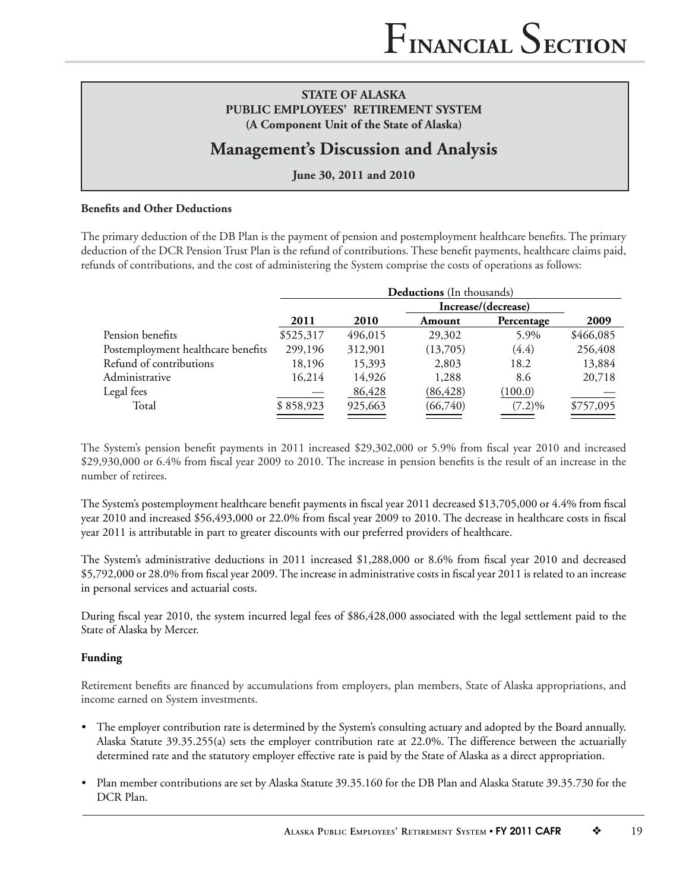**STATE OF ALASKA**
**PUBLIC EMPLOYEES' RETIREMENT SYSTEM**
**(A Component Unit of the State of Alaska)**

## Management's Discussion and Analysis

**June 30, 2011 and 2010**

**Benefits and Other Deductions**

The primary deduction of the DB Plan is the payment of pension and postemployment healthcare benefits. The primary deduction of the DCR Pension Trust Plan is the refund of contributions. These benefit payments, healthcare claims paid, refunds of contributions, and the cost of administering the System comprise the costs of operations as follows:

| | **Deductions** (In thousands) | | | | |
|---|---|---|---|---|---|
| | | | **Increase/(decrease)** | | |
| | **2011** | **2010** | **Amount** | **Percentage** | **2009** |
| Pension benefits | $525,317 | 496,015 | 29,302 | 5.9% | $466,085 |
| Postemployment healthcare benefits | 299,196 | 312,901 | (13,705) | (4.4) | 256,408 |
| Refund of contributions | 18,196 | 15,393 | 2,803 | 18.2 | 13,884 |
| Administrative | 16,214 | 14,926 | 1,288 | 8.6 | 20,718 |
| Legal fees | — | 86,428 | (86,428) | (100.0) | — |
| Total | $ 858,923 | 925,663 | (66,740) | (7.2)% | $757,095 |

The System's pension benefit payments in 2011 increased $29,302,000 or 5.9% from fiscal year 2010 and increased $29,930,000 or 6.4% from fiscal year 2009 to 2010. The increase in pension benefits is the result of an increase in the number of retirees.

The System's postemployment healthcare benefit payments in fiscal year 2011 decreased $13,705,000 or 4.4% from fiscal year 2010 and increased $56,493,000 or 22.0% from fiscal year 2009 to 2010. The decrease in healthcare costs in fiscal year 2011 is attributable in part to greater discounts with our preferred providers of healthcare.

The System's administrative deductions in 2011 increased $1,288,000 or 8.6% from fiscal year 2010 and decreased $5,792,000 or 28.0% from fiscal year 2009. The increase in administrative costs in fiscal year 2011 is related to an increase in personal services and actuarial costs.

During fiscal year 2010, the system incurred legal fees of $86,428,000 associated with the legal settlement paid to the State of Alaska by Mercer.

**Funding**

Retirement benefits are financed by accumulations from employers, plan members, State of Alaska appropriations, and income earned on System investments.

- The employer contribution rate is determined by the System's consulting actuary and adopted by the Board annually. Alaska Statute 39.35.255(a) sets the employer contribution rate at 22.0%. The difference between the actuarially determined rate and the statutory employer effective rate is paid by the State of Alaska as a direct appropriation.
- Plan member contributions are set by Alaska Statute 39.35.160 for the DB Plan and Alaska Statute 39.35.730 for the DCR Plan.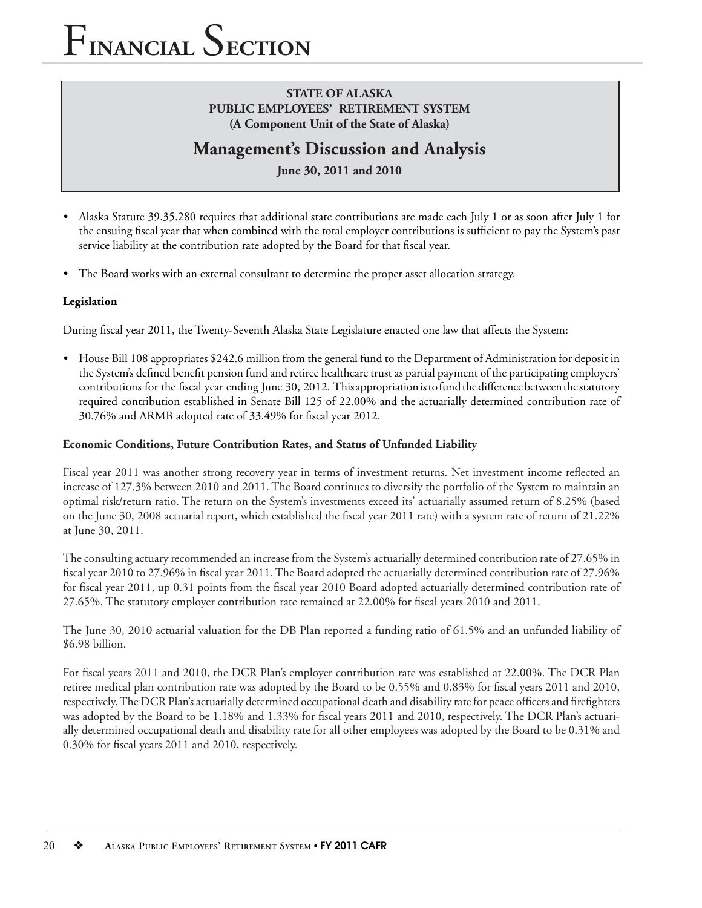**STATE OF ALASKA**
**PUBLIC EMPLOYEES' RETIREMENT SYSTEM**
**(A Component Unit of the State of Alaska)**

## Management's Discussion and Analysis

**June 30, 2011 and 2010**

- Alaska Statute 39.35.280 requires that additional state contributions are made each July 1 or as soon after July 1 for the ensuing fiscal year that when combined with the total employer contributions is sufficient to pay the System's past service liability at the contribution rate adopted by the Board for that fiscal year.
- The Board works with an external consultant to determine the proper asset allocation strategy.

**Legislation**

During fiscal year 2011, the Twenty-Seventh Alaska State Legislature enacted one law that affects the System:

- House Bill 108 appropriates $242.6 million from the general fund to the Department of Administration for deposit in the System's defined benefit pension fund and retiree healthcare trust as partial payment of the participating employers' contributions for the fiscal year ending June 30, 2012. This appropriation is to fund the difference between the statutory required contribution established in Senate Bill 125 of 22.00% and the actuarially determined contribution rate of 30.76% and ARMB adopted rate of 33.49% for fiscal year 2012.

**Economic Conditions, Future Contribution Rates, and Status of Unfunded Liability**

Fiscal year 2011 was another strong recovery year in terms of investment returns. Net investment income reflected an increase of 127.3% between 2010 and 2011. The Board continues to diversify the portfolio of the System to maintain an optimal risk/return ratio. The return on the System's investments exceed its' actuarially assumed return of 8.25% (based on the June 30, 2008 actuarial report, which established the fiscal year 2011 rate) with a system rate of return of 21.22% at June 30, 2011.

The consulting actuary recommended an increase from the System's actuarially determined contribution rate of 27.65% in fiscal year 2010 to 27.96% in fiscal year 2011. The Board adopted the actuarially determined contribution rate of 27.96% for fiscal year 2011, up 0.31 points from the fiscal year 2010 Board adopted actuarially determined contribution rate of 27.65%. The statutory employer contribution rate remained at 22.00% for fiscal years 2010 and 2011.

The June 30, 2010 actuarial valuation for the DB Plan reported a funding ratio of 61.5% and an unfunded liability of $6.98 billion.

For fiscal years 2011 and 2010, the DCR Plan's employer contribution rate was established at 22.00%. The DCR Plan retiree medical plan contribution rate was adopted by the Board to be 0.55% and 0.83% for fiscal years 2011 and 2010, respectively. The DCR Plan's actuarially determined occupational death and disability rate for peace officers and firefighters was adopted by the Board to be 1.18% and 1.33% for fiscal years 2011 and 2010, respectively. The DCR Plan's actuarially determined occupational death and disability rate for all other employees was adopted by the Board to be 0.31% and 0.30% for fiscal years 2011 and 2010, respectively.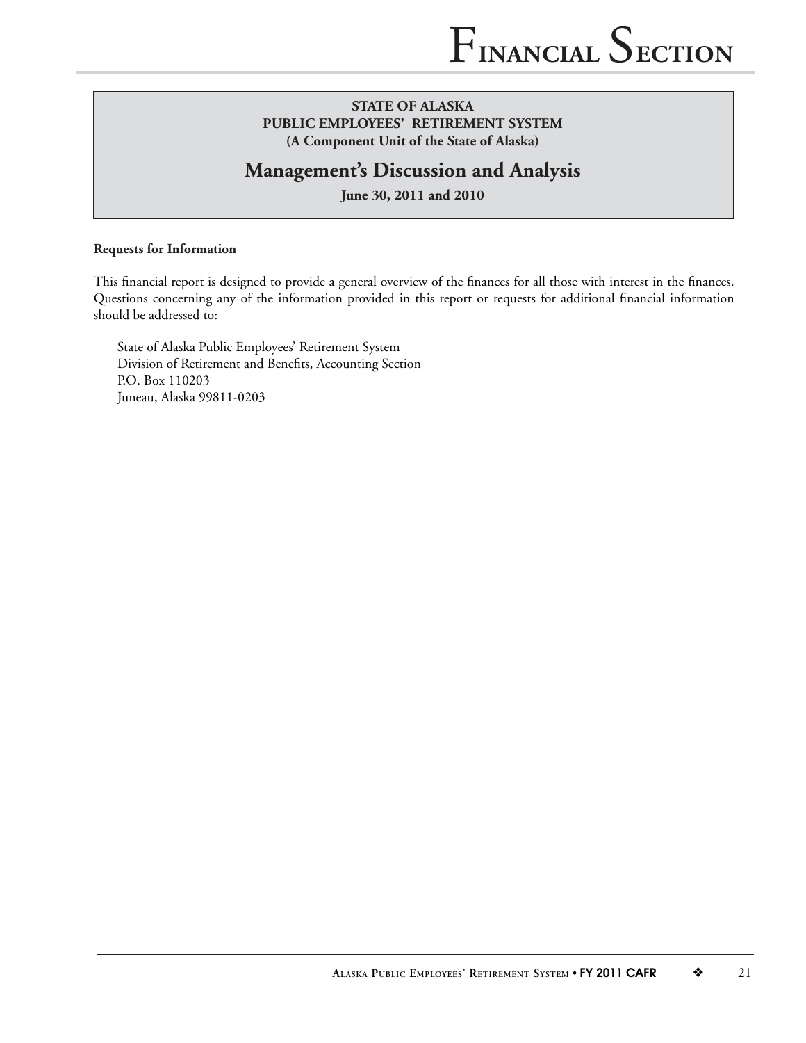**STATE OF ALASKA**
**PUBLIC EMPLOYEES' RETIREMENT SYSTEM**
**(A Component Unit of the State of Alaska)**

# Management's Discussion and Analysis

**June 30, 2011 and 2010**

**Requests for Information**

This financial report is designed to provide a general overview of the finances for all those with interest in the finances. Questions concerning any of the information provided in this report or requests for additional financial information should be addressed to:

State of Alaska Public Employees' Retirement System
Division of Retirement and Benefits, Accounting Section
P.O. Box 110203
Juneau, Alaska 99811-0203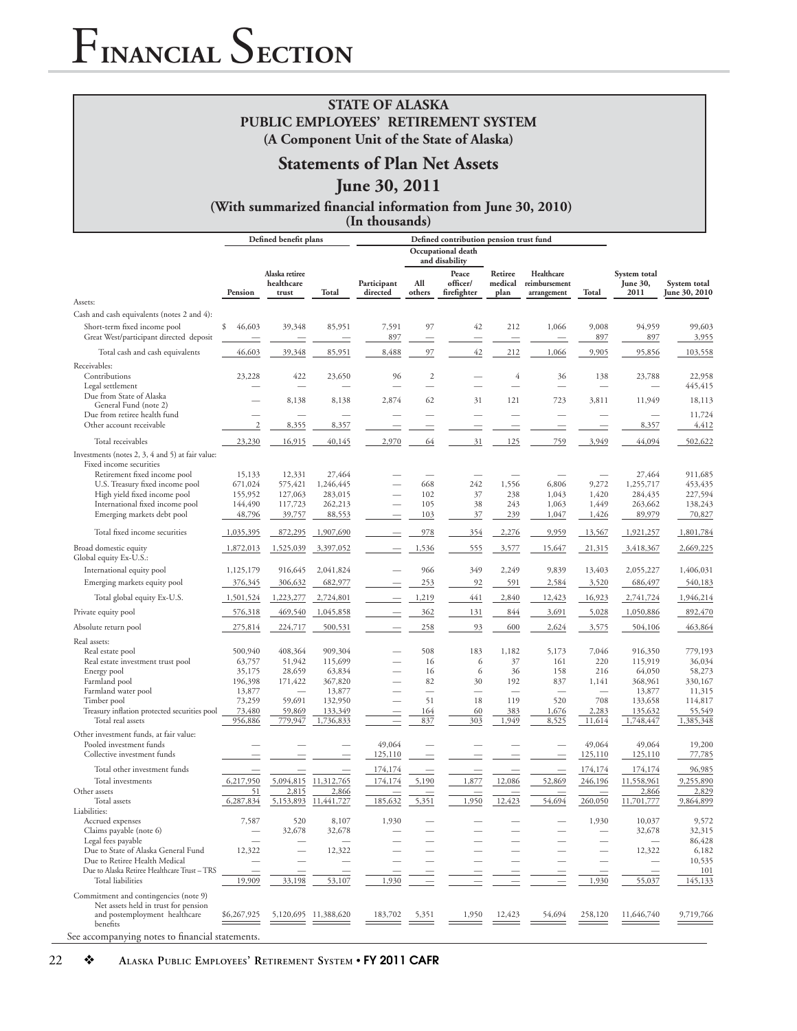# Financial Section

**STATE OF ALASKA**
**PUBLIC EMPLOYEES' RETIREMENT SYSTEM**
**(A Component Unit of the State of Alaska)**

## Statements of Plan Net Assets

## June 30, 2011

**(With summarized financial information from June 30, 2010)**
**(In thousands)**

| | Defined benefit plans | | | Defined contribution pension trust fund | | | | | | | |
|---|---|---|---|---|---|---|---|---|---|---|---|
| | | | | | Occupational death and disability | | | | | | |
| | Pension | Alaska retiree healthcare trust | Total | Participant directed | All others | Peace officer/ firefighter | Retiree medical plan | Healthcare reimbursement arrangement | Total | System total June 30, 2011 | System total June 30, 2010 |
| Assets: | | | | | | | | | | | |
| Cash and cash equivalents (notes 2 and 4): | | | | | | | | | | | |
| Short-term fixed income pool | $ 46,603 | 39,348 | 85,951 | 7,591 | 97 | 42 | 212 | 1,066 | 9,008 | 94,959 | 99,603 |
| Great West/participant directed deposit | — | — | — | 897 | — | — | — | — | 897 | 897 | 3,955 |
| Total cash and cash equivalents | 46,603 | 39,348 | 85,951 | 8,488 | 97 | 42 | 212 | 1,066 | 9,905 | 95,856 | 103,558 |
| Receivables: | | | | | | | | | | | |
| Contributions | 23,228 | 422 | 23,650 | 96 | 2 | — | 4 | 36 | 138 | 23,788 | 22,958 |
| Legal settlement | — | — | — | — | — | — | — | — | — | — | 445,415 |
| Due from State of Alaska General Fund (note 2) | — | 8,138 | 8,138 | 2,874 | 62 | 31 | 121 | 723 | 3,811 | 11,949 | 18,113 |
| Due from retiree health fund | — | — | — | — | — | — | — | — | — | — | 11,724 |
| Other account receivable | 2 | 8,355 | 8,357 | — | — | — | — | — | — | 8,357 | 4,412 |
| Total receivables | 23,230 | 16,915 | 40,145 | 2,970 | 64 | 31 | 125 | 759 | 3,949 | 44,094 | 502,622 |
| Investments (notes 2, 3, 4 and 5) at fair value: | | | | | | | | | | | |
| Fixed income securities | | | | | | | | | | | |
| Retirement fixed income pool | 15,133 | 12,331 | 27,464 | — | — | — | — | — | — | 27,464 | 911,685 |
| U.S. Treasury fixed income pool | 671,024 | 575,421 | 1,246,445 | — | 668 | 242 | 1,556 | 6,806 | 9,272 | 1,255,717 | 453,435 |
| High yield fixed income pool | 155,952 | 127,063 | 283,015 | — | 102 | 37 | 238 | 1,043 | 1,420 | 284,435 | 227,594 |
| International fixed income pool | 144,490 | 117,723 | 262,213 | — | 105 | 38 | 243 | 1,063 | 1,449 | 263,662 | 138,243 |
| Emerging markets debt pool | 48,796 | 39,757 | 88,553 | — | 103 | 37 | 239 | 1,047 | 1,426 | 89,979 | 70,827 |
| Total fixed income securities | 1,035,395 | 872,295 | 1,907,690 | — | 978 | 354 | 2,276 | 9,959 | 13,567 | 1,921,257 | 1,801,784 |
| Broad domestic equity | 1,872,013 | 1,525,039 | 3,397,052 | — | 1,536 | 555 | 3,577 | 15,647 | 21,315 | 3,418,367 | 2,669,225 |
| Global equity Ex-U.S.: | | | | | | | | | | | |
| International equity pool | 1,125,179 | 916,645 | 2,041,824 | — | 966 | 349 | 2,249 | 9,839 | 13,403 | 2,055,227 | 1,406,031 |
| Emerging markets equity pool | 376,345 | 306,632 | 682,977 | — | 253 | 92 | 591 | 2,584 | 3,520 | 686,497 | 540,183 |
| Total global equity Ex-U.S. | 1,501,524 | 1,223,277 | 2,724,801 | — | 1,219 | 441 | 2,840 | 12,423 | 16,923 | 2,741,724 | 1,946,214 |
| Private equity pool | 576,318 | 469,540 | 1,045,858 | — | 362 | 131 | 844 | 3,691 | 5,028 | 1,050,886 | 892,470 |
| Absolute return pool | 275,814 | 224,717 | 500,531 | — | 258 | 93 | 600 | 2,624 | 3,575 | 504,106 | 463,864 |
| Real assets: | | | | | | | | | | | |
| Real estate pool | 500,940 | 408,364 | 909,304 | — | 508 | 183 | 1,182 | 5,173 | 7,046 | 916,350 | 779,193 |
| Real estate investment trust pool | 63,757 | 51,942 | 115,699 | — | 16 | 6 | 37 | 161 | 220 | 115,919 | 36,034 |
| Energy pool | 35,175 | 28,659 | 63,834 | — | 16 | 6 | 36 | 158 | 216 | 64,050 | 58,273 |
| Farmland pool | 196,398 | 171,422 | 367,820 | — | 82 | 30 | 192 | 837 | 1,141 | 368,961 | 330,167 |
| Farmland water pool | 13,877 | — | 13,877 | — | — | — | — | — | — | 13,877 | 11,315 |
| Timber pool | 73,259 | 59,691 | 132,950 | — | 51 | 18 | 119 | 520 | 708 | 133,658 | 114,817 |
| Treasury inflation protected securities pool | 73,480 | 59,869 | 133,349 | — | 164 | 60 | 383 | 1,676 | 2,283 | 135,632 | 55,549 |
| Total real assets | 956,886 | 779,947 | 1,736,833 | — | 837 | 303 | 1,949 | 8,525 | 11,614 | 1,748,447 | 1,385,348 |
| Other investment funds, at fair value: | | | | | | | | | | | |
| Pooled investment funds | — | — | — | 49,064 | — | — | — | — | 49,064 | 49,064 | 19,200 |
| Collective investment funds | — | — | — | 125,110 | — | — | — | — | 125,110 | 125,110 | 77,785 |
| Total other investment funds | — | — | — | 174,174 | — | — | — | — | 174,174 | 174,174 | 96,985 |
| Total investments | 6,217,950 | 5,094,815 | 11,312,765 | 174,174 | 5,190 | 1,877 | 12,086 | 52,869 | 246,196 | 11,558,961 | 9,255,890 |
| Other assets | 51 | 2,815 | 2,866 | — | — | — | — | — | — | 2,866 | 2,829 |
| Total assets | 6,287,834 | 5,153,893 | 11,441,727 | 185,632 | 5,351 | 1,950 | 12,423 | 54,694 | 260,050 | 11,701,777 | 9,864,899 |
| Liabilities: | | | | | | | | | | | |
| Accrued expenses | 7,587 | 520 | 8,107 | 1,930 | — | — | — | — | 1,930 | 10,037 | 9,572 |
| Claims payable (note 6) | — | 32,678 | 32,678 | — | — | — | — | — | — | 32,678 | 32,315 |
| Legal fees payable | — | — | — | — | — | — | — | — | — | — | 86,428 |
| Due to State of Alaska General Fund | 12,322 | — | 12,322 | — | — | — | — | — | — | 12,322 | 6,182 |
| Due to Retiree Health Medical | — | — | — | — | — | — | — | — | — | — | 10,535 |
| Due to Alaska Retiree Healthcare Trust – TRS | — | — | — | — | — | — | — | — | — | — | 101 |
| Total liabilities | 19,909 | 33,198 | 53,107 | 1,930 | — | — | — | — | 1,930 | 55,037 | 145,133 |
| Commitment and contingencies (note 9) | | | | | | | | | | | |
| Net assets held in trust for pension and postemployment healthcare benefits | $6,267,925 | 5,120,695 | 11,388,620 | 183,702 | 5,351 | 1,950 | 12,423 | 54,694 | 258,120 | 11,646,740 | 9,719,766 |

See accompanying notes to financial statements.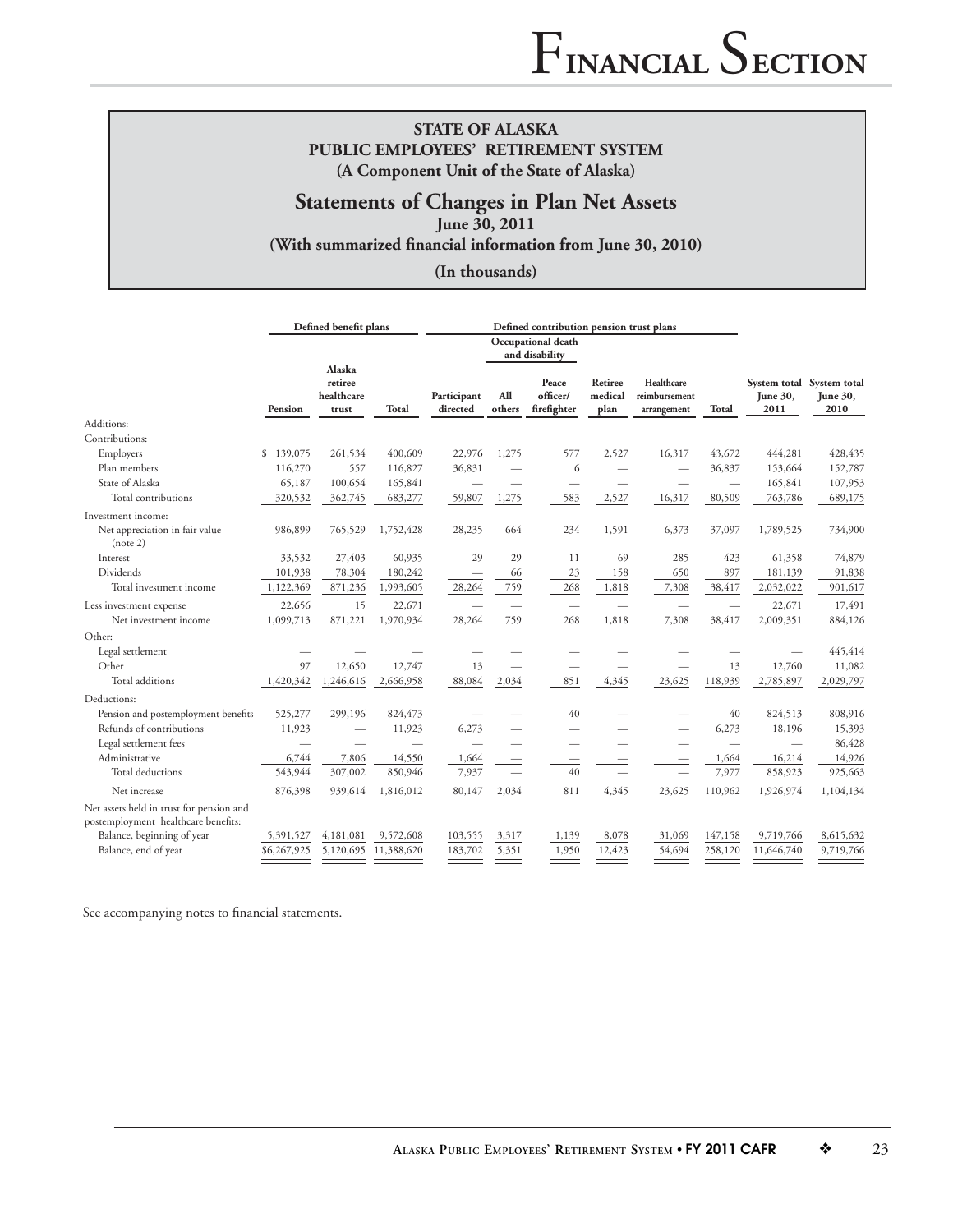# STATE OF ALASKA
## PUBLIC EMPLOYEES' RETIREMENT SYSTEM
### (A Component Unit of the State of Alaska)

## Statements of Changes in Plan Net Assets

**June 30, 2011**

**(With summarized financial information from June 30, 2010)**

**(In thousands)**

| | Defined benefit plans | | | Defined contribution pension trust plans | | | | | | | |
|---|---|---|---|---|---|---|---|---|---|---|---|
| | | | | | Occupational death and disability | | | | | | |
| | Pension | Alaska retiree healthcare trust | Total | Participant directed | All others | Peace officer/ firefighter | Retiree medical plan | Healthcare reimbursement arrangement | Total | System total June 30, 2011 | System total June 30, 2010 |
| Additions: | | | | | | | | | | | |
| Contributions: | | | | | | | | | | | |
| Employers | $ 139,075 | 261,534 | 400,609 | 22,976 | 1,275 | 577 | 2,527 | 16,317 | 43,672 | 444,281 | 428,435 |
| Plan members | 116,270 | 557 | 116,827 | 36,831 | — | 6 | — | — | 36,837 | 153,664 | 152,787 |
| State of Alaska | 65,187 | 100,654 | 165,841 | — | — | — | — | — | — | 165,841 | 107,953 |
| Total contributions | 320,532 | 362,745 | 683,277 | 59,807 | 1,275 | 583 | 2,527 | 16,317 | 80,509 | 763,786 | 689,175 |
| Investment income: | | | | | | | | | | | |
| Net appreciation in fair value (note 2) | 986,899 | 765,529 | 1,752,428 | 28,235 | 664 | 234 | 1,591 | 6,373 | 37,097 | 1,789,525 | 734,900 |
| Interest | 33,532 | 27,403 | 60,935 | 29 | 29 | 11 | 69 | 285 | 423 | 61,358 | 74,879 |
| Dividends | 101,938 | 78,304 | 180,242 | — | 66 | 23 | 158 | 650 | 897 | 181,139 | 91,838 |
| Total investment income | 1,122,369 | 871,236 | 1,993,605 | 28,264 | 759 | 268 | 1,818 | 7,308 | 38,417 | 2,032,022 | 901,617 |
| Less investment expense | 22,656 | 15 | 22,671 | — | — | — | — | — | — | 22,671 | 17,491 |
| Net investment income | 1,099,713 | 871,221 | 1,970,934 | 28,264 | 759 | 268 | 1,818 | 7,308 | 38,417 | 2,009,351 | 884,126 |
| Other: | | | | | | | | | | | |
| Legal settlement | — | — | — | — | — | — | — | — | — | — | 445,414 |
| Other | 97 | 12,650 | 12,747 | 13 | — | — | — | — | 13 | 12,760 | 11,082 |
| Total additions | 1,420,342 | 1,246,616 | 2,666,958 | 88,084 | 2,034 | 851 | 4,345 | 23,625 | 118,939 | 2,785,897 | 2,029,797 |
| Deductions: | | | | | | | | | | | |
| Pension and postemployment benefits | 525,277 | 299,196 | 824,473 | — | — | 40 | — | — | 40 | 824,513 | 808,916 |
| Refunds of contributions | 11,923 | — | 11,923 | 6,273 | — | — | — | — | 6,273 | 18,196 | 15,393 |
| Legal settlement fees | — | — | — | — | — | — | — | — | — | — | 86,428 |
| Administrative | 6,744 | 7,806 | 14,550 | 1,664 | — | — | — | — | 1,664 | 16,214 | 14,926 |
| Total deductions | 543,944 | 307,002 | 850,946 | 7,937 | — | 40 | — | — | 7,977 | 858,923 | 925,663 |
| Net increase | 876,398 | 939,614 | 1,816,012 | 80,147 | 2,034 | 811 | 4,345 | 23,625 | 110,962 | 1,926,974 | 1,104,134 |
| Net assets held in trust for pension and postemployment healthcare benefits: | | | | | | | | | | | |
| Balance, beginning of year | 5,391,527 | 4,181,081 | 9,572,608 | 103,555 | 3,317 | 1,139 | 8,078 | 31,069 | 147,158 | 9,719,766 | 8,615,632 |
| Balance, end of year | $6,267,925 | 5,120,695 | 11,388,620 | 183,702 | 5,351 | 1,950 | 12,423 | 54,694 | 258,120 | 11,646,740 | 9,719,766 |

See accompanying notes to financial statements.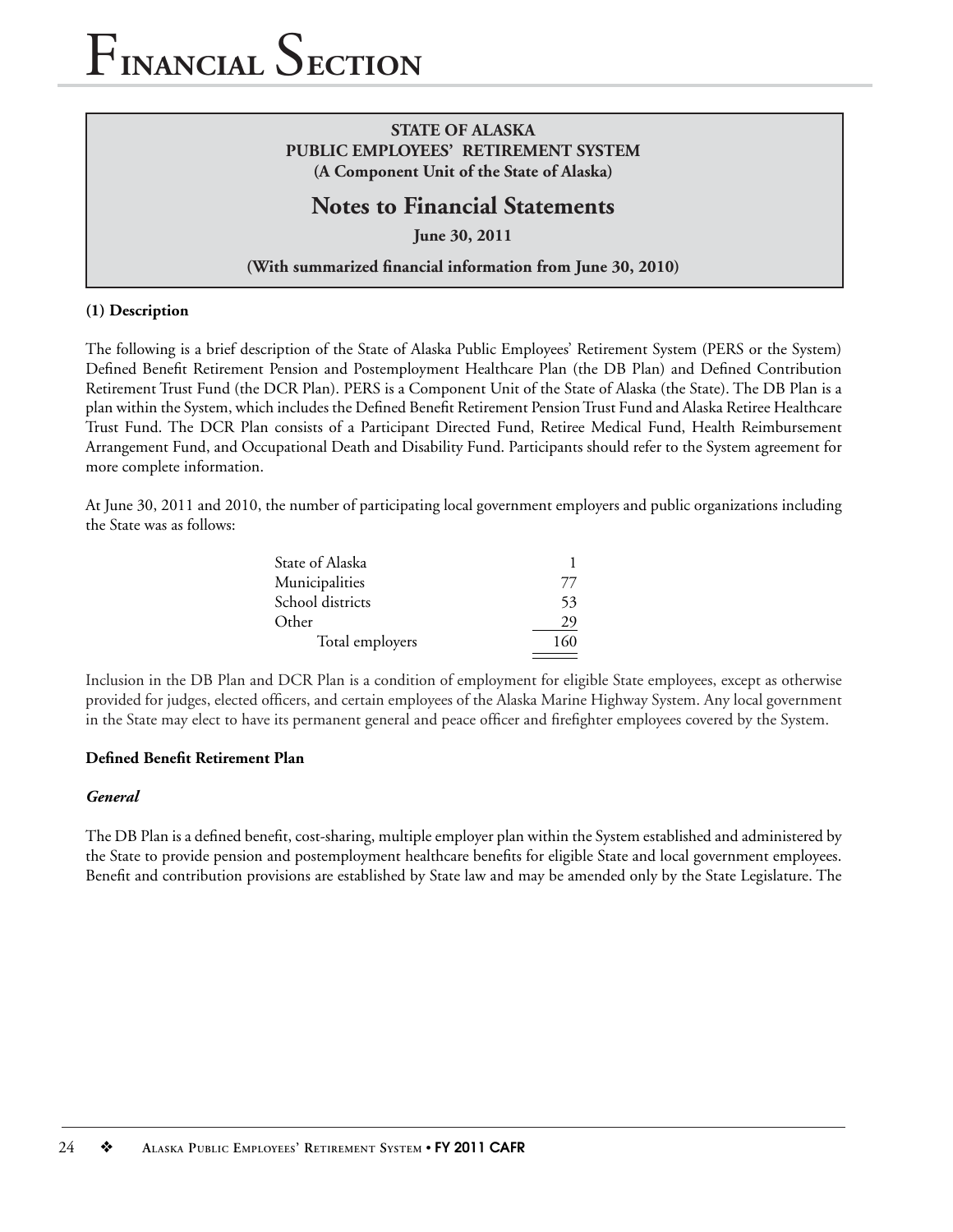# Financial Section

**STATE OF ALASKA**
**PUBLIC EMPLOYEES' RETIREMENT SYSTEM**
**(A Component Unit of the State of Alaska)**

## Notes to Financial Statements

**June 30, 2011**

**(With summarized financial information from June 30, 2010)**

### (1) Description

The following is a brief description of the State of Alaska Public Employees' Retirement System (PERS or the System) Defined Benefit Retirement Pension and Postemployment Healthcare Plan (the DB Plan) and Defined Contribution Retirement Trust Fund (the DCR Plan). PERS is a Component Unit of the State of Alaska (the State). The DB Plan is a plan within the System, which includes the Defined Benefit Retirement Pension Trust Fund and Alaska Retiree Healthcare Trust Fund. The DCR Plan consists of a Participant Directed Fund, Retiree Medical Fund, Health Reimbursement Arrangement Fund, and Occupational Death and Disability Fund. Participants should refer to the System agreement for more complete information.

At June 30, 2011 and 2010, the number of participating local government employers and public organizations including the State was as follows:

| | |
|---|---|
| State of Alaska | 1 |
| Municipalities | 77 |
| School districts | 53 |
| Other | 29 |
| Total employers | 160 |

Inclusion in the DB Plan and DCR Plan is a condition of employment for eligible State employees, except as otherwise provided for judges, elected officers, and certain employees of the Alaska Marine Highway System. Any local government in the State may elect to have its permanent general and peace officer and firefighter employees covered by the System.

### Defined Benefit Retirement Plan

#### *General*

The DB Plan is a defined benefit, cost-sharing, multiple employer plan within the System established and administered by the State to provide pension and postemployment healthcare benefits for eligible State and local government employees. Benefit and contribution provisions are established by State law and may be amended only by the State Legislature. The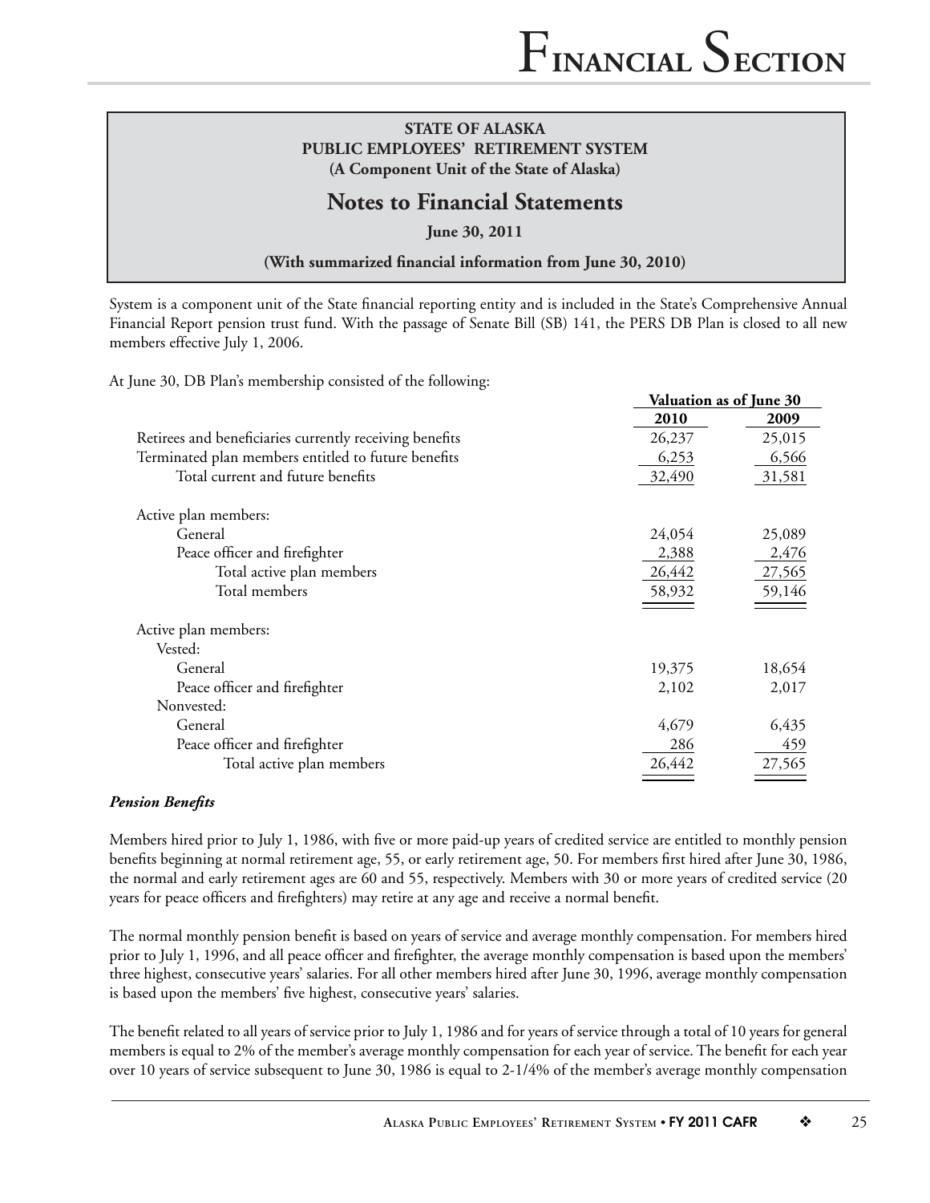STATE OF ALASKA
PUBLIC EMPLOYEES' RETIREMENT SYSTEM
(A Component Unit of the State of Alaska)

## Notes to Financial Statements

**June 30, 2011**

**(With summarized financial information from June 30, 2010)**

System is a component unit of the State financial reporting entity and is included in the State's Comprehensive Annual Financial Report pension trust fund. With the passage of Senate Bill (SB) 141, the PERS DB Plan is closed to all new members effective July 1, 2006.

At June 30, DB Plan's membership consisted of the following:

| | Valuation as of June 30 | |
|---|---|---|
| | **2010** | **2009** |
| Retirees and beneficiaries currently receiving benefits | 26,237 | 25,015 |
| Terminated plan members entitled to future benefits | 6,253 | 6,566 |
| Total current and future benefits | 32,490 | 31,581 |
| | | |
| Active plan members: | | |
| General | 24,054 | 25,089 |
| Peace officer and firefighter | 2,388 | 2,476 |
| Total active plan members | 26,442 | 27,565 |
| Total members | 58,932 | 59,146 |
| | | |
| Active plan members: | | |
| Vested: | | |
| General | 19,375 | 18,654 |
| Peace officer and firefighter | 2,102 | 2,017 |
| Nonvested: | | |
| General | 4,679 | 6,435 |
| Peace officer and firefighter | 286 | 459 |
| Total active plan members | 26,442 | 27,565 |

***Pension Benefits***

Members hired prior to July 1, 1986, with five or more paid-up years of credited service are entitled to monthly pension benefits beginning at normal retirement age, 55, or early retirement age, 50. For members first hired after June 30, 1986, the normal and early retirement ages are 60 and 55, respectively. Members with 30 or more years of credited service (20 years for peace officers and firefighters) may retire at any age and receive a normal benefit.

The normal monthly pension benefit is based on years of service and average monthly compensation. For members hired prior to July 1, 1996, and all peace officer and firefighter, the average monthly compensation is based upon the members' three highest, consecutive years' salaries. For all other members hired after June 30, 1996, average monthly compensation is based upon the members' five highest, consecutive years' salaries.

The benefit related to all years of service prior to July 1, 1986 and for years of service through a total of 10 years for general members is equal to 2% of the member's average monthly compensation for each year of service. The benefit for each year over 10 years of service subsequent to June 30, 1986 is equal to 2-1/4% of the member's average monthly compensation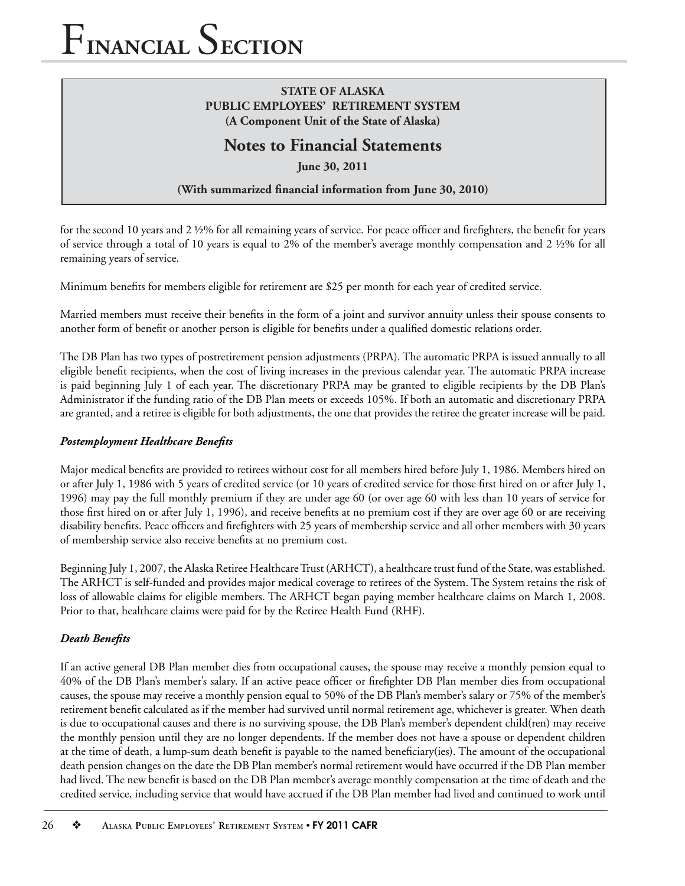for the second 10 years and 2 ½% for all remaining years of service. For peace officer and firefighters, the benefit for years of service through a total of 10 years is equal to 2% of the member's average monthly compensation and 2 ½% for all remaining years of service.

Minimum benefits for members eligible for retirement are $25 per month for each year of credited service.

Married members must receive their benefits in the form of a joint and survivor annuity unless their spouse consents to another form of benefit or another person is eligible for benefits under a qualified domestic relations order.

The DB Plan has two types of postretirement pension adjustments (PRPA). The automatic PRPA is issued annually to all eligible benefit recipients, when the cost of living increases in the previous calendar year. The automatic PRPA increase is paid beginning July 1 of each year. The discretionary PRPA may be granted to eligible recipients by the DB Plan's Administrator if the funding ratio of the DB Plan meets or exceeds 105%. If both an automatic and discretionary PRPA are granted, and a retiree is eligible for both adjustments, the one that provides the retiree the greater increase will be paid.

***Postemployment Healthcare Benefits***

Major medical benefits are provided to retirees without cost for all members hired before July 1, 1986. Members hired on or after July 1, 1986 with 5 years of credited service (or 10 years of credited service for those first hired on or after July 1, 1996) may pay the full monthly premium if they are under age 60 (or over age 60 with less than 10 years of service for those first hired on or after July 1, 1996), and receive benefits at no premium cost if they are over age 60 or are receiving disability benefits. Peace officers and firefighters with 25 years of membership service and all other members with 30 years of membership service also receive benefits at no premium cost.

Beginning July 1, 2007, the Alaska Retiree Healthcare Trust (ARHCT), a healthcare trust fund of the State, was established. The ARHCT is self-funded and provides major medical coverage to retirees of the System. The System retains the risk of loss of allowable claims for eligible members. The ARHCT began paying member healthcare claims on March 1, 2008. Prior to that, healthcare claims were paid for by the Retiree Health Fund (RHF).

***Death Benefits***

If an active general DB Plan member dies from occupational causes, the spouse may receive a monthly pension equal to 40% of the DB Plan's member's salary. If an active peace officer or firefighter DB Plan member dies from occupational causes, the spouse may receive a monthly pension equal to 50% of the DB Plan's member's salary or 75% of the member's retirement benefit calculated as if the member had survived until normal retirement age, whichever is greater. When death is due to occupational causes and there is no surviving spouse, the DB Plan's member's dependent child(ren) may receive the monthly pension until they are no longer dependents. If the member does not have a spouse or dependent children at the time of death, a lump-sum death benefit is payable to the named beneficiary(ies). The amount of the occupational death pension changes on the date the DB Plan member's normal retirement would have occurred if the DB Plan member had lived. The new benefit is based on the DB Plan member's average monthly compensation at the time of death and the credited service, including service that would have accrued if the DB Plan member had lived and continued to work until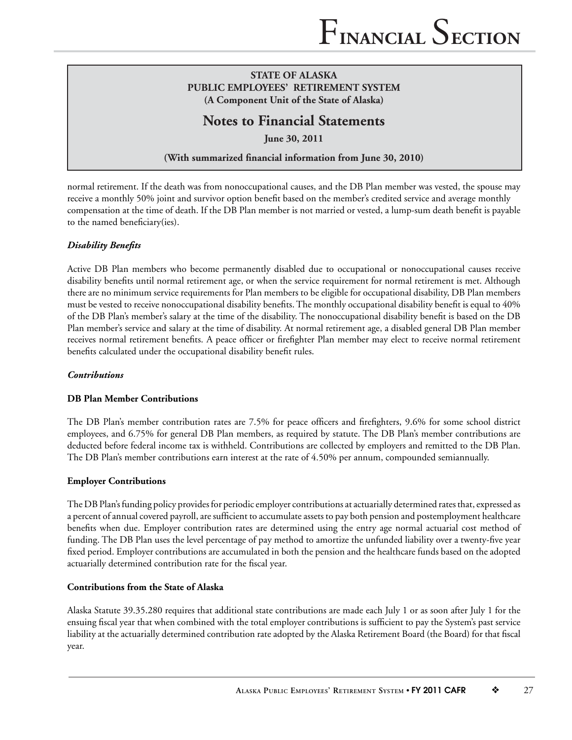normal retirement. If the death was from nonoccupational causes, and the DB Plan member was vested, the spouse may receive a monthly 50% joint and survivor option benefit based on the member's credited service and average monthly compensation at the time of death. If the DB Plan member is not married or vested, a lump-sum death benefit is payable to the named beneficiary(ies).

***Disability Benefits***

Active DB Plan members who become permanently disabled due to occupational or nonoccupational causes receive disability benefits until normal retirement age, or when the service requirement for normal retirement is met. Although there are no minimum service requirements for Plan members to be eligible for occupational disability, DB Plan members must be vested to receive nonoccupational disability benefits. The monthly occupational disability benefit is equal to 40% of the DB Plan's member's salary at the time of the disability. The nonoccupational disability benefit is based on the DB Plan member's service and salary at the time of disability. At normal retirement age, a disabled general DB Plan member receives normal retirement benefits. A peace officer or firefighter Plan member may elect to receive normal retirement benefits calculated under the occupational disability benefit rules.

***Contributions***

**DB Plan Member Contributions**

The DB Plan's member contribution rates are 7.5% for peace officers and firefighters, 9.6% for some school district employees, and 6.75% for general DB Plan members, as required by statute. The DB Plan's member contributions are deducted before federal income tax is withheld. Contributions are collected by employers and remitted to the DB Plan. The DB Plan's member contributions earn interest at the rate of 4.50% per annum, compounded semiannually.

**Employer Contributions**

The DB Plan's funding policy provides for periodic employer contributions at actuarially determined rates that, expressed as a percent of annual covered payroll, are sufficient to accumulate assets to pay both pension and postemployment healthcare benefits when due. Employer contribution rates are determined using the entry age normal actuarial cost method of funding. The DB Plan uses the level percentage of pay method to amortize the unfunded liability over a twenty-five year fixed period. Employer contributions are accumulated in both the pension and the healthcare funds based on the adopted actuarially determined contribution rate for the fiscal year.

**Contributions from the State of Alaska**

Alaska Statute 39.35.280 requires that additional state contributions are made each July 1 or as soon after July 1 for the ensuing fiscal year that when combined with the total employer contributions is sufficient to pay the System's past service liability at the actuarially determined contribution rate adopted by the Alaska Retirement Board (the Board) for that fiscal year.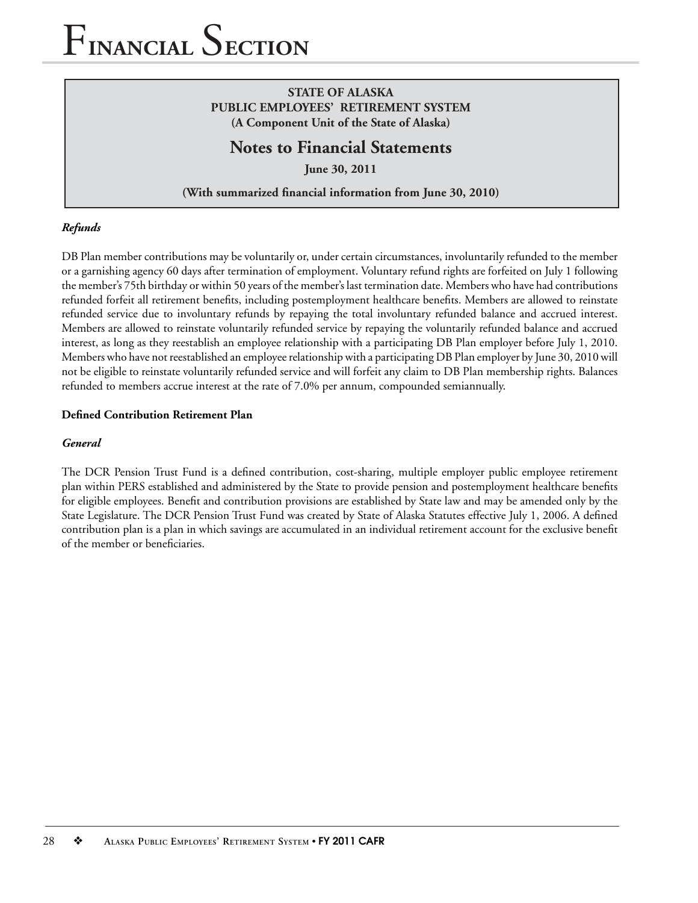*Refunds*

DB Plan member contributions may be voluntarily or, under certain circumstances, involuntarily refunded to the member or a garnishing agency 60 days after termination of employment. Voluntary refund rights are forfeited on July 1 following the member's 75th birthday or within 50 years of the member's last termination date. Members who have had contributions refunded forfeit all retirement benefits, including postemployment healthcare benefits. Members are allowed to reinstate refunded service due to involuntary refunds by repaying the total involuntary refunded balance and accrued interest. Members are allowed to reinstate voluntarily refunded service by repaying the voluntarily refunded balance and accrued interest, as long as they reestablish an employee relationship with a participating DB Plan employer before July 1, 2010. Members who have not reestablished an employee relationship with a participating DB Plan employer by June 30, 2010 will not be eligible to reinstate voluntarily refunded service and will forfeit any claim to DB Plan membership rights. Balances refunded to members accrue interest at the rate of 7.0% per annum, compounded semiannually.

**Defined Contribution Retirement Plan**

*General*

The DCR Pension Trust Fund is a defined contribution, cost-sharing, multiple employer public employee retirement plan within PERS established and administered by the State to provide pension and postemployment healthcare benefits for eligible employees. Benefit and contribution provisions are established by State law and may be amended only by the State Legislature. The DCR Pension Trust Fund was created by State of Alaska Statutes effective July 1, 2006. A defined contribution plan is a plan in which savings are accumulated in an individual retirement account for the exclusive benefit of the member or beneficiaries.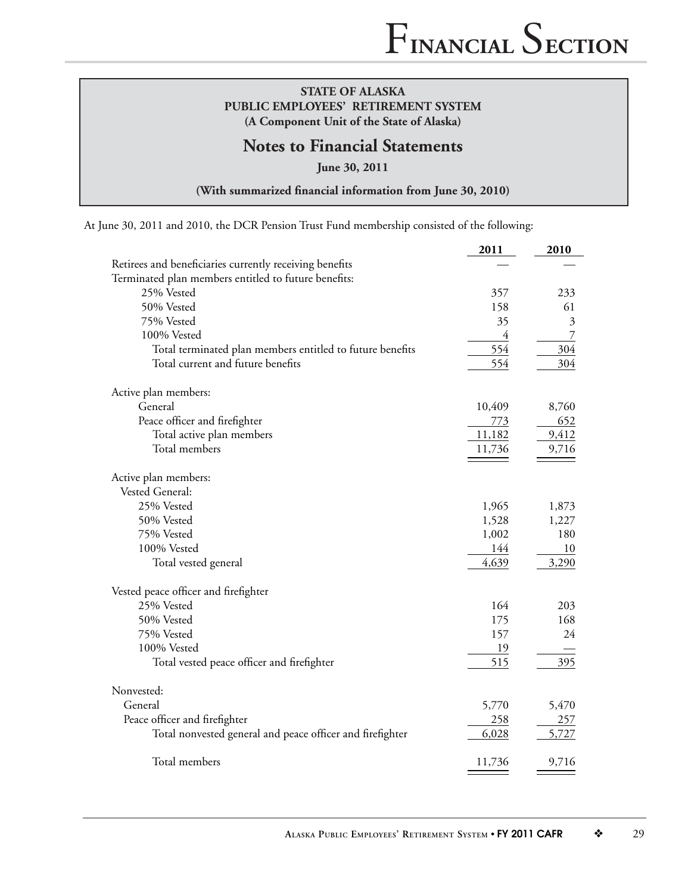**STATE OF ALASKA**
**PUBLIC EMPLOYEES' RETIREMENT SYSTEM**
**(A Component Unit of the State of Alaska)**

## Notes to Financial Statements

**June 30, 2011**

**(With summarized financial information from June 30, 2010)**

At June 30, 2011 and 2010, the DCR Pension Trust Fund membership consisted of the following:

| | 2011 | 2010 |
|---|---|---|
| Retirees and beneficiaries currently receiving benefits | — | — |
| Terminated plan members entitled to future benefits: | | |
| 25% Vested | 357 | 233 |
| 50% Vested | 158 | 61 |
| 75% Vested | 35 | 3 |
| 100% Vested | 4 | 7 |
| Total terminated plan members entitled to future benefits | 554 | 304 |
| Total current and future benefits | 554 | 304 |
| Active plan members: | | |
| General | 10,409 | 8,760 |
| Peace officer and firefighter | 773 | 652 |
| Total active plan members | 11,182 | 9,412 |
| Total members | 11,736 | 9,716 |
| Active plan members: | | |
| Vested General: | | |
| 25% Vested | 1,965 | 1,873 |
| 50% Vested | 1,528 | 1,227 |
| 75% Vested | 1,002 | 180 |
| 100% Vested | 144 | 10 |
| Total vested general | 4,639 | 3,290 |
| Vested peace officer and firefighter | | |
| 25% Vested | 164 | 203 |
| 50% Vested | 175 | 168 |
| 75% Vested | 157 | 24 |
| 100% Vested | 19 | — |
| Total vested peace officer and firefighter | 515 | 395 |
| Nonvested: | | |
| General | 5,770 | 5,470 |
| Peace officer and firefighter | 258 | 257 |
| Total nonvested general and peace officer and firefighter | 6,028 | 5,727 |
| Total members | 11,736 | 9,716 |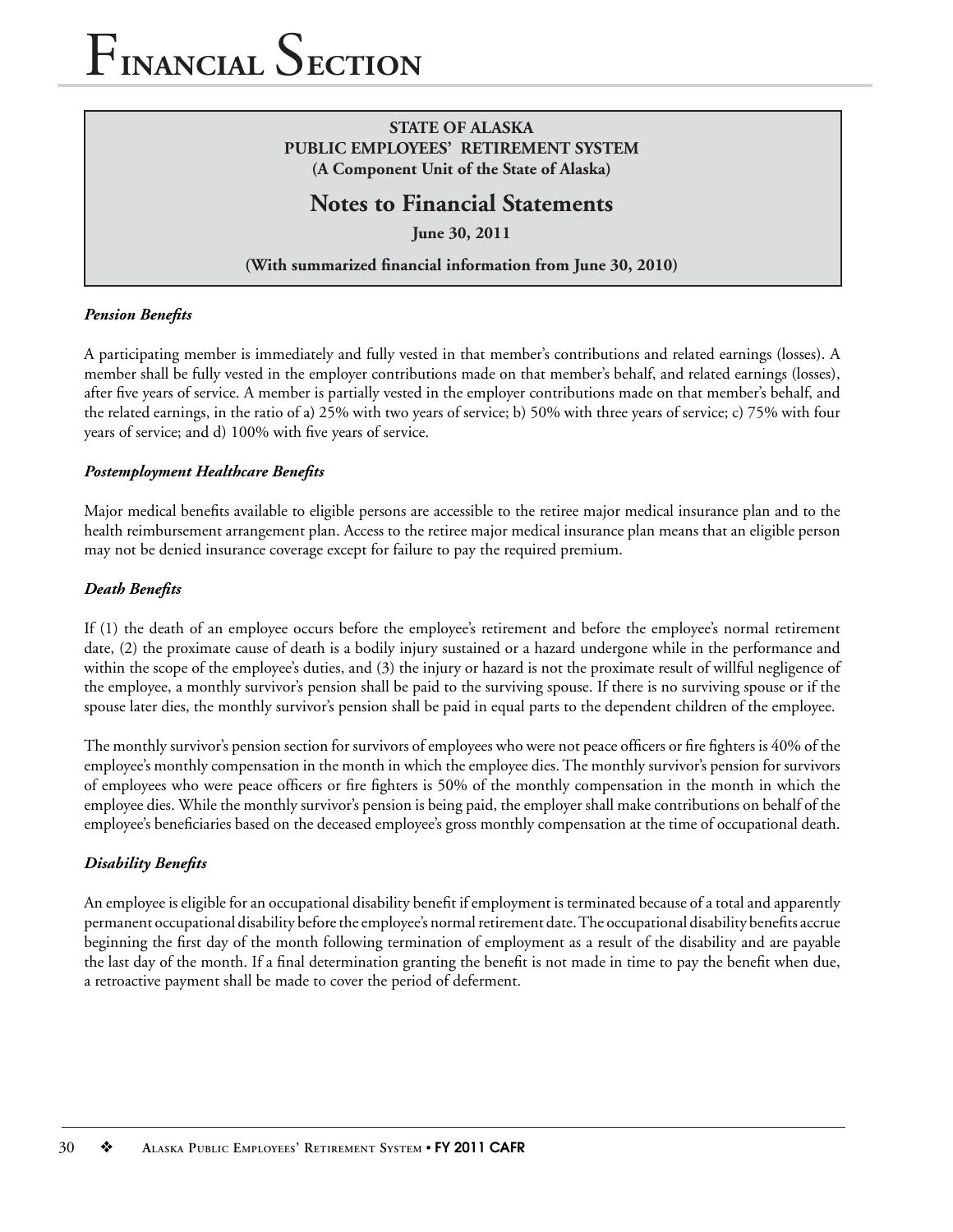**STATE OF ALASKA**
**PUBLIC EMPLOYEES' RETIREMENT SYSTEM**
**(A Component Unit of the State of Alaska)**

## Notes to Financial Statements

**June 30, 2011**

**(With summarized financial information from June 30, 2010)**

***Pension Benefits***

A participating member is immediately and fully vested in that member's contributions and related earnings (losses). A member shall be fully vested in the employer contributions made on that member's behalf, and related earnings (losses), after five years of service. A member is partially vested in the employer contributions made on that member's behalf, and the related earnings, in the ratio of a) 25% with two years of service; b) 50% with three years of service; c) 75% with four years of service; and d) 100% with five years of service.

***Postemployment Healthcare Benefits***

Major medical benefits available to eligible persons are accessible to the retiree major medical insurance plan and to the health reimbursement arrangement plan. Access to the retiree major medical insurance plan means that an eligible person may not be denied insurance coverage except for failure to pay the required premium.

***Death Benefits***

If (1) the death of an employee occurs before the employee's retirement and before the employee's normal retirement date, (2) the proximate cause of death is a bodily injury sustained or a hazard undergone while in the performance and within the scope of the employee's duties, and (3) the injury or hazard is not the proximate result of willful negligence of the employee, a monthly survivor's pension shall be paid to the surviving spouse. If there is no surviving spouse or if the spouse later dies, the monthly survivor's pension shall be paid in equal parts to the dependent children of the employee.

The monthly survivor's pension section for survivors of employees who were not peace officers or fire fighters is 40% of the employee's monthly compensation in the month in which the employee dies. The monthly survivor's pension for survivors of employees who were peace officers or fire fighters is 50% of the monthly compensation in the month in which the employee dies. While the monthly survivor's pension is being paid, the employer shall make contributions on behalf of the employee's beneficiaries based on the deceased employee's gross monthly compensation at the time of occupational death.

***Disability Benefits***

An employee is eligible for an occupational disability benefit if employment is terminated because of a total and apparently permanent occupational disability before the employee's normal retirement date. The occupational disability benefits accrue beginning the first day of the month following termination of employment as a result of the disability and are payable the last day of the month. If a final determination granting the benefit is not made in time to pay the benefit when due, a retroactive payment shall be made to cover the period of deferment.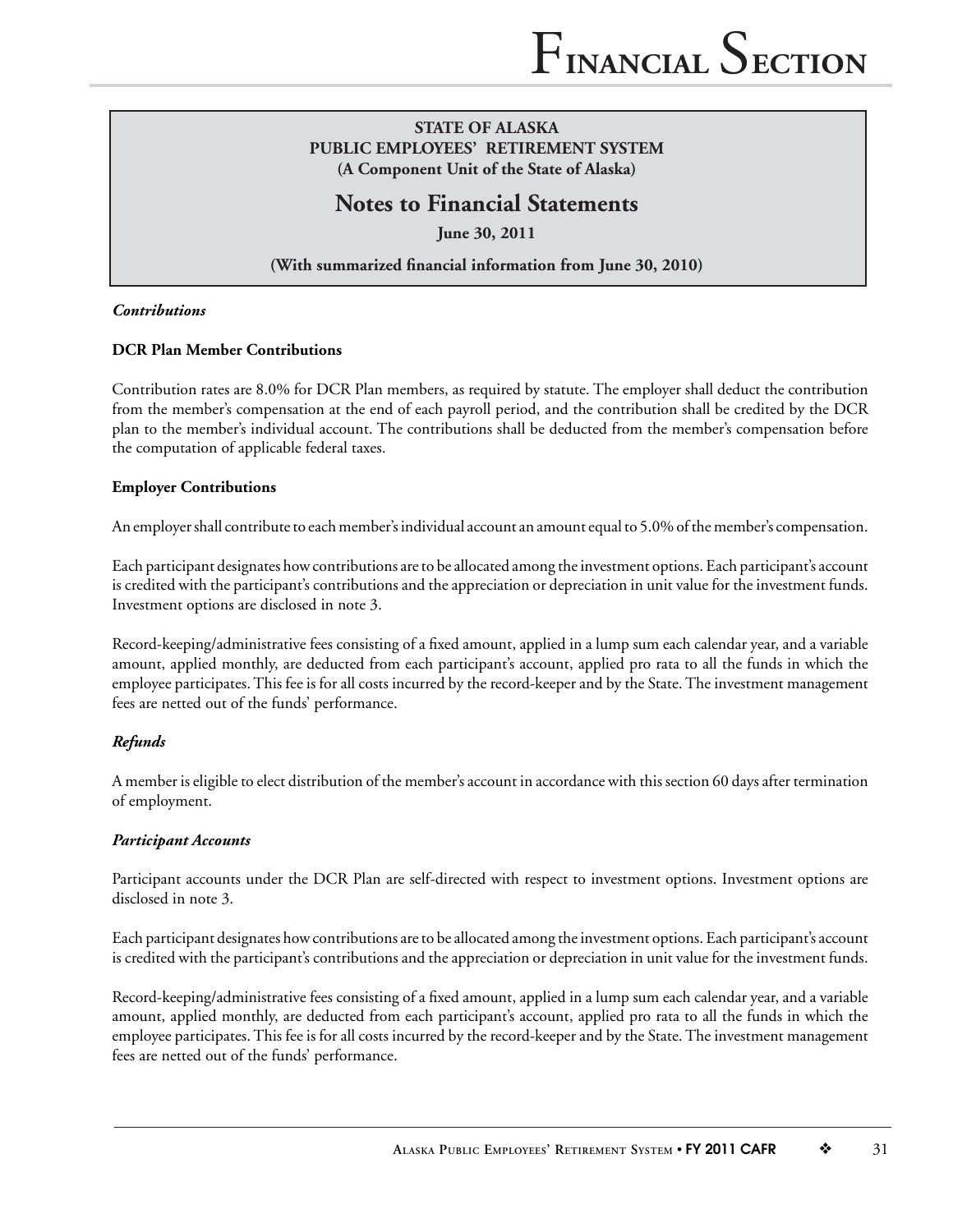**STATE OF ALASKA**
**PUBLIC EMPLOYEES' RETIREMENT SYSTEM**
**(A Component Unit of the State of Alaska)**

## Notes to Financial Statements

**June 30, 2011**

**(With summarized financial information from June 30, 2010)**

***Contributions***

**DCR Plan Member Contributions**

Contribution rates are 8.0% for DCR Plan members, as required by statute. The employer shall deduct the contribution from the member's compensation at the end of each payroll period, and the contribution shall be credited by the DCR plan to the member's individual account. The contributions shall be deducted from the member's compensation before the computation of applicable federal taxes.

**Employer Contributions**

An employer shall contribute to each member's individual account an amount equal to 5.0% of the member's compensation.

Each participant designates how contributions are to be allocated among the investment options. Each participant's account is credited with the participant's contributions and the appreciation or depreciation in unit value for the investment funds. Investment options are disclosed in note 3.

Record-keeping/administrative fees consisting of a fixed amount, applied in a lump sum each calendar year, and a variable amount, applied monthly, are deducted from each participant's account, applied pro rata to all the funds in which the employee participates. This fee is for all costs incurred by the record-keeper and by the State. The investment management fees are netted out of the funds' performance.

***Refunds***

A member is eligible to elect distribution of the member's account in accordance with this section 60 days after termination of employment.

***Participant Accounts***

Participant accounts under the DCR Plan are self-directed with respect to investment options. Investment options are disclosed in note 3.

Each participant designates how contributions are to be allocated among the investment options. Each participant's account is credited with the participant's contributions and the appreciation or depreciation in unit value for the investment funds.

Record-keeping/administrative fees consisting of a fixed amount, applied in a lump sum each calendar year, and a variable amount, applied monthly, are deducted from each participant's account, applied pro rata to all the funds in which the employee participates. This fee is for all costs incurred by the record-keeper and by the State. The investment management fees are netted out of the funds' performance.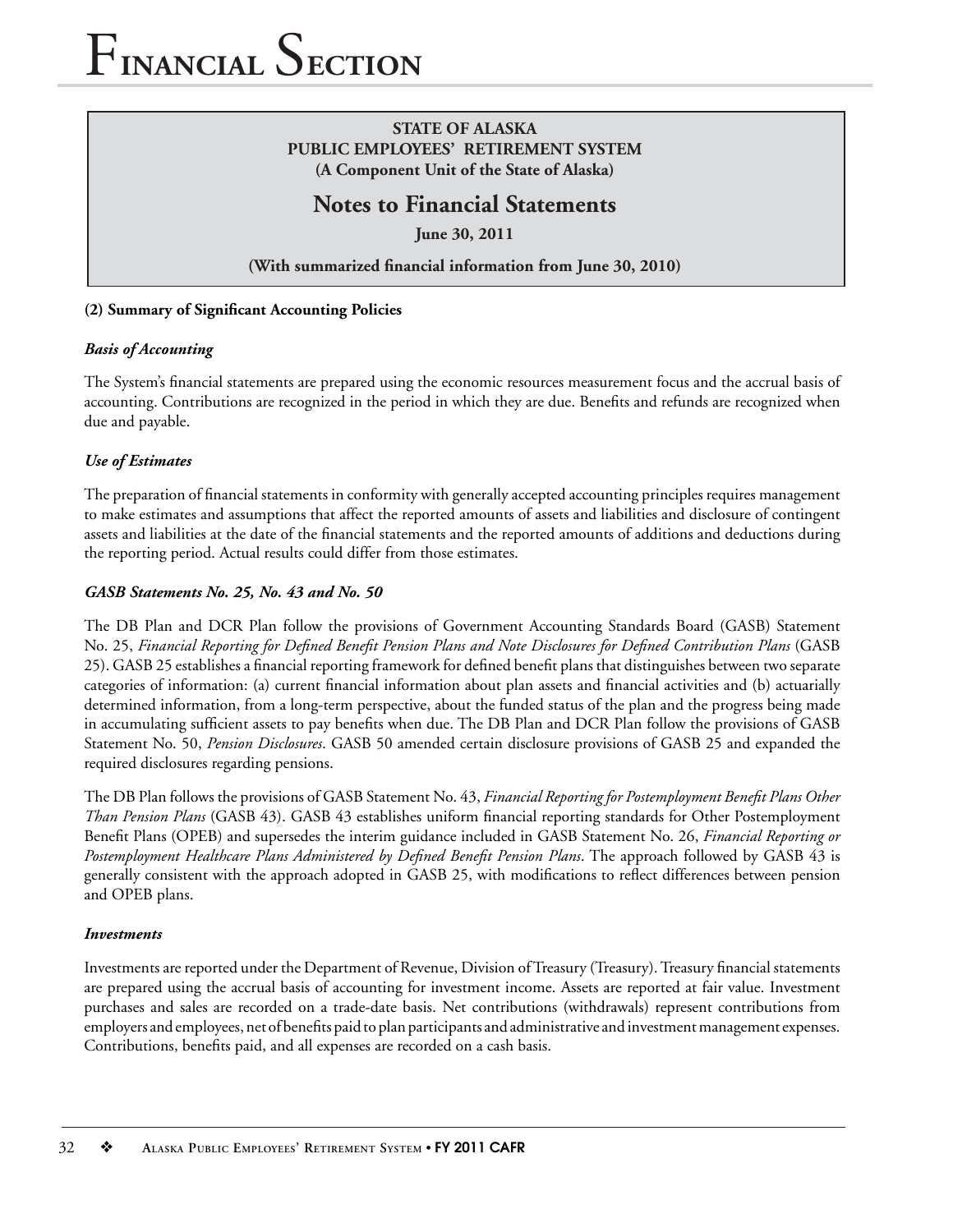**STATE OF ALASKA**
**PUBLIC EMPLOYEES' RETIREMENT SYSTEM**
**(A Component Unit of the State of Alaska)**

## Notes to Financial Statements

**June 30, 2011**

**(With summarized financial information from June 30, 2010)**

### (2) Summary of Significant Accounting Policies

***Basis of Accounting***

The System's financial statements are prepared using the economic resources measurement focus and the accrual basis of accounting. Contributions are recognized in the period in which they are due. Benefits and refunds are recognized when due and payable.

***Use of Estimates***

The preparation of financial statements in conformity with generally accepted accounting principles requires management to make estimates and assumptions that affect the reported amounts of assets and liabilities and disclosure of contingent assets and liabilities at the date of the financial statements and the reported amounts of additions and deductions during the reporting period. Actual results could differ from those estimates.

***GASB Statements No. 25, No. 43 and No. 50***

The DB Plan and DCR Plan follow the provisions of Government Accounting Standards Board (GASB) Statement No. 25, *Financial Reporting for Defined Benefit Pension Plans and Note Disclosures for Defined Contribution Plans* (GASB 25). GASB 25 establishes a financial reporting framework for defined benefit plans that distinguishes between two separate categories of information: (a) current financial information about plan assets and financial activities and (b) actuarially determined information, from a long-term perspective, about the funded status of the plan and the progress being made in accumulating sufficient assets to pay benefits when due. The DB Plan and DCR Plan follow the provisions of GASB Statement No. 50, *Pension Disclosures*. GASB 50 amended certain disclosure provisions of GASB 25 and expanded the required disclosures regarding pensions.

The DB Plan follows the provisions of GASB Statement No. 43, *Financial Reporting for Postemployment Benefit Plans Other Than Pension Plans* (GASB 43). GASB 43 establishes uniform financial reporting standards for Other Postemployment Benefit Plans (OPEB) and supersedes the interim guidance included in GASB Statement No. 26, *Financial Reporting or Postemployment Healthcare Plans Administered by Defined Benefit Pension Plans*. The approach followed by GASB 43 is generally consistent with the approach adopted in GASB 25, with modifications to reflect differences between pension and OPEB plans.

***Investments***

Investments are reported under the Department of Revenue, Division of Treasury (Treasury). Treasury financial statements are prepared using the accrual basis of accounting for investment income. Assets are reported at fair value. Investment purchases and sales are recorded on a trade-date basis. Net contributions (withdrawals) represent contributions from employers and employees, net of benefits paid to plan participants and administrative and investment management expenses. Contributions, benefits paid, and all expenses are recorded on a cash basis.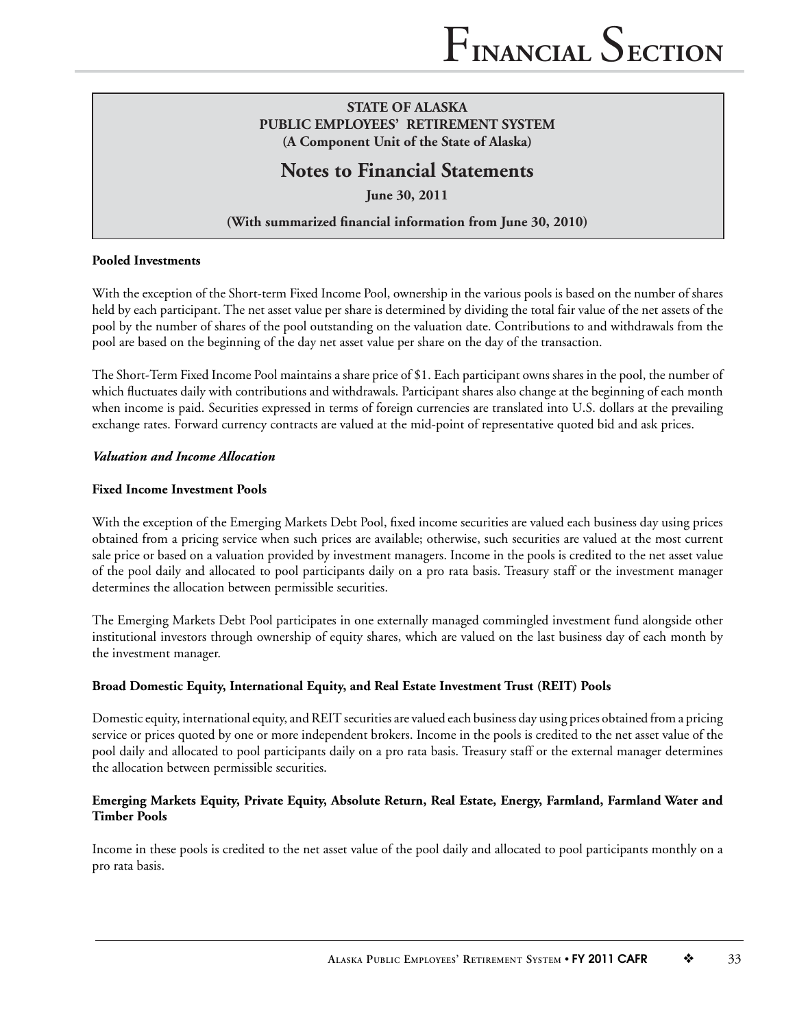**STATE OF ALASKA**
**PUBLIC EMPLOYEES' RETIREMENT SYSTEM**
**(A Component Unit of the State of Alaska)**

## Notes to Financial Statements

**June 30, 2011**

**(With summarized financial information from June 30, 2010)**

**Pooled Investments**

With the exception of the Short-term Fixed Income Pool, ownership in the various pools is based on the number of shares held by each participant. The net asset value per share is determined by dividing the total fair value of the net assets of the pool by the number of shares of the pool outstanding on the valuation date. Contributions to and withdrawals from the pool are based on the beginning of the day net asset value per share on the day of the transaction.

The Short-Term Fixed Income Pool maintains a share price of $1. Each participant owns shares in the pool, the number of which fluctuates daily with contributions and withdrawals. Participant shares also change at the beginning of each month when income is paid. Securities expressed in terms of foreign currencies are translated into U.S. dollars at the prevailing exchange rates. Forward currency contracts are valued at the mid-point of representative quoted bid and ask prices.

***Valuation and Income Allocation***

**Fixed Income Investment Pools**

With the exception of the Emerging Markets Debt Pool, fixed income securities are valued each business day using prices obtained from a pricing service when such prices are available; otherwise, such securities are valued at the most current sale price or based on a valuation provided by investment managers. Income in the pools is credited to the net asset value of the pool daily and allocated to pool participants daily on a pro rata basis. Treasury staff or the investment manager determines the allocation between permissible securities.

The Emerging Markets Debt Pool participates in one externally managed commingled investment fund alongside other institutional investors through ownership of equity shares, which are valued on the last business day of each month by the investment manager.

**Broad Domestic Equity, International Equity, and Real Estate Investment Trust (REIT) Pools**

Domestic equity, international equity, and REIT securities are valued each business day using prices obtained from a pricing service or prices quoted by one or more independent brokers. Income in the pools is credited to the net asset value of the pool daily and allocated to pool participants daily on a pro rata basis. Treasury staff or the external manager determines the allocation between permissible securities.

**Emerging Markets Equity, Private Equity, Absolute Return, Real Estate, Energy, Farmland, Farmland Water and Timber Pools**

Income in these pools is credited to the net asset value of the pool daily and allocated to pool participants monthly on a pro rata basis.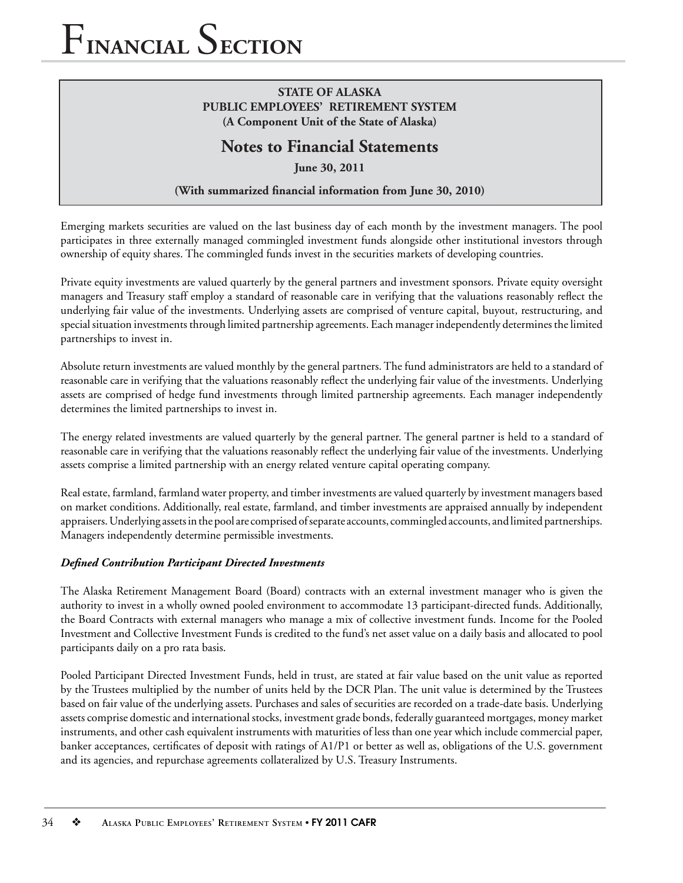Emerging markets securities are valued on the last business day of each month by the investment managers. The pool participates in three externally managed commingled investment funds alongside other institutional investors through ownership of equity shares. The commingled funds invest in the securities markets of developing countries.

Private equity investments are valued quarterly by the general partners and investment sponsors. Private equity oversight managers and Treasury staff employ a standard of reasonable care in verifying that the valuations reasonably reflect the underlying fair value of the investments. Underlying assets are comprised of venture capital, buyout, restructuring, and special situation investments through limited partnership agreements. Each manager independently determines the limited partnerships to invest in.

Absolute return investments are valued monthly by the general partners. The fund administrators are held to a standard of reasonable care in verifying that the valuations reasonably reflect the underlying fair value of the investments. Underlying assets are comprised of hedge fund investments through limited partnership agreements. Each manager independently determines the limited partnerships to invest in.

The energy related investments are valued quarterly by the general partner. The general partner is held to a standard of reasonable care in verifying that the valuations reasonably reflect the underlying fair value of the investments. Underlying assets comprise a limited partnership with an energy related venture capital operating company.

Real estate, farmland, farmland water property, and timber investments are valued quarterly by investment managers based on market conditions. Additionally, real estate, farmland, and timber investments are appraised annually by independent appraisers. Underlying assets in the pool are comprised of separate accounts, commingled accounts, and limited partnerships. Managers independently determine permissible investments.

***Defined Contribution Participant Directed Investments***

The Alaska Retirement Management Board (Board) contracts with an external investment manager who is given the authority to invest in a wholly owned pooled environment to accommodate 13 participant-directed funds. Additionally, the Board Contracts with external managers who manage a mix of collective investment funds. Income for the Pooled Investment and Collective Investment Funds is credited to the fund's net asset value on a daily basis and allocated to pool participants daily on a pro rata basis.

Pooled Participant Directed Investment Funds, held in trust, are stated at fair value based on the unit value as reported by the Trustees multiplied by the number of units held by the DCR Plan. The unit value is determined by the Trustees based on fair value of the underlying assets. Purchases and sales of securities are recorded on a trade-date basis. Underlying assets comprise domestic and international stocks, investment grade bonds, federally guaranteed mortgages, money market instruments, and other cash equivalent instruments with maturities of less than one year which include commercial paper, banker acceptances, certificates of deposit with ratings of A1/P1 or better as well as, obligations of the U.S. government and its agencies, and repurchase agreements collateralized by U.S. Treasury Instruments.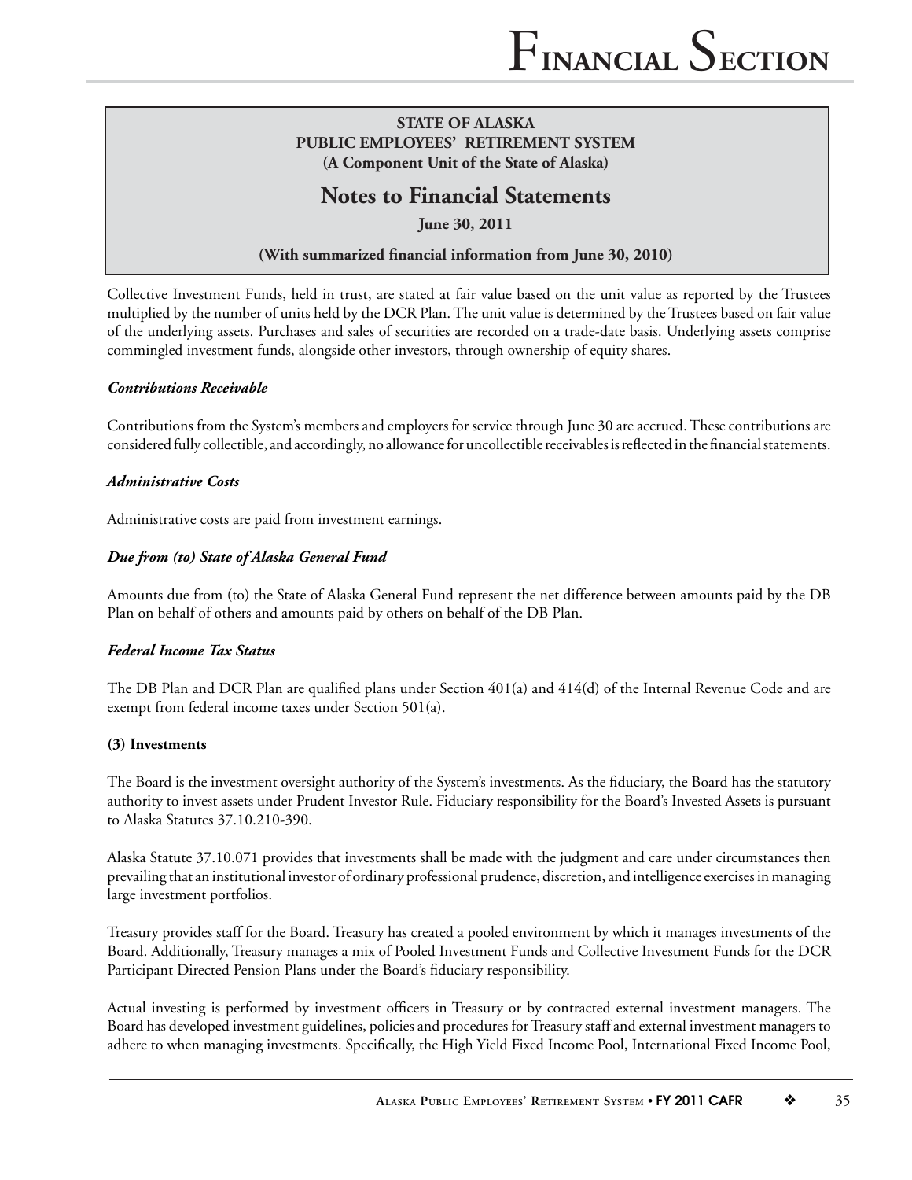**STATE OF ALASKA**
**PUBLIC EMPLOYEES' RETIREMENT SYSTEM**
**(A Component Unit of the State of Alaska)**

## Notes to Financial Statements

**June 30, 2011**

**(With summarized financial information from June 30, 2010)**

Collective Investment Funds, held in trust, are stated at fair value based on the unit value as reported by the Trustees multiplied by the number of units held by the DCR Plan. The unit value is determined by the Trustees based on fair value of the underlying assets. Purchases and sales of securities are recorded on a trade-date basis. Underlying assets comprise commingled investment funds, alongside other investors, through ownership of equity shares.

### *Contributions Receivable*

Contributions from the System's members and employers for service through June 30 are accrued. These contributions are considered fully collectible, and accordingly, no allowance for uncollectible receivables is reflected in the financial statements.

### *Administrative Costs*

Administrative costs are paid from investment earnings.

### *Due from (to) State of Alaska General Fund*

Amounts due from (to) the State of Alaska General Fund represent the net difference between amounts paid by the DB Plan on behalf of others and amounts paid by others on behalf of the DB Plan.

### *Federal Income Tax Status*

The DB Plan and DCR Plan are qualified plans under Section 401(a) and 414(d) of the Internal Revenue Code and are exempt from federal income taxes under Section 501(a).

### (3) Investments

The Board is the investment oversight authority of the System's investments. As the fiduciary, the Board has the statutory authority to invest assets under Prudent Investor Rule. Fiduciary responsibility for the Board's Invested Assets is pursuant to Alaska Statutes 37.10.210-390.

Alaska Statute 37.10.071 provides that investments shall be made with the judgment and care under circumstances then prevailing that an institutional investor of ordinary professional prudence, discretion, and intelligence exercises in managing large investment portfolios.

Treasury provides staff for the Board. Treasury has created a pooled environment by which it manages investments of the Board. Additionally, Treasury manages a mix of Pooled Investment Funds and Collective Investment Funds for the DCR Participant Directed Pension Plans under the Board's fiduciary responsibility.

Actual investing is performed by investment officers in Treasury or by contracted external investment managers. The Board has developed investment guidelines, policies and procedures for Treasury staff and external investment managers to adhere to when managing investments. Specifically, the High Yield Fixed Income Pool, International Fixed Income Pool,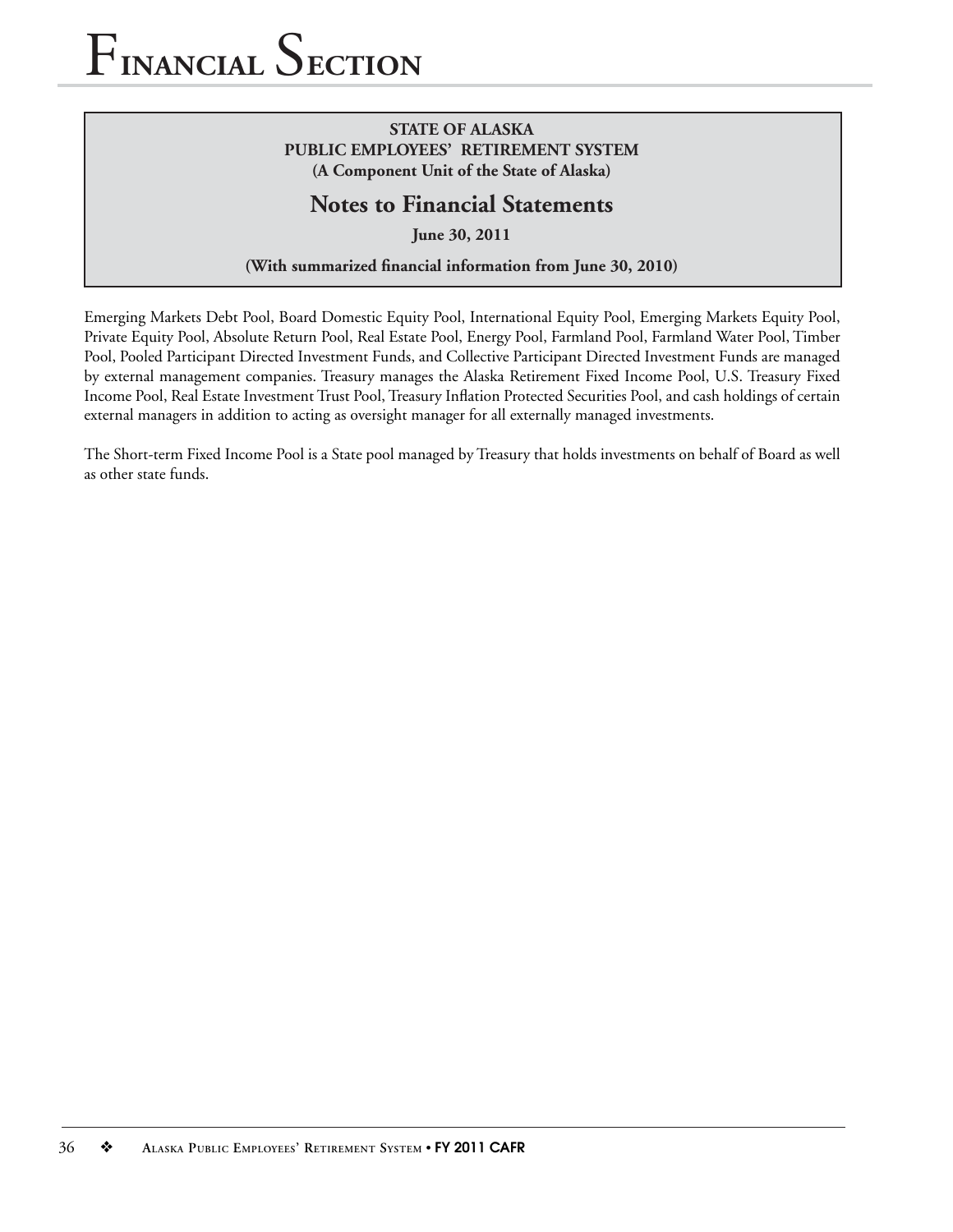**STATE OF ALASKA**
**PUBLIC EMPLOYEES' RETIREMENT SYSTEM**
**(A Component Unit of the State of Alaska)**

## Notes to Financial Statements

**June 30, 2011**

**(With summarized financial information from June 30, 2010)**

Emerging Markets Debt Pool, Board Domestic Equity Pool, International Equity Pool, Emerging Markets Equity Pool, Private Equity Pool, Absolute Return Pool, Real Estate Pool, Energy Pool, Farmland Pool, Farmland Water Pool, Timber Pool, Pooled Participant Directed Investment Funds, and Collective Participant Directed Investment Funds are managed by external management companies. Treasury manages the Alaska Retirement Fixed Income Pool, U.S. Treasury Fixed Income Pool, Real Estate Investment Trust Pool, Treasury Inflation Protected Securities Pool, and cash holdings of certain external managers in addition to acting as oversight manager for all externally managed investments.

The Short-term Fixed Income Pool is a State pool managed by Treasury that holds investments on behalf of Board as well as other state funds.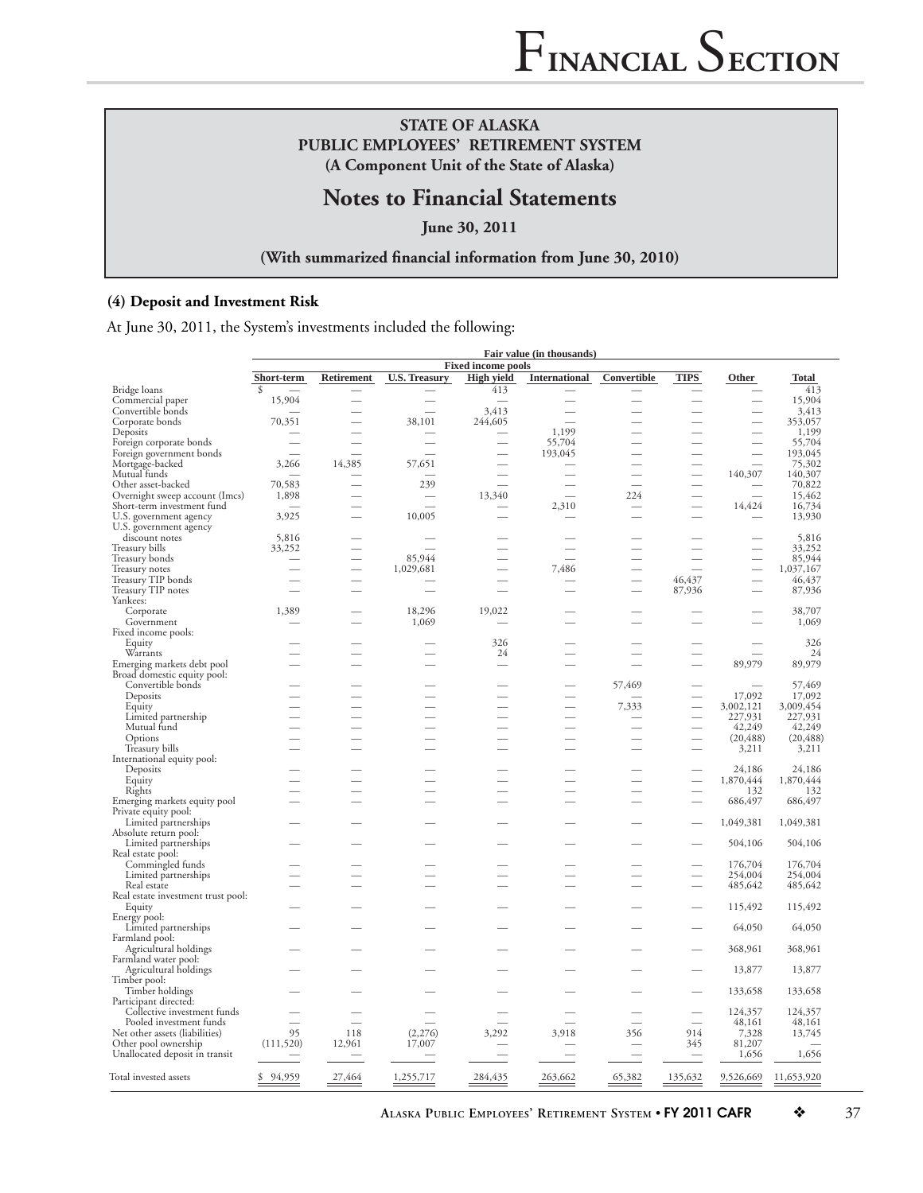**STATE OF ALASKA**
**PUBLIC EMPLOYEES' RETIREMENT SYSTEM**
**(A Component Unit of the State of Alaska)**

# Notes to Financial Statements

**June 30, 2011**

**(With summarized financial information from June 30, 2010)**

### (4) Deposit and Investment Risk

At June 30, 2011, the System's investments included the following:

| | Fair value (in thousands) | | | | | | | | |
|---|---|---|---|---|---|---|---|---|---|
| | Fixed income pools | | | | | | | | |
| | Short-term | Retirement | U.S. Treasury | High yield | International | Convertible | TIPS | Other | Total |
| Bridge loans | $ — | — | — | 413 | — | — | — | — | 413 |
| Commercial paper | 15,904 | — | — | — | — | — | — | — | 15,904 |
| Convertible bonds | — | — | — | 3,413 | — | — | — | — | 3,413 |
| Corporate bonds | 70,351 | — | 38,101 | 244,605 | — | — | — | — | 353,057 |
| Deposits | — | — | — | — | 1,199 | — | — | — | 1,199 |
| Foreign corporate bonds | — | — | — | — | 55,704 | — | — | — | 55,704 |
| Foreign government bonds | — | — | — | — | 193,045 | — | — | — | 193,045 |
| Mortgage-backed | 3,266 | 14,385 | 57,651 | — | — | — | — | — | 75,302 |
| Mutual funds | — | — | — | — | — | — | — | 140,307 | 140,307 |
| Other asset-backed | 70,583 | — | 239 | — | — | — | — | — | 70,822 |
| Overnight sweep account (Imcs) | 1,898 | — | — | 13,340 | — | 224 | — | — | 15,462 |
| Short-term investment fund | — | — | — | — | 2,310 | — | — | 14,424 | 16,734 |
| U.S. government agency | 3,925 | — | 10,005 | — | — | — | — | — | 13,930 |
| U.S. government agency discount notes | 5,816 | — | — | — | — | — | — | — | 5,816 |
| Treasury bills | 33,252 | — | — | — | — | — | — | — | 33,252 |
| Treasury bonds | — | — | 85,944 | — | — | — | — | — | 85,944 |
| Treasury notes | — | — | 1,029,681 | — | 7,486 | — | — | — | 1,037,167 |
| Treasury TIP bonds | — | — | — | — | — | — | 46,437 | — | 46,437 |
| Treasury TIP notes | — | — | — | — | — | — | 87,936 | — | 87,936 |
| Yankees: | | | | | | | | | |
| Corporate | 1,389 | — | 18,296 | 19,022 | — | — | — | — | 38,707 |
| Government | — | — | 1,069 | — | — | — | — | — | 1,069 |
| Fixed income pools: | | | | | | | | | |
| Equity | — | — | — | 326 | — | — | — | — | 326 |
| Warrants | — | — | — | 24 | — | — | — | — | 24 |
| Emerging markets debt pool | — | — | — | — | — | — | — | 89,979 | 89,979 |
| Broad domestic equity pool: | | | | | | | | | |
| Convertible bonds | — | — | — | — | — | 57,469 | — | — | 57,469 |
| Deposits | — | — | — | — | — | — | — | 17,092 | 17,092 |
| Equity | — | — | — | — | — | 7,333 | — | 3,002,121 | 3,009,454 |
| Limited partnership | — | — | — | — | — | — | — | 227,931 | 227,931 |
| Mutual fund | — | — | — | — | — | — | — | 42,249 | 42,249 |
| Options | — | — | — | — | — | — | — | (20,488) | (20,488) |
| Treasury bills | — | — | — | — | — | — | — | 3,211 | 3,211 |
| International equity pool: | | | | | | | | | |
| Deposits | — | — | — | — | — | — | — | 24,186 | 24,186 |
| Equity | — | — | — | — | — | — | — | 1,870,444 | 1,870,444 |
| Rights | — | — | — | — | — | — | — | 132 | 132 |
| Emerging markets equity pool | — | — | — | — | — | — | — | 686,497 | 686,497 |
| Private equity pool: | | | | | | | | | |
| Limited partnerships | — | — | — | — | — | — | — | 1,049,381 | 1,049,381 |
| Absolute return pool: | | | | | | | | | |
| Limited partnerships | — | — | — | — | — | — | — | 504,106 | 504,106 |
| Real estate pool: | | | | | | | | | |
| Commingled funds | — | — | — | — | — | — | — | 176,704 | 176,704 |
| Limited partnerships | — | — | — | — | — | — | — | 254,004 | 254,004 |
| Real estate | — | — | — | — | — | — | — | 485,642 | 485,642 |
| Real estate investment trust pool: | | | | | | | | | |
| Equity | — | — | — | — | — | — | — | 115,492 | 115,492 |
| Energy pool: | | | | | | | | | |
| Limited partnerships | — | — | — | — | — | — | — | 64,050 | 64,050 |
| Farmland pool: | | | | | | | | | |
| Agricultural holdings | — | — | — | — | — | — | — | 368,961 | 368,961 |
| Farmland water pool: | | | | | | | | | |
| Agricultural holdings | — | — | — | — | — | — | — | 13,877 | 13,877 |
| Timber pool: | | | | | | | | | |
| Timber holdings | — | — | — | — | — | — | — | 133,658 | 133,658 |
| Participant directed: | | | | | | | | | |
| Collective investment funds | — | — | — | — | — | — | — | 124,357 | 124,357 |
| Pooled investment funds | — | — | — | — | — | — | — | 48,161 | 48,161 |
| Net other assets (liabilities) | 95 | 118 | (2,276) | 3,292 | 3,918 | 356 | 914 | 7,328 | 13,745 |
| Other pool ownership | (111,520) | 12,961 | 17,007 | — | — | — | 345 | 81,207 | — |
| Unallocated deposit in transit | — | — | — | — | — | — | — | 1,656 | 1,656 |
| Total invested assets | $ 94,959 | 27,464 | 1,255,717 | 284,435 | 263,662 | 65,382 | 135,632 | 9,526,669 | 11,653,920 |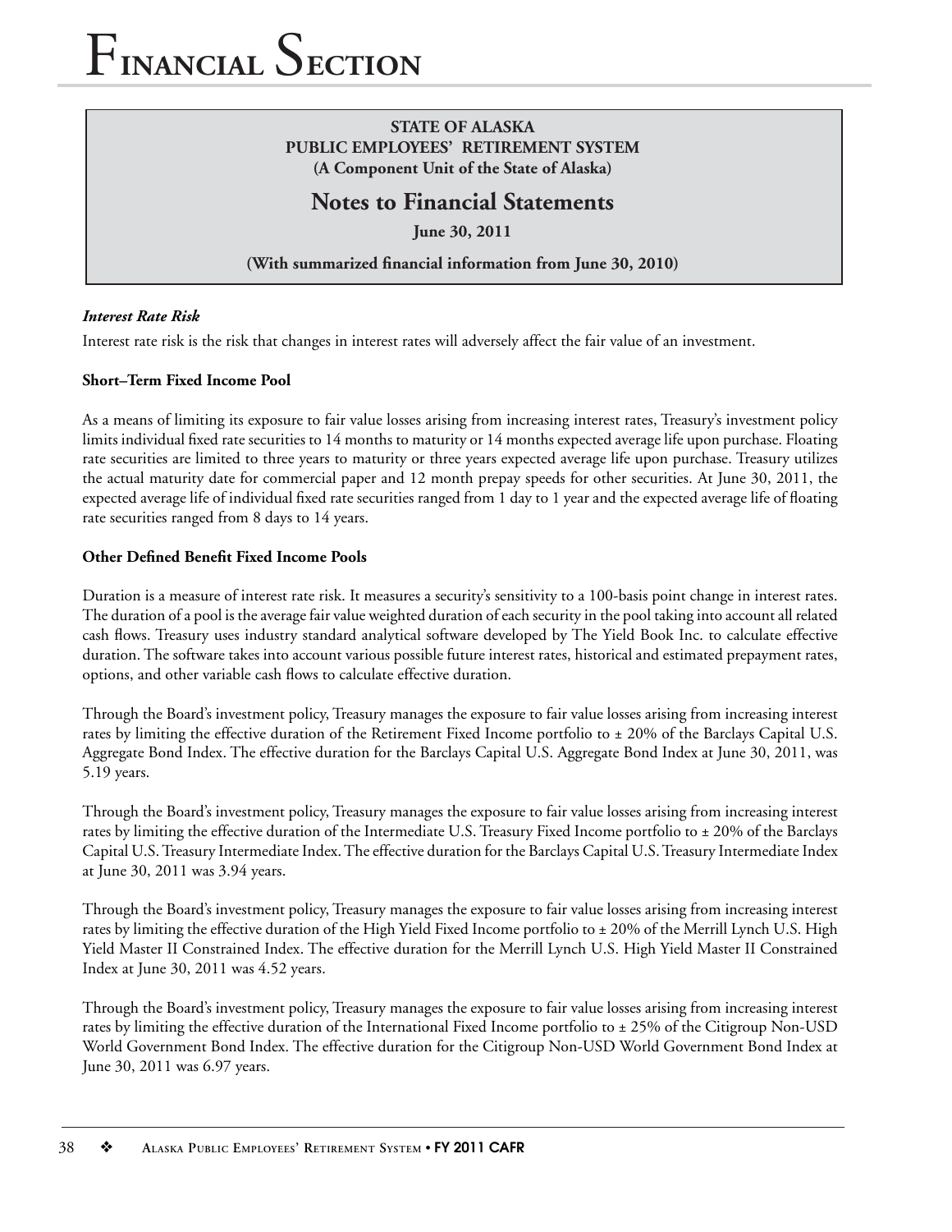### *Interest Rate Risk*

Interest rate risk is the risk that changes in interest rates will adversely affect the fair value of an investment.

**Short–Term Fixed Income Pool**

As a means of limiting its exposure to fair value losses arising from increasing interest rates, Treasury's investment policy limits individual fixed rate securities to 14 months to maturity or 14 months expected average life upon purchase. Floating rate securities are limited to three years to maturity or three years expected average life upon purchase. Treasury utilizes the actual maturity date for commercial paper and 12 month prepay speeds for other securities. At June 30, 2011, the expected average life of individual fixed rate securities ranged from 1 day to 1 year and the expected average life of floating rate securities ranged from 8 days to 14 years.

**Other Defined Benefit Fixed Income Pools**

Duration is a measure of interest rate risk. It measures a security's sensitivity to a 100-basis point change in interest rates. The duration of a pool is the average fair value weighted duration of each security in the pool taking into account all related cash flows. Treasury uses industry standard analytical software developed by The Yield Book Inc. to calculate effective duration. The software takes into account various possible future interest rates, historical and estimated prepayment rates, options, and other variable cash flows to calculate effective duration.

Through the Board's investment policy, Treasury manages the exposure to fair value losses arising from increasing interest rates by limiting the effective duration of the Retirement Fixed Income portfolio to ± 20% of the Barclays Capital U.S. Aggregate Bond Index. The effective duration for the Barclays Capital U.S. Aggregate Bond Index at June 30, 2011, was 5.19 years.

Through the Board's investment policy, Treasury manages the exposure to fair value losses arising from increasing interest rates by limiting the effective duration of the Intermediate U.S. Treasury Fixed Income portfolio to ± 20% of the Barclays Capital U.S. Treasury Intermediate Index. The effective duration for the Barclays Capital U.S. Treasury Intermediate Index at June 30, 2011 was 3.94 years.

Through the Board's investment policy, Treasury manages the exposure to fair value losses arising from increasing interest rates by limiting the effective duration of the High Yield Fixed Income portfolio to ± 20% of the Merrill Lynch U.S. High Yield Master II Constrained Index. The effective duration for the Merrill Lynch U.S. High Yield Master II Constrained Index at June 30, 2011 was 4.52 years.

Through the Board's investment policy, Treasury manages the exposure to fair value losses arising from increasing interest rates by limiting the effective duration of the International Fixed Income portfolio to ± 25% of the Citigroup Non-USD World Government Bond Index. The effective duration for the Citigroup Non-USD World Government Bond Index at June 30, 2011 was 6.97 years.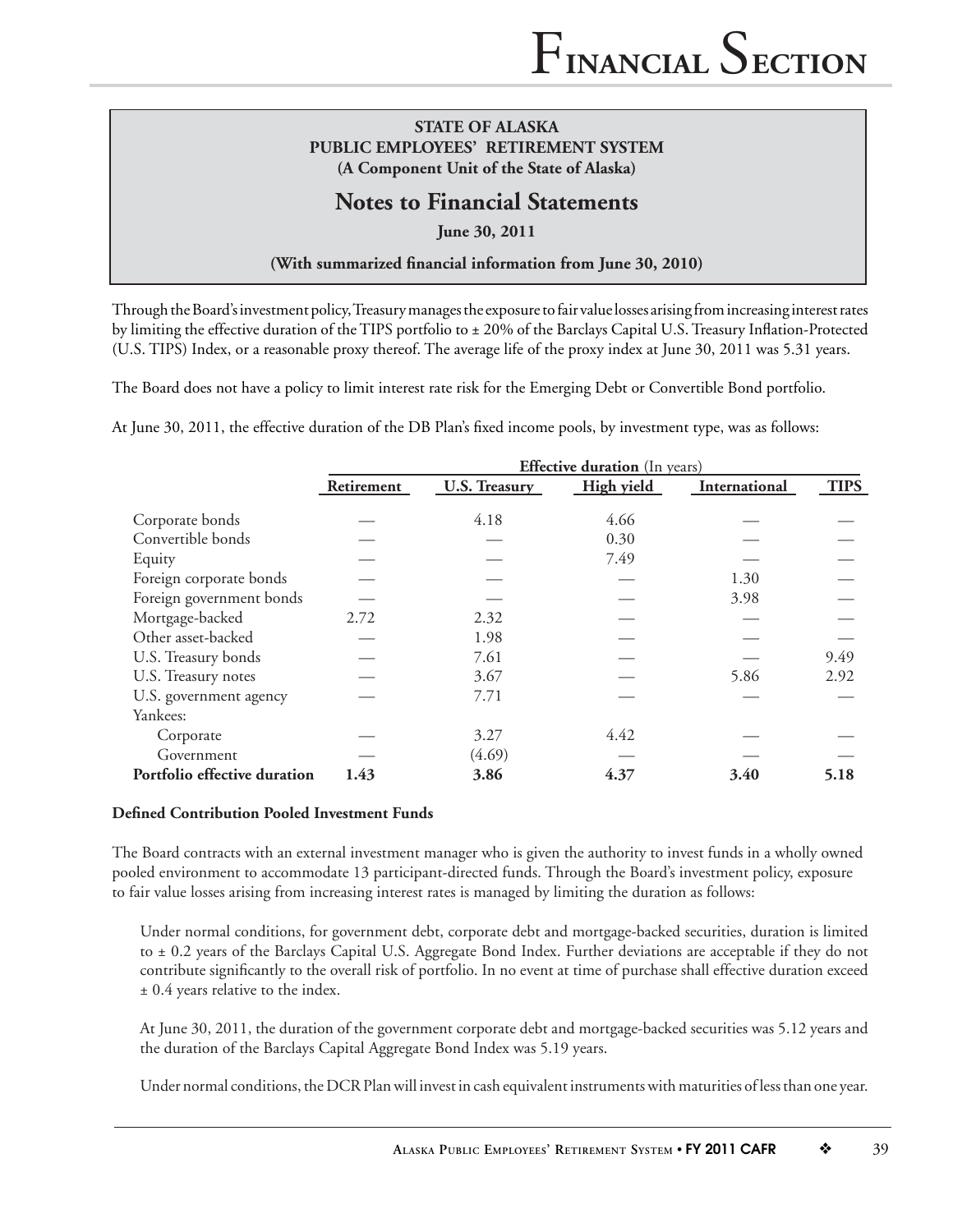STATE OF ALASKA
PUBLIC EMPLOYEES' RETIREMENT SYSTEM
(A Component Unit of the State of Alaska)

## Notes to Financial Statements

June 30, 2011

(With summarized financial information from June 30, 2010)

Through the Board's investment policy, Treasury manages the exposure to fair value losses arising from increasing interest rates by limiting the effective duration of the TIPS portfolio to ± 20% of the Barclays Capital U.S. Treasury Inflation-Protected (U.S. TIPS) Index, or a reasonable proxy thereof. The average life of the proxy index at June 30, 2011 was 5.31 years.

The Board does not have a policy to limit interest rate risk for the Emerging Debt or Convertible Bond portfolio.

At June 30, 2011, the effective duration of the DB Plan's fixed income pools, by investment type, was as follows:

| | **Effective duration** (In years) | | | | |
|---|---|---|---|---|---|
| | **Retirement** | **U.S. Treasury** | **High yield** | **International** | **TIPS** |
| Corporate bonds | — | 4.18 | 4.66 | — | — |
| Convertible bonds | — | — | 0.30 | — | — |
| Equity | — | — | 7.49 | — | — |
| Foreign corporate bonds | — | — | — | 1.30 | — |
| Foreign government bonds | — | — | — | 3.98 | — |
| Mortgage-backed | 2.72 | 2.32 | — | — | — |
| Other asset-backed | — | 1.98 | — | — | — |
| U.S. Treasury bonds | — | 7.61 | — | — | 9.49 |
| U.S. Treasury notes | — | 3.67 | — | 5.86 | 2.92 |
| U.S. government agency | — | 7.71 | — | — | — |
| Yankees: | | | | | |
| Corporate | — | 3.27 | 4.42 | — | — |
| Government | — | (4.69) | — | — | — |
| **Portfolio effective duration** | **1.43** | **3.86** | **4.37** | **3.40** | **5.18** |

### Defined Contribution Pooled Investment Funds

The Board contracts with an external investment manager who is given the authority to invest funds in a wholly owned pooled environment to accommodate 13 participant-directed funds. Through the Board's investment policy, exposure to fair value losses arising from increasing interest rates is managed by limiting the duration as follows:

Under normal conditions, for government debt, corporate debt and mortgage-backed securities, duration is limited to ± 0.2 years of the Barclays Capital U.S. Aggregate Bond Index. Further deviations are acceptable if they do not contribute significantly to the overall risk of portfolio. In no event at time of purchase shall effective duration exceed ± 0.4 years relative to the index.

At June 30, 2011, the duration of the government corporate debt and mortgage-backed securities was 5.12 years and the duration of the Barclays Capital Aggregate Bond Index was 5.19 years.

Under normal conditions, the DCR Plan will invest in cash equivalent instruments with maturities of less than one year.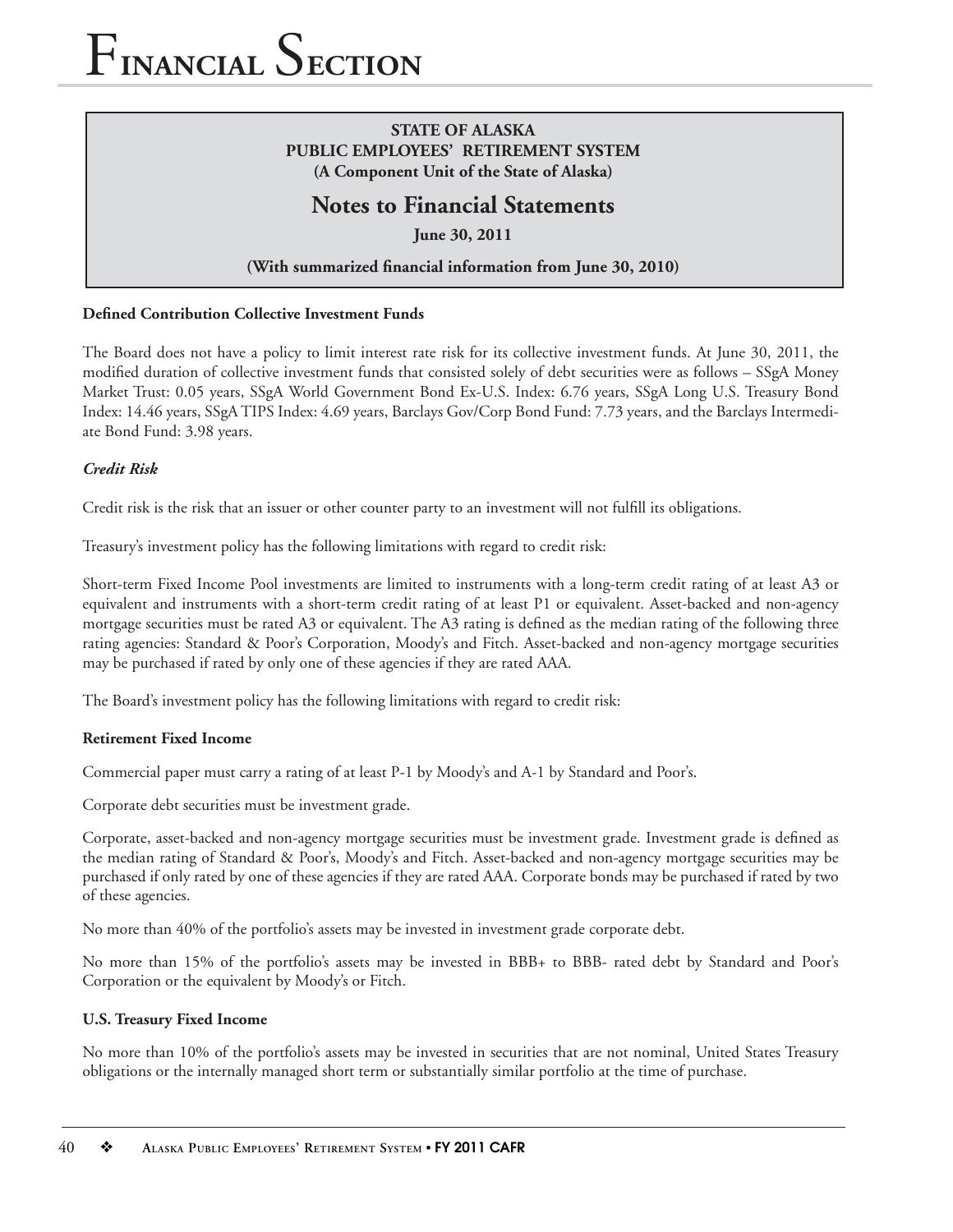**STATE OF ALASKA**
**PUBLIC EMPLOYEES' RETIREMENT SYSTEM**
**(A Component Unit of the State of Alaska)**

## Notes to Financial Statements

**June 30, 2011**

**(With summarized financial information from June 30, 2010)**

**Defined Contribution Collective Investment Funds**

The Board does not have a policy to limit interest rate risk for its collective investment funds. At June 30, 2011, the modified duration of collective investment funds that consisted solely of debt securities were as follows – SSgA Money Market Trust: 0.05 years, SSgA World Government Bond Ex-U.S. Index: 6.76 years, SSgA Long U.S. Treasury Bond Index: 14.46 years, SSgA TIPS Index: 4.69 years, Barclays Gov/Corp Bond Fund: 7.73 years, and the Barclays Intermediate Bond Fund: 3.98 years.

***Credit Risk***

Credit risk is the risk that an issuer or other counter party to an investment will not fulfill its obligations.

Treasury's investment policy has the following limitations with regard to credit risk:

Short-term Fixed Income Pool investments are limited to instruments with a long-term credit rating of at least A3 or equivalent and instruments with a short-term credit rating of at least P1 or equivalent. Asset-backed and non-agency mortgage securities must be rated A3 or equivalent. The A3 rating is defined as the median rating of the following three rating agencies: Standard & Poor's Corporation, Moody's and Fitch. Asset-backed and non-agency mortgage securities may be purchased if rated by only one of these agencies if they are rated AAA.

The Board's investment policy has the following limitations with regard to credit risk:

**Retirement Fixed Income**

Commercial paper must carry a rating of at least P-1 by Moody's and A-1 by Standard and Poor's.

Corporate debt securities must be investment grade.

Corporate, asset-backed and non-agency mortgage securities must be investment grade. Investment grade is defined as the median rating of Standard & Poor's, Moody's and Fitch. Asset-backed and non-agency mortgage securities may be purchased if only rated by one of these agencies if they are rated AAA. Corporate bonds may be purchased if rated by two of these agencies.

No more than 40% of the portfolio's assets may be invested in investment grade corporate debt.

No more than 15% of the portfolio's assets may be invested in BBB+ to BBB- rated debt by Standard and Poor's Corporation or the equivalent by Moody's or Fitch.

**U.S. Treasury Fixed Income**

No more than 10% of the portfolio's assets may be invested in securities that are not nominal, United States Treasury obligations or the internally managed short term or substantially similar portfolio at the time of purchase.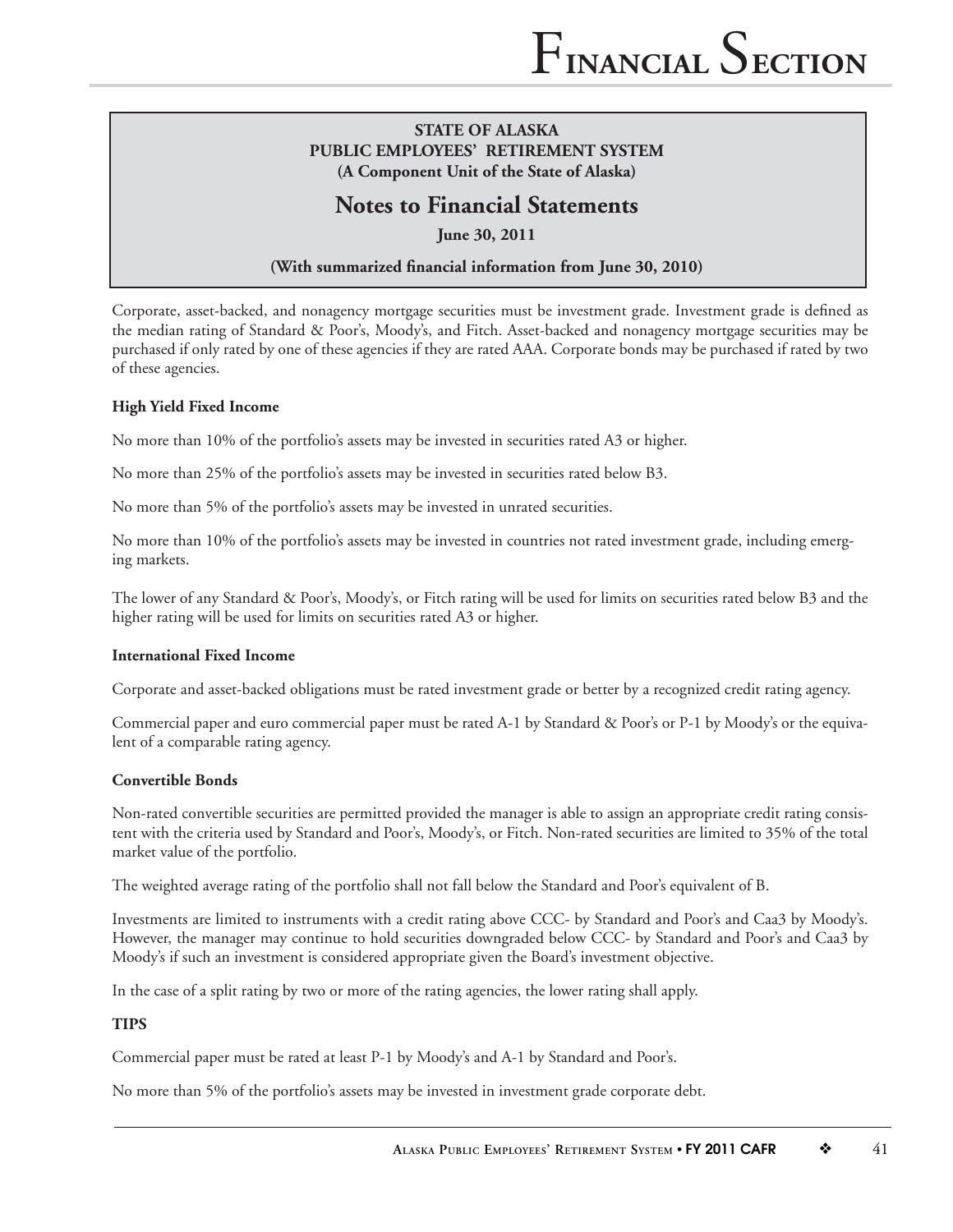**STATE OF ALASKA**
**PUBLIC EMPLOYEES' RETIREMENT SYSTEM**
**(A Component Unit of the State of Alaska)**

## Notes to Financial Statements

**June 30, 2011**

**(With summarized financial information from June 30, 2010)**

Corporate, asset-backed, and nonagency mortgage securities must be investment grade. Investment grade is defined as the median rating of Standard & Poor's, Moody's, and Fitch. Asset-backed and nonagency mortgage securities may be purchased if only rated by one of these agencies if they are rated AAA. Corporate bonds may be purchased if rated by two of these agencies.

**High Yield Fixed Income**

No more than 10% of the portfolio's assets may be invested in securities rated A3 or higher.

No more than 25% of the portfolio's assets may be invested in securities rated below B3.

No more than 5% of the portfolio's assets may be invested in unrated securities.

No more than 10% of the portfolio's assets may be invested in countries not rated investment grade, including emerging markets.

The lower of any Standard & Poor's, Moody's, or Fitch rating will be used for limits on securities rated below B3 and the higher rating will be used for limits on securities rated A3 or higher.

**International Fixed Income**

Corporate and asset-backed obligations must be rated investment grade or better by a recognized credit rating agency.

Commercial paper and euro commercial paper must be rated A-1 by Standard & Poor's or P-1 by Moody's or the equivalent of a comparable rating agency.

**Convertible Bonds**

Non-rated convertible securities are permitted provided the manager is able to assign an appropriate credit rating consistent with the criteria used by Standard and Poor's, Moody's, or Fitch. Non-rated securities are limited to 35% of the total market value of the portfolio.

The weighted average rating of the portfolio shall not fall below the Standard and Poor's equivalent of B.

Investments are limited to instruments with a credit rating above CCC- by Standard and Poor's and Caa3 by Moody's. However, the manager may continue to hold securities downgraded below CCC- by Standard and Poor's and Caa3 by Moody's if such an investment is considered appropriate given the Board's investment objective.

In the case of a split rating by two or more of the rating agencies, the lower rating shall apply.

**TIPS**

Commercial paper must be rated at least P-1 by Moody's and A-1 by Standard and Poor's.

No more than 5% of the portfolio's assets may be invested in investment grade corporate debt.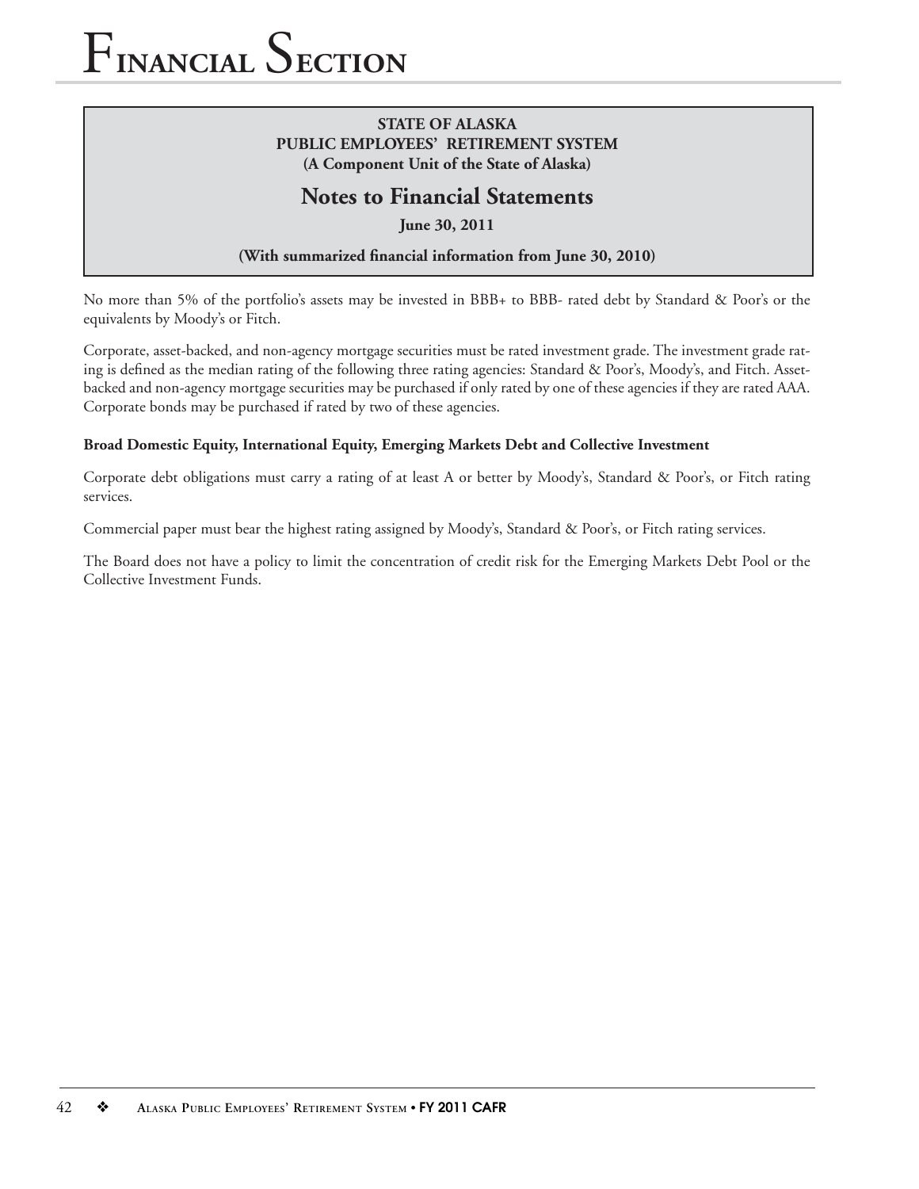No more than 5% of the portfolio's assets may be invested in BBB+ to BBB- rated debt by Standard & Poor's or the equivalents by Moody's or Fitch.

Corporate, asset-backed, and non-agency mortgage securities must be rated investment grade. The investment grade rating is defined as the median rating of the following three rating agencies: Standard & Poor's, Moody's, and Fitch. Asset-backed and non-agency mortgage securities may be purchased if only rated by one of these agencies if they are rated AAA. Corporate bonds may be purchased if rated by two of these agencies.

**Broad Domestic Equity, International Equity, Emerging Markets Debt and Collective Investment**

Corporate debt obligations must carry a rating of at least A or better by Moody's, Standard & Poor's, or Fitch rating services.

Commercial paper must bear the highest rating assigned by Moody's, Standard & Poor's, or Fitch rating services.

The Board does not have a policy to limit the concentration of credit risk for the Emerging Markets Debt Pool or the Collective Investment Funds.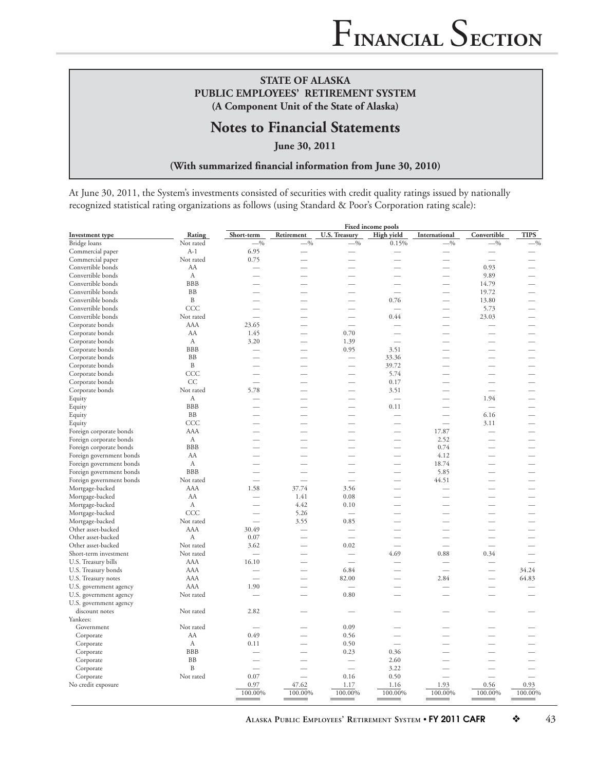**STATE OF ALASKA**
**PUBLIC EMPLOYEES' RETIREMENT SYSTEM**
**(A Component Unit of the State of Alaska)**

# Notes to Financial Statements

**June 30, 2011**

**(With summarized financial information from June 30, 2010)**

At June 30, 2011, the System's investments consisted of securities with credit quality ratings issued by nationally recognized statistical rating organizations as follows (using Standard & Poor's Corporation rating scale):

| | | Fixed income pools | | | | | | |
|---|---|---|---|---|---|---|---|---|
| **Investment type** | **Rating** | **Short-term** | **Retirement** | **U.S. Treasury** | **High yield** | **International** | **Convertible** | **TIPS** |
| Bridge loans | Not rated | —% | —% | —% | 0.15% | —% | —% | —% |
| Commercial paper | A-1 | 6.95 | — | — | — | — | — | — |
| Commercial paper | Not rated | 0.75 | — | — | — | — | — | — |
| Convertible bonds | AA | — | — | — | — | — | 0.93 | — |
| Convertible bonds | A | — | — | — | — | — | 9.89 | — |
| Convertible bonds | BBB | — | — | — | — | — | 14.79 | — |
| Convertible bonds | BB | — | — | — | — | — | 19.72 | — |
| Convertible bonds | B | — | — | — | 0.76 | — | 13.80 | — |
| Convertible bonds | CCC | — | — | — | — | — | 5.73 | — |
| Convertible bonds | Not rated | — | — | — | 0.44 | — | 23.03 | — |
| Corporate bonds | AAA | 23.65 | — | — | — | — | — | — |
| Corporate bonds | AA | 1.45 | — | 0.70 | — | — | — | — |
| Corporate bonds | A | 3.20 | — | 1.39 | — | — | — | — |
| Corporate bonds | BBB | — | — | 0.95 | 3.51 | — | — | — |
| Corporate bonds | BB | — | — | — | 33.36 | — | — | — |
| Corporate bonds | B | — | — | — | 39.72 | — | — | — |
| Corporate bonds | CCC | — | — | — | 5.74 | — | — | — |
| Corporate bonds | CC | — | — | — | 0.17 | — | — | — |
| Corporate bonds | Not rated | 5.78 | — | — | 3.51 | — | — | — |
| Equity | A | — | — | — | — | — | 1.94 | — |
| Equity | BBB | — | — | — | 0.11 | — | — | — |
| Equity | BB | — | — | — | — | — | 6.16 | — |
| Equity | CCC | — | — | — | — | — | 3.11 | — |
| Foreign corporate bonds | AAA | — | — | — | — | 17.87 | — | — |
| Foreign corporate bonds | A | — | — | — | — | 2.52 | — | — |
| Foreign corporate bonds | BBB | — | — | — | — | 0.74 | — | — |
| Foreign government bonds | AA | — | — | — | — | 4.12 | — | — |
| Foreign government bonds | A | — | — | — | — | 18.74 | — | — |
| Foreign government bonds | BBB | — | — | — | — | 5.85 | — | — |
| Foreign government bonds | Not rated | — | — | — | — | 44.51 | — | — |
| Mortgage-backed | AAA | 1.58 | 37.74 | 3.56 | — | — | — | — |
| Mortgage-backed | AA | — | 1.41 | 0.08 | — | — | — | — |
| Mortgage-backed | A | — | 4.42 | 0.10 | — | — | — | — |
| Mortgage-backed | CCC | — | 5.26 | — | — | — | — | — |
| Mortgage-backed | Not rated | — | 3.55 | 0.85 | — | — | — | — |
| Other asset-backed | AAA | 30.49 | — | — | — | — | — | — |
| Other asset-backed | A | 0.07 | — | — | — | — | — | — |
| Other asset-backed | Not rated | 3.62 | — | 0.02 | — | — | — | — |
| Short-term investment | Not rated | — | — | — | 4.69 | 0.88 | 0.34 | — |
| U.S. Treasury bills | AAA | 16.10 | — | — | — | — | — | — |
| U.S. Treasury bonds | AAA | — | — | 6.84 | — | — | — | 34.24 |
| U.S. Treasury notes | AAA | — | — | 82.00 | — | 2.84 | — | 64.83 |
| U.S. government agency | AAA | 1.90 | — | — | — | — | — | — |
| U.S. government agency | Not rated | — | — | 0.80 | — | — | — | — |
| U.S. government agency discount notes | Not rated | 2.82 | — | — | — | — | — | — |
| Yankees: | | | | | | | | |
| Government | Not rated | — | — | 0.09 | — | — | — | — |
| Corporate | AA | 0.49 | — | 0.56 | — | — | — | — |
| Corporate | A | 0.11 | — | 0.50 | — | — | — | — |
| Corporate | BBB | — | — | 0.23 | 0.36 | — | — | — |
| Corporate | BB | — | — | — | 2.60 | — | — | — |
| Corporate | B | — | — | — | 3.22 | — | — | — |
| Corporate | Not rated | 0.07 | — | 0.16 | 0.50 | — | — | — |
| No credit exposure | | 0.97 | 47.62 | 1.17 | 1.16 | 1.93 | 0.56 | 0.93 |
| | | 100.00% | 100.00% | 100.00% | 100.00% | 100.00% | 100.00% | 100.00% |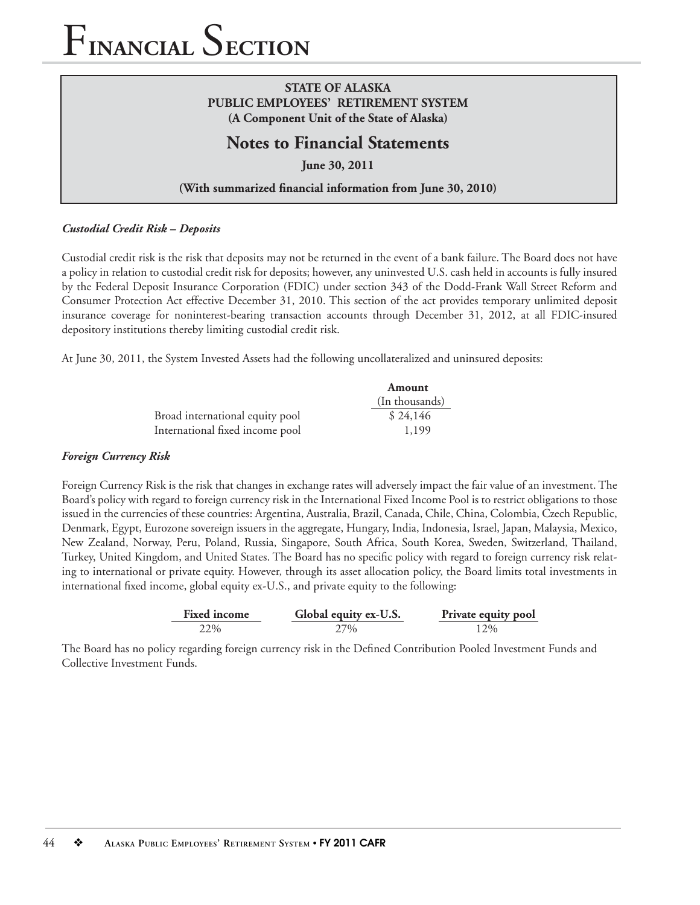**STATE OF ALASKA**
**PUBLIC EMPLOYEES' RETIREMENT SYSTEM**
**(A Component Unit of the State of Alaska)**

## Notes to Financial Statements

**June 30, 2011**

**(With summarized financial information from June 30, 2010)**

### *Custodial Credit Risk – Deposits*

Custodial credit risk is the risk that deposits may not be returned in the event of a bank failure. The Board does not have a policy in relation to custodial credit risk for deposits; however, any uninvested U.S. cash held in accounts is fully insured by the Federal Deposit Insurance Corporation (FDIC) under section 343 of the Dodd-Frank Wall Street Reform and Consumer Protection Act effective December 31, 2010. This section of the act provides temporary unlimited deposit insurance coverage for noninterest-bearing transaction accounts through December 31, 2012, at all FDIC-insured depository institutions thereby limiting custodial credit risk.

At June 30, 2011, the System Invested Assets had the following uncollateralized and uninsured deposits:

| | **Amount** (In thousands) |
|---|---|
| Broad international equity pool | $ 24,146 |
| International fixed income pool | 1,199 |

### *Foreign Currency Risk*

Foreign Currency Risk is the risk that changes in exchange rates will adversely impact the fair value of an investment. The Board's policy with regard to foreign currency risk in the International Fixed Income Pool is to restrict obligations to those issued in the currencies of these countries: Argentina, Australia, Brazil, Canada, Chile, China, Colombia, Czech Republic, Denmark, Egypt, Eurozone sovereign issuers in the aggregate, Hungary, India, Indonesia, Israel, Japan, Malaysia, Mexico, New Zealand, Norway, Peru, Poland, Russia, Singapore, South Africa, South Korea, Sweden, Switzerland, Thailand, Turkey, United Kingdom, and United States. The Board has no specific policy with regard to foreign currency risk relating to international or private equity. However, through its asset allocation policy, the Board limits total investments in international fixed income, global equity ex-U.S., and private equity to the following:

| **Fixed income** | **Global equity ex-U.S.** | **Private equity pool** |
|---|---|---|
| 22% | 27% | 12% |

The Board has no policy regarding foreign currency risk in the Defined Contribution Pooled Investment Funds and Collective Investment Funds.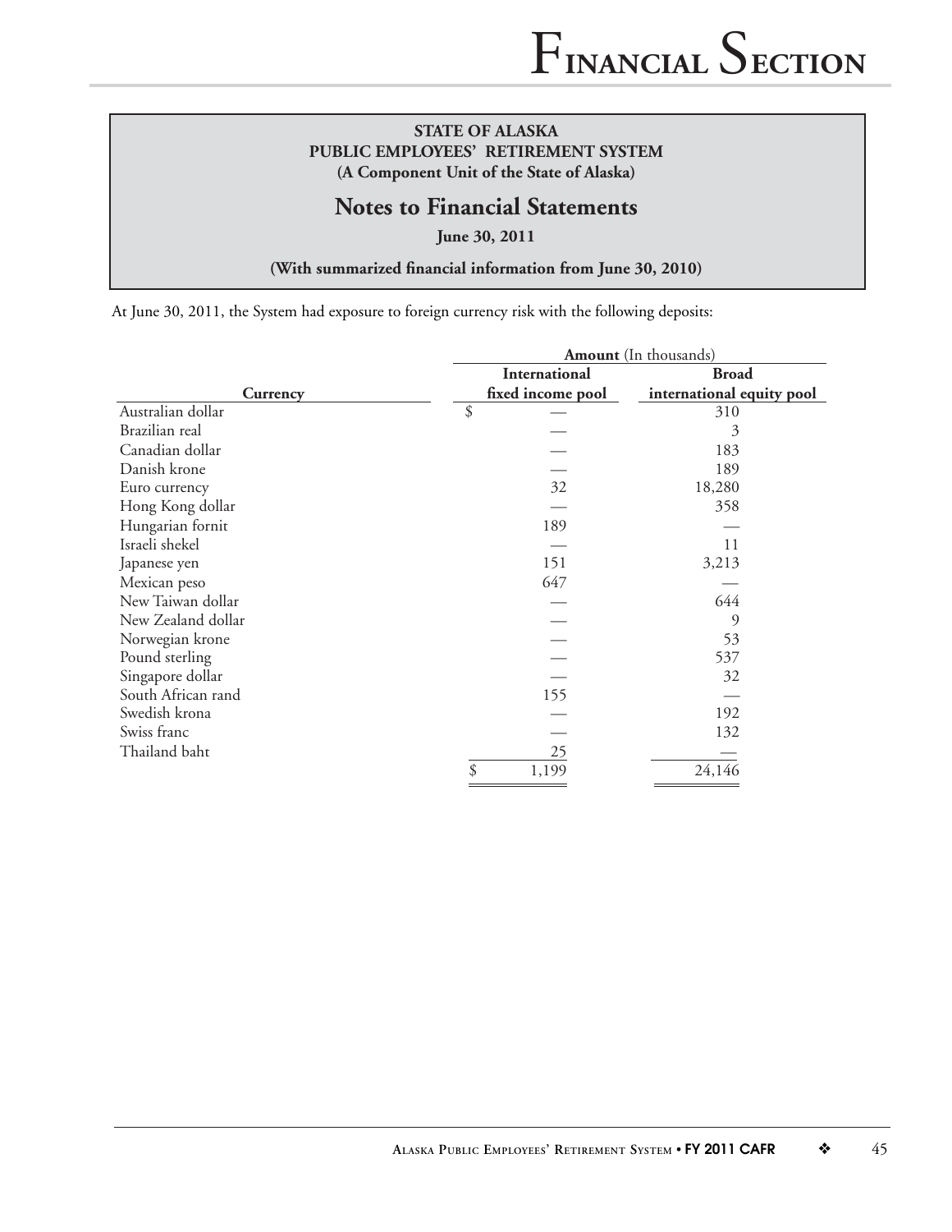**STATE OF ALASKA**
**PUBLIC EMPLOYEES' RETIREMENT SYSTEM**
**(A Component Unit of the State of Alaska)**

## Notes to Financial Statements

**June 30, 2011**

**(With summarized financial information from June 30, 2010)**

At June 30, 2011, the System had exposure to foreign currency risk with the following deposits:

| | **Amount** (In thousands) | |
|---|---|---|
| **Currency** | **International fixed income pool** | **Broad international equity pool** |
| Australian dollar | $ — | 310 |
| Brazilian real | — | 3 |
| Canadian dollar | — | 183 |
| Danish krone | — | 189 |
| Euro currency | 32 | 18,280 |
| Hong Kong dollar | — | 358 |
| Hungarian fornit | 189 | — |
| Israeli shekel | — | 11 |
| Japanese yen | 151 | 3,213 |
| Mexican peso | 647 | — |
| New Taiwan dollar | — | 644 |
| New Zealand dollar | — | 9 |
| Norwegian krone | — | 53 |
| Pound sterling | — | 537 |
| Singapore dollar | — | 32 |
| South African rand | 155 | — |
| Swedish krona | — | 192 |
| Swiss franc | — | 132 |
| Thailand baht | 25 | — |
| | $ 1,199 | 24,146 |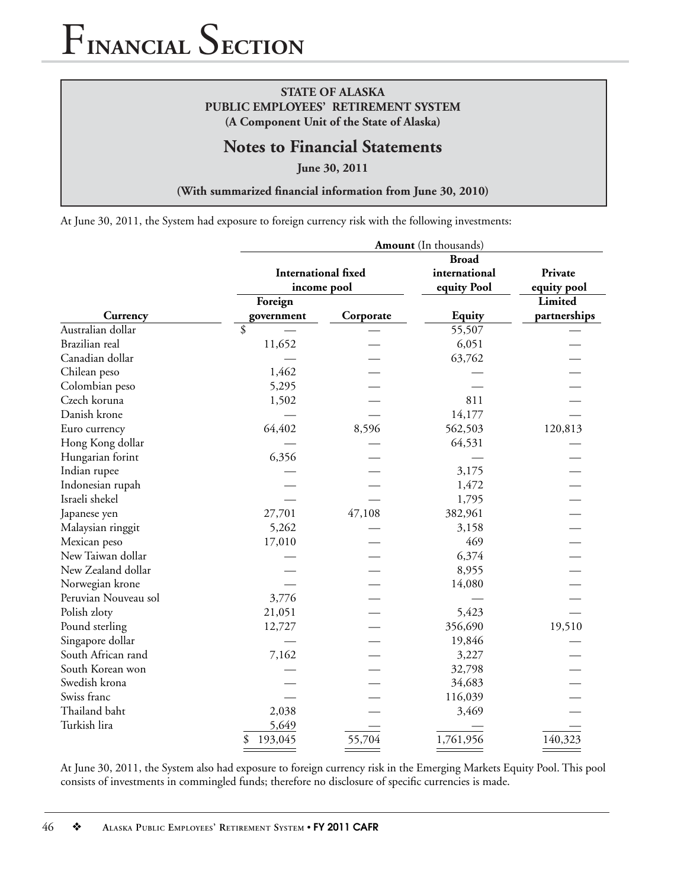**STATE OF ALASKA**
**PUBLIC EMPLOYEES' RETIREMENT SYSTEM**
**(A Component Unit of the State of Alaska)**

## Notes to Financial Statements

**June 30, 2011**

**(With summarized financial information from June 30, 2010)**

At June 30, 2011, the System had exposure to foreign currency risk with the following investments:

| | **Amount** (In thousands) | | | |
|---|---|---|---|---|
| | **International fixed income pool** | | **Broad international equity Pool** | **Private equity pool** |
| **Currency** | **Foreign government** | **Corporate** | **Equity** | **Limited partnerships** |
| Australian dollar | $ — | — | 55,507 | — |
| Brazilian real | 11,652 | — | 6,051 | — |
| Canadian dollar | — | — | 63,762 | — |
| Chilean peso | 1,462 | — | — | — |
| Colombian peso | 5,295 | — | — | — |
| Czech koruna | 1,502 | — | 811 | — |
| Danish krone | — | — | 14,177 | — |
| Euro currency | 64,402 | 8,596 | 562,503 | 120,813 |
| Hong Kong dollar | — | — | 64,531 | — |
| Hungarian forint | 6,356 | — | — | — |
| Indian rupee | — | — | 3,175 | — |
| Indonesian rupah | — | — | 1,472 | — |
| Israeli shekel | — | — | 1,795 | — |
| Japanese yen | 27,701 | 47,108 | 382,961 | — |
| Malaysian ringgit | 5,262 | — | 3,158 | — |
| Mexican peso | 17,010 | — | 469 | — |
| New Taiwan dollar | — | — | 6,374 | — |
| New Zealand dollar | — | — | 8,955 | — |
| Norwegian krone | — | — | 14,080 | — |
| Peruvian Nouveau sol | 3,776 | — | — | — |
| Polish zloty | 21,051 | — | 5,423 | — |
| Pound sterling | 12,727 | — | 356,690 | 19,510 |
| Singapore dollar | — | — | 19,846 | — |
| South African rand | 7,162 | — | 3,227 | — |
| South Korean won | — | — | 32,798 | — |
| Swedish krona | — | — | 34,683 | — |
| Swiss franc | — | — | 116,039 | — |
| Thailand baht | 2,038 | — | 3,469 | — |
| Turkish lira | 5,649 | — | — | — |
| | $ 193,045 | 55,704 | 1,761,956 | 140,323 |

At June 30, 2011, the System also had exposure to foreign currency risk in the Emerging Markets Equity Pool. This pool consists of investments in commingled funds; therefore no disclosure of specific currencies is made.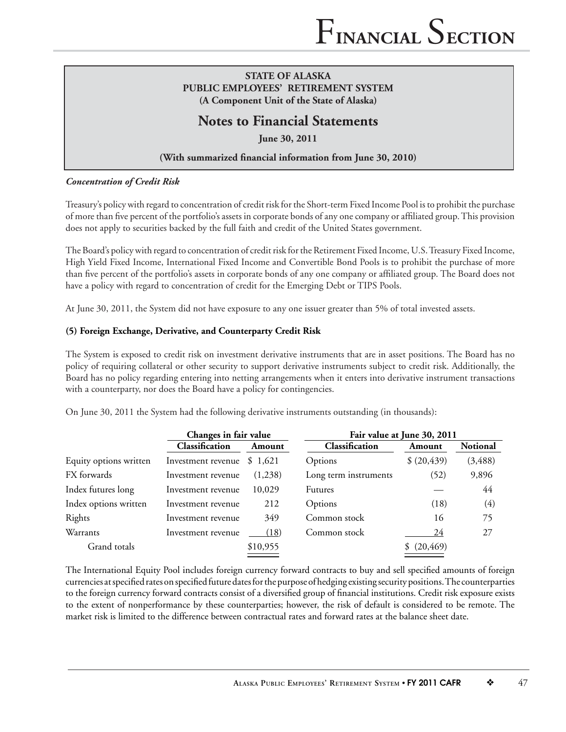**STATE OF ALASKA**
**PUBLIC EMPLOYEES' RETIREMENT SYSTEM**
**(A Component Unit of the State of Alaska)**

## Notes to Financial Statements

**June 30, 2011**

**(With summarized financial information from June 30, 2010)**

***Concentration of Credit Risk***

Treasury's policy with regard to concentration of credit risk for the Short-term Fixed Income Pool is to prohibit the purchase of more than five percent of the portfolio's assets in corporate bonds of any one company or affiliated group. This provision does not apply to securities backed by the full faith and credit of the United States government.

The Board's policy with regard to concentration of credit risk for the Retirement Fixed Income, U.S. Treasury Fixed Income, High Yield Fixed Income, International Fixed Income and Convertible Bond Pools is to prohibit the purchase of more than five percent of the portfolio's assets in corporate bonds of any one company or affiliated group. The Board does not have a policy with regard to concentration of credit for the Emerging Debt or TIPS Pools.

At June 30, 2011, the System did not have exposure to any one issuer greater than 5% of total invested assets.

**(5) Foreign Exchange, Derivative, and Counterparty Credit Risk**

The System is exposed to credit risk on investment derivative instruments that are in asset positions. The Board has no policy of requiring collateral or other security to support derivative instruments subject to credit risk. Additionally, the Board has no policy regarding entering into netting arrangements when it enters into derivative instrument transactions with a counterparty, nor does the Board have a policy for contingencies.

On June 30, 2011 the System had the following derivative instruments outstanding (in thousands):

| | Changes in fair value | | Fair value at June 30, 2011 | | |
|---|---|---|---|---|---|
| | **Classification** | **Amount** | **Classification** | **Amount** | **Notional** |
| Equity options written | Investment revenue | $ 1,621 | Options | $ (20,439) | (3,488) |
| FX forwards | Investment revenue | (1,238) | Long term instruments | (52) | 9,896 |
| Index futures long | Investment revenue | 10,029 | Futures | — | 44 |
| Index options written | Investment revenue | 212 | Options | (18) | (4) |
| Rights | Investment revenue | 349 | Common stock | 16 | 75 |
| Warrants | Investment revenue | (18) | Common stock | 24 | 27 |
| Grand totals | | $10,955 | | $ (20,469) | |

The International Equity Pool includes foreign currency forward contracts to buy and sell specified amounts of foreign currencies at specified rates on specified future dates for the purpose of hedging existing security positions. The counterparties to the foreign currency forward contracts consist of a diversified group of financial institutions. Credit risk exposure exists to the extent of nonperformance by these counterparties; however, the risk of default is considered to be remote. The market risk is limited to the difference between contractual rates and forward rates at the balance sheet date.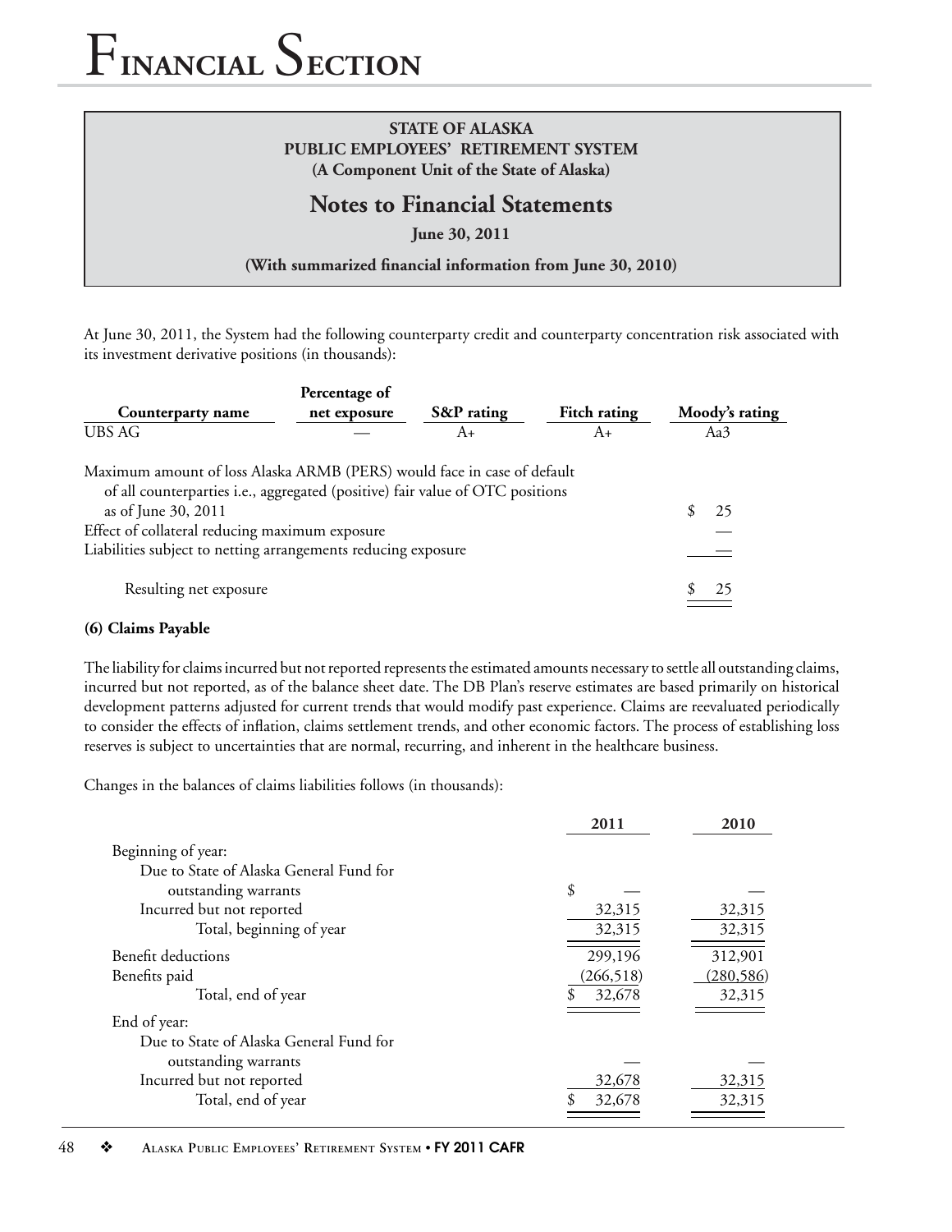**STATE OF ALASKA**
**PUBLIC EMPLOYEES' RETIREMENT SYSTEM**
**(A Component Unit of the State of Alaska)**

## Notes to Financial Statements

**June 30, 2011**

**(With summarized financial information from June 30, 2010)**

At June 30, 2011, the System had the following counterparty credit and counterparty concentration risk associated with its investment derivative positions (in thousands):

| Counterparty name | Percentage of net exposure | S&P rating | Fitch rating | Moody's rating |
|---|---|---|---|---|
| UBS AG | — | A+ | A+ | Aa3 |

| | |
|---|---|
| Maximum amount of loss Alaska ARMB (PERS) would face in case of default of all counterparties i.e., aggregated (positive) fair value of OTC positions as of June 30, 2011 | $ 25 |
| Effect of collateral reducing maximum exposure | — |
| Liabilities subject to netting arrangements reducing exposure | — |
| Resulting net exposure | $ 25 |

**(6) Claims Payable**

The liability for claims incurred but not reported represents the estimated amounts necessary to settle all outstanding claims, incurred but not reported, as of the balance sheet date. The DB Plan's reserve estimates are based primarily on historical development patterns adjusted for current trends that would modify past experience. Claims are reevaluated periodically to consider the effects of inflation, claims settlement trends, and other economic factors. The process of establishing loss reserves is subject to uncertainties that are normal, recurring, and inherent in the healthcare business.

Changes in the balances of claims liabilities follows (in thousands):

| | 2011 | 2010 |
|---|---|---|
| Beginning of year: | | |
| Due to State of Alaska General Fund for outstanding warrants | $ — | — |
| Incurred but not reported | 32,315 | 32,315 |
| Total, beginning of year | 32,315 | 32,315 |
| Benefit deductions | 299,196 | 312,901 |
| Benefits paid | (266,518) | (280,586) |
| Total, end of year | $ 32,678 | 32,315 |
| End of year: | | |
| Due to State of Alaska General Fund for outstanding warrants | — | — |
| Incurred but not reported | 32,678 | 32,315 |
| Total, end of year | $ 32,678 | 32,315 |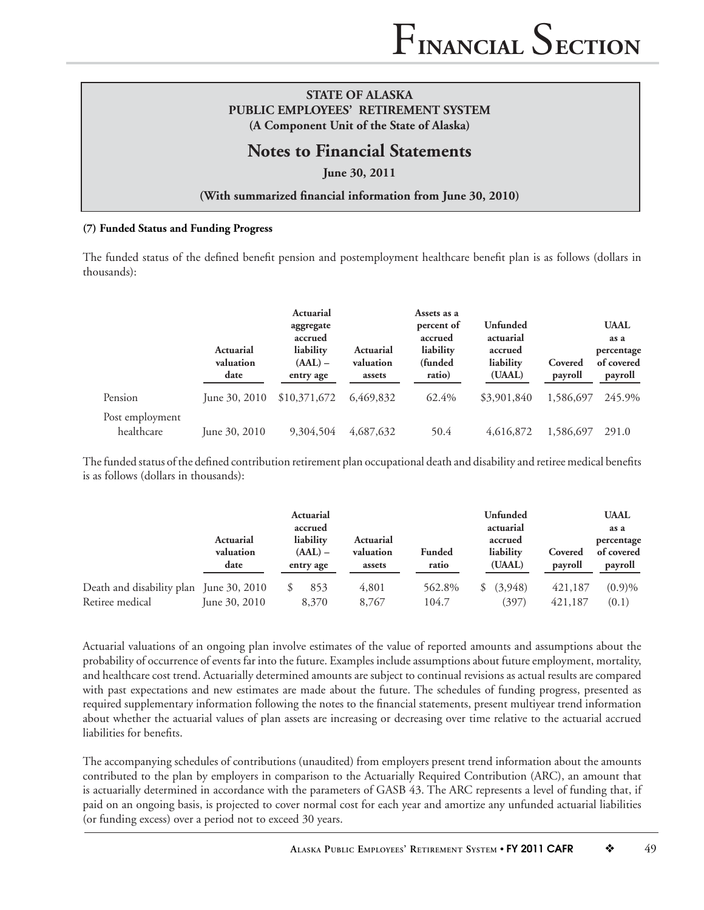**STATE OF ALASKA**
**PUBLIC EMPLOYEES' RETIREMENT SYSTEM**
**(A Component Unit of the State of Alaska)**

## Notes to Financial Statements

**June 30, 2011**

**(With summarized financial information from June 30, 2010)**

**(7) Funded Status and Funding Progress**

The funded status of the defined benefit pension and postemployment healthcare benefit plan is as follows (dollars in thousands):

| | Actuarial valuation date | Actuarial aggregate accrued liability (AAL) – entry age | Actuarial valuation assets | Assets as a percent of accrued liability (funded ratio) | Unfunded actuarial accrued liability (UAAL) | Covered payroll | UAAL as a percentage of covered payroll |
|---|---|---|---|---|---|---|---|
| Pension | June 30, 2010 | $10,371,672 | 6,469,832 | 62.4% | $3,901,840 | 1,586,697 | 245.9% |
| Post employment healthcare | June 30, 2010 | 9,304,504 | 4,687,632 | 50.4 | 4,616,872 | 1,586,697 | 291.0 |

The funded status of the defined contribution retirement plan occupational death and disability and retiree medical benefits is as follows (dollars in thousands):

| | Actuarial valuation date | Actuarial accrued liability (AAL) – entry age | Actuarial valuation assets | Funded ratio | Unfunded actuarial accrued liability (UAAL) | Covered payroll | UAAL as a percentage of covered payroll |
|---|---|---|---|---|---|---|---|
| Death and disability plan | June 30, 2010 | $ 853 | 4,801 | 562.8% | $ (3,948) | 421,187 | (0.9)% |
| Retiree medical | June 30, 2010 | 8,370 | 8,767 | 104.7 | (397) | 421,187 | (0.1) |

Actuarial valuations of an ongoing plan involve estimates of the value of reported amounts and assumptions about the probability of occurrence of events far into the future. Examples include assumptions about future employment, mortality, and healthcare cost trend. Actuarially determined amounts are subject to continual revisions as actual results are compared with past expectations and new estimates are made about the future. The schedules of funding progress, presented as required supplementary information following the notes to the financial statements, present multiyear trend information about whether the actuarial values of plan assets are increasing or decreasing over time relative to the actuarial accrued liabilities for benefits.

The accompanying schedules of contributions (unaudited) from employers present trend information about the amounts contributed to the plan by employers in comparison to the Actuarially Required Contribution (ARC), an amount that is actuarially determined in accordance with the parameters of GASB 43. The ARC represents a level of funding that, if paid on an ongoing basis, is projected to cover normal cost for each year and amortize any unfunded actuarial liabilities (or funding excess) over a period not to exceed 30 years.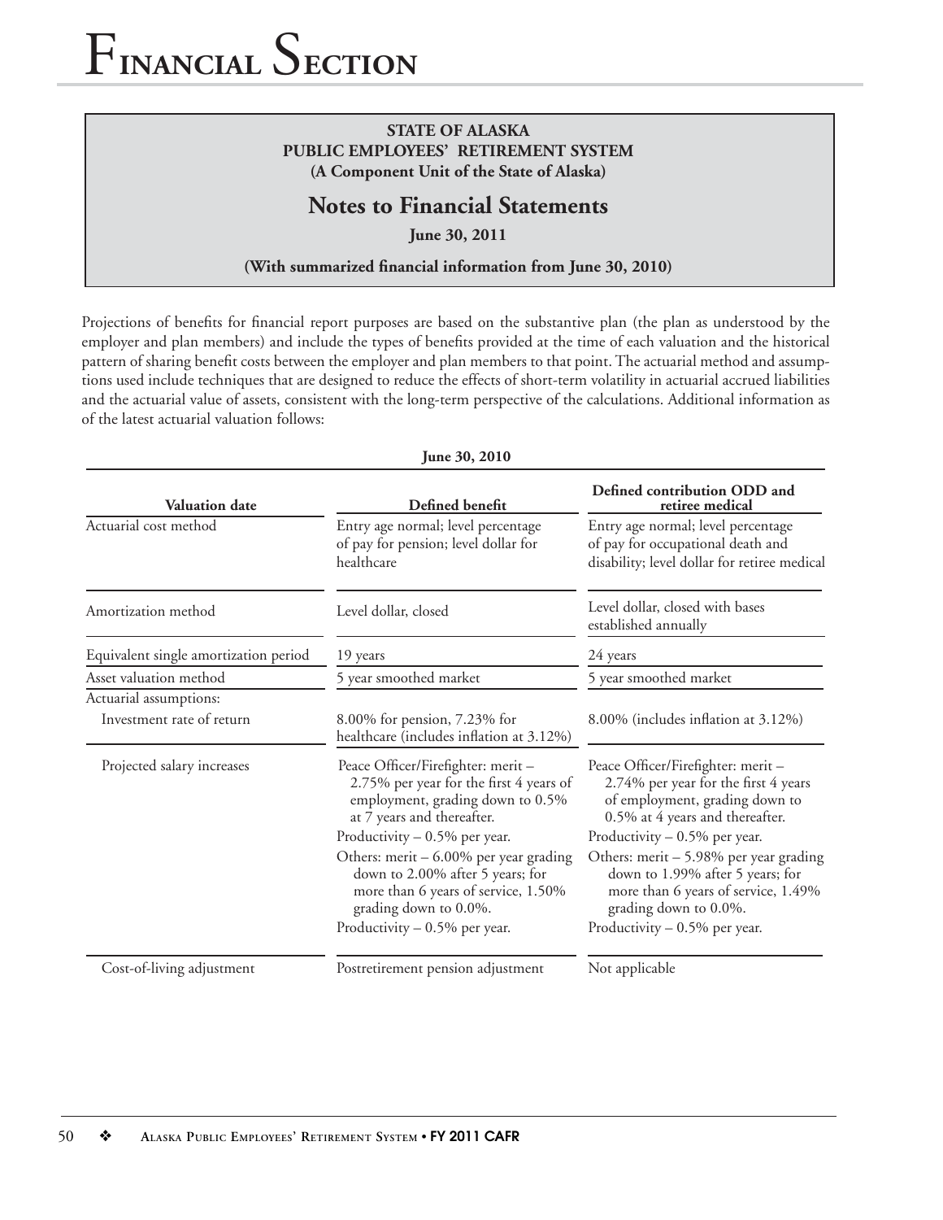**STATE OF ALASKA**
**PUBLIC EMPLOYEES' RETIREMENT SYSTEM**
**(A Component Unit of the State of Alaska)**

## Notes to Financial Statements

**June 30, 2011**

**(With summarized financial information from June 30, 2010)**

Projections of benefits for financial report purposes are based on the substantive plan (the plan as understood by the employer and plan members) and include the types of benefits provided at the time of each valuation and the historical pattern of sharing benefit costs between the employer and plan members to that point. The actuarial method and assumptions used include techniques that are designed to reduce the effects of short-term volatility in actuarial accrued liabilities and the actuarial value of assets, consistent with the long-term perspective of the calculations. Additional information as of the latest actuarial valuation follows:

**June 30, 2010**

| Valuation date | Defined benefit | Defined contribution ODD and retiree medical |
|---|---|---|
| Actuarial cost method | Entry age normal; level percentage of pay for pension; level dollar for healthcare | Entry age normal; level percentage of pay for occupational death and disability; level dollar for retiree medical |
| Amortization method | Level dollar, closed | Level dollar, closed with bases established annually |
| Equivalent single amortization period | 19 years | 24 years |
| Asset valuation method | 5 year smoothed market | 5 year smoothed market |
| Actuarial assumptions: | | |
| Investment rate of return | 8.00% for pension, 7.23% for healthcare (includes inflation at 3.12%) | 8.00% (includes inflation at 3.12%) |
| Projected salary increases | Peace Officer/Firefighter: merit – 2.75% per year for the first 4 years of employment, grading down to 0.5% at 7 years and thereafter. Productivity – 0.5% per year. Others: merit – 6.00% per year grading down to 2.00% after 5 years; for more than 6 years of service, 1.50% grading down to 0.0%. Productivity – 0.5% per year. | Peace Officer/Firefighter: merit – 2.74% per year for the first 4 years of employment, grading down to 0.5% at 4 years and thereafter. Productivity – 0.5% per year. Others: merit – 5.98% per year grading down to 1.99% after 5 years; for more than 6 years of service, 1.49% grading down to 0.0%. Productivity – 0.5% per year. |
| Cost-of-living adjustment | Postretirement pension adjustment | Not applicable |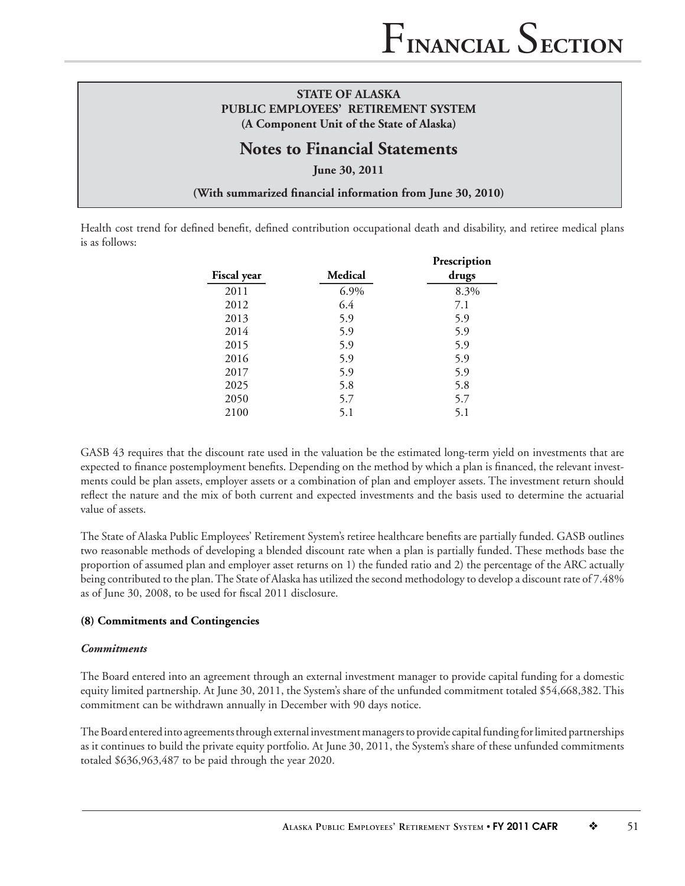Health cost trend for defined benefit, defined contribution occupational death and disability, and retiree medical plans is as follows:

| Fiscal year | Medical | Prescription drugs |
|---|---|---|
| 2011 | 6.9% | 8.3% |
| 2012 | 6.4 | 7.1 |
| 2013 | 5.9 | 5.9 |
| 2014 | 5.9 | 5.9 |
| 2015 | 5.9 | 5.9 |
| 2016 | 5.9 | 5.9 |
| 2017 | 5.9 | 5.9 |
| 2025 | 5.8 | 5.8 |
| 2050 | 5.7 | 5.7 |
| 2100 | 5.1 | 5.1 |

GASB 43 requires that the discount rate used in the valuation be the estimated long-term yield on investments that are expected to finance postemployment benefits. Depending on the method by which a plan is financed, the relevant investments could be plan assets, employer assets or a combination of plan and employer assets. The investment return should reflect the nature and the mix of both current and expected investments and the basis used to determine the actuarial value of assets.

The State of Alaska Public Employees' Retirement System's retiree healthcare benefits are partially funded. GASB outlines two reasonable methods of developing a blended discount rate when a plan is partially funded. These methods base the proportion of assumed plan and employer asset returns on 1) the funded ratio and 2) the percentage of the ARC actually being contributed to the plan. The State of Alaska has utilized the second methodology to develop a discount rate of 7.48% as of June 30, 2008, to be used for fiscal 2011 disclosure.

### (8) Commitments and Contingencies

#### *Commitments*

The Board entered into an agreement through an external investment manager to provide capital funding for a domestic equity limited partnership. At June 30, 2011, the System's share of the unfunded commitment totaled $54,668,382. This commitment can be withdrawn annually in December with 90 days notice.

The Board entered into agreements through external investment managers to provide capital funding for limited partnerships as it continues to build the private equity portfolio. At June 30, 2011, the System's share of these unfunded commitments totaled $636,963,487 to be paid through the year 2020.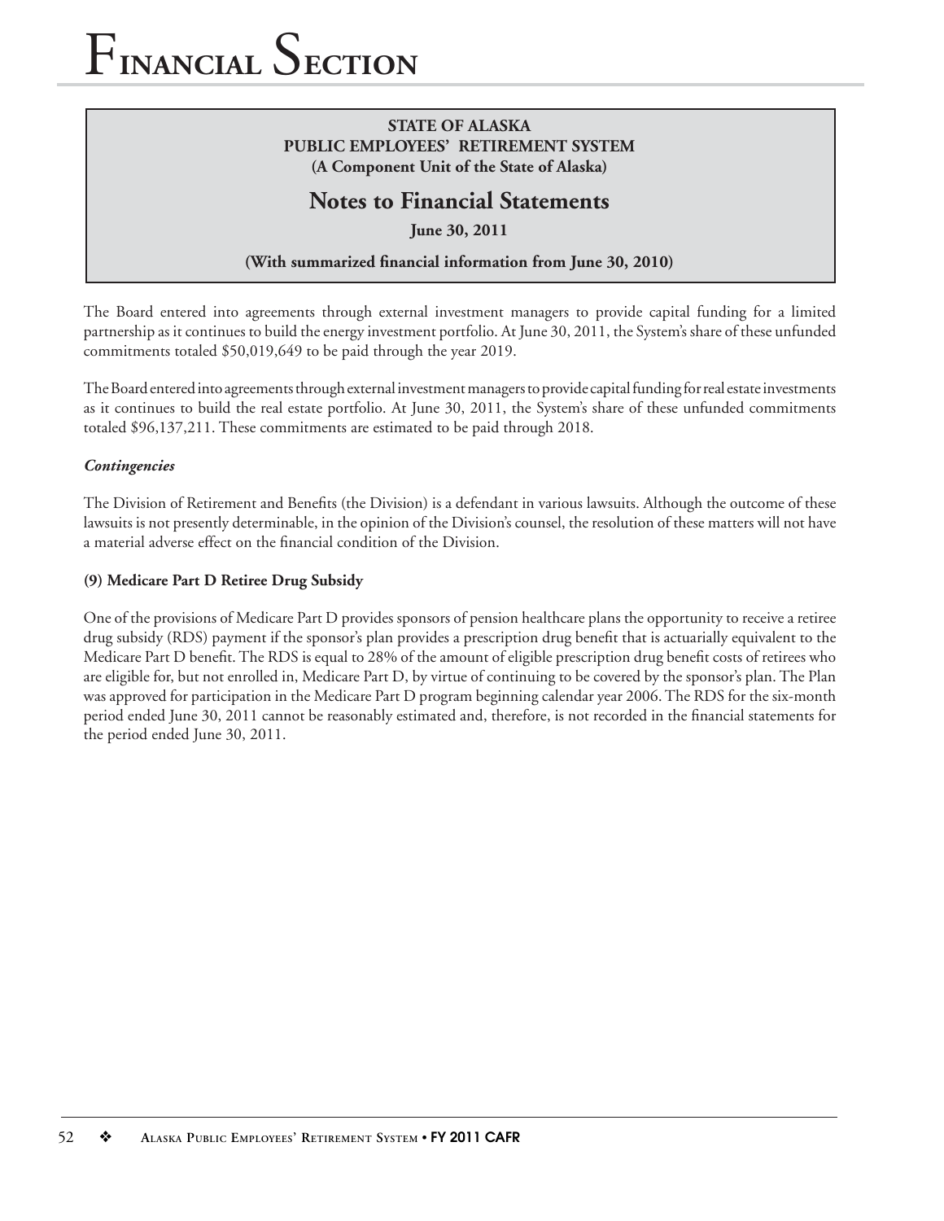The Board entered into agreements through external investment managers to provide capital funding for a limited partnership as it continues to build the energy investment portfolio. At June 30, 2011, the System's share of these unfunded commitments totaled $50,019,649 to be paid through the year 2019.

The Board entered into agreements through external investment managers to provide capital funding for real estate investments as it continues to build the real estate portfolio. At June 30, 2011, the System's share of these unfunded commitments totaled $96,137,211. These commitments are estimated to be paid through 2018.

***Contingencies***

The Division of Retirement and Benefits (the Division) is a defendant in various lawsuits. Although the outcome of these lawsuits is not presently determinable, in the opinion of the Division's counsel, the resolution of these matters will not have a material adverse effect on the financial condition of the Division.

**(9) Medicare Part D Retiree Drug Subsidy**

One of the provisions of Medicare Part D provides sponsors of pension healthcare plans the opportunity to receive a retiree drug subsidy (RDS) payment if the sponsor's plan provides a prescription drug benefit that is actuarially equivalent to the Medicare Part D benefit. The RDS is equal to 28% of the amount of eligible prescription drug benefit costs of retirees who are eligible for, but not enrolled in, Medicare Part D, by virtue of continuing to be covered by the sponsor's plan. The Plan was approved for participation in the Medicare Part D program beginning calendar year 2006. The RDS for the six-month period ended June 30, 2011 cannot be reasonably estimated and, therefore, is not recorded in the financial statements for the period ended June 30, 2011.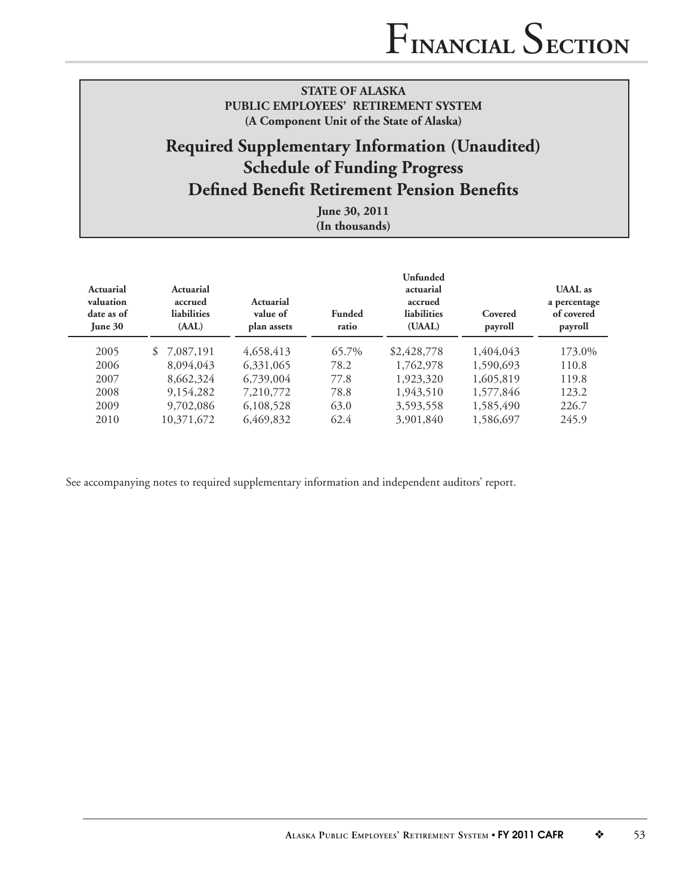**STATE OF ALASKA**
**PUBLIC EMPLOYEES' RETIREMENT SYSTEM**
**(A Component Unit of the State of Alaska)**

# Required Supplementary Information (Unaudited)
# Schedule of Funding Progress
# Defined Benefit Retirement Pension Benefits

**June 30, 2011**
**(In thousands)**

| Actuarial valuation date as of June 30 | Actuarial accrued liabilities (AAL) | Actuarial value of plan assets | Funded ratio | Unfunded actuarial accrued liabilities (UAAL) | Covered payroll | UAAL as a percentage of covered payroll |
|---|---|---|---|---|---|---|
| 2005 | $ 7,087,191 | 4,658,413 | 65.7% | $2,428,778 | 1,404,043 | 173.0% |
| 2006 | 8,094,043 | 6,331,065 | 78.2 | 1,762,978 | 1,590,693 | 110.8 |
| 2007 | 8,662,324 | 6,739,004 | 77.8 | 1,923,320 | 1,605,819 | 119.8 |
| 2008 | 9,154,282 | 7,210,772 | 78.8 | 1,943,510 | 1,577,846 | 123.2 |
| 2009 | 9,702,086 | 6,108,528 | 63.0 | 3,593,558 | 1,585,490 | 226.7 |
| 2010 | 10,371,672 | 6,469,832 | 62.4 | 3,901,840 | 1,586,697 | 245.9 |

See accompanying notes to required supplementary information and independent auditors' report.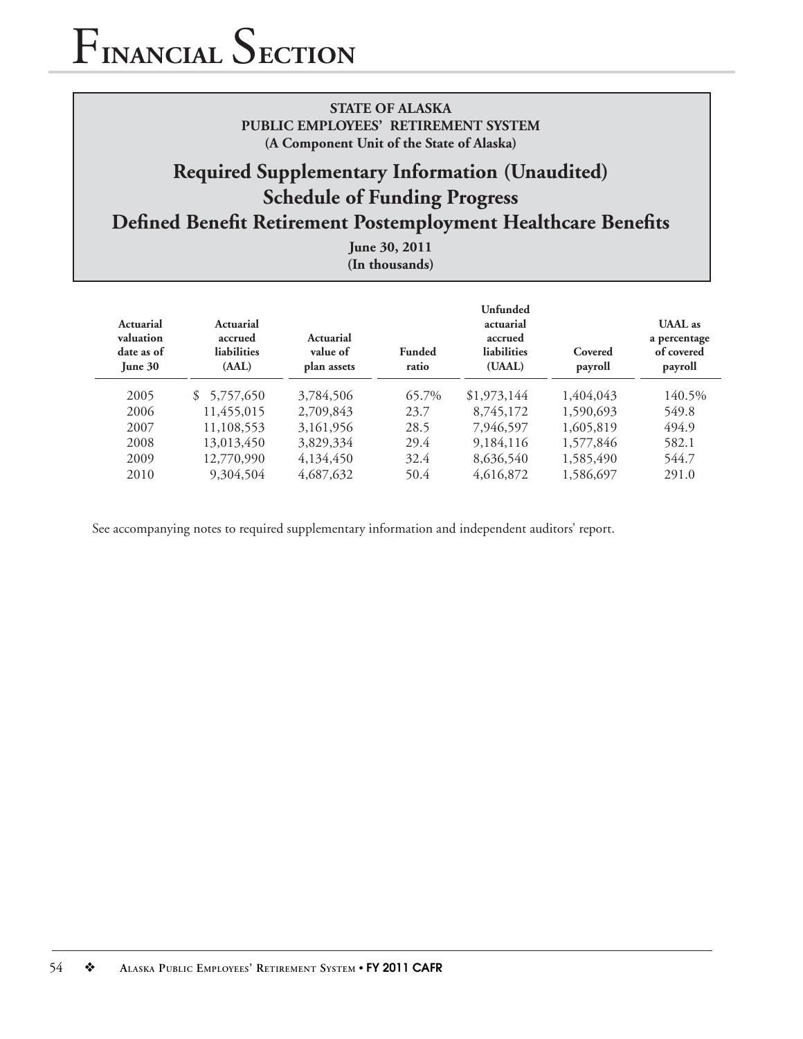# Financial Section

**STATE OF ALASKA**
**PUBLIC EMPLOYEES' RETIREMENT SYSTEM**
**(A Component Unit of the State of Alaska)**

## Required Supplementary Information (Unaudited)
## Schedule of Funding Progress
## Defined Benefit Retirement Postemployment Healthcare Benefits

**June 30, 2011**
**(In thousands)**

| Actuarial valuation date as of June 30 | Actuarial accrued liabilities (AAL) | Actuarial value of plan assets | Funded ratio | Unfunded actuarial accrued liabilities (UAAL) | Covered payroll | UAAL as a percentage of covered payroll |
|---|---|---|---|---|---|---|
| 2005 | $ 5,757,650 | 3,784,506 | 65.7% | $1,973,144 | 1,404,043 | 140.5% |
| 2006 | 11,455,015 | 2,709,843 | 23.7 | 8,745,172 | 1,590,693 | 549.8 |
| 2007 | 11,108,553 | 3,161,956 | 28.5 | 7,946,597 | 1,605,819 | 494.9 |
| 2008 | 13,013,450 | 3,829,334 | 29.4 | 9,184,116 | 1,577,846 | 582.1 |
| 2009 | 12,770,990 | 4,134,450 | 32.4 | 8,636,540 | 1,585,490 | 544.7 |
| 2010 | 9,304,504 | 4,687,632 | 50.4 | 4,616,872 | 1,586,697 | 291.0 |

See accompanying notes to required supplementary information and independent auditors' report.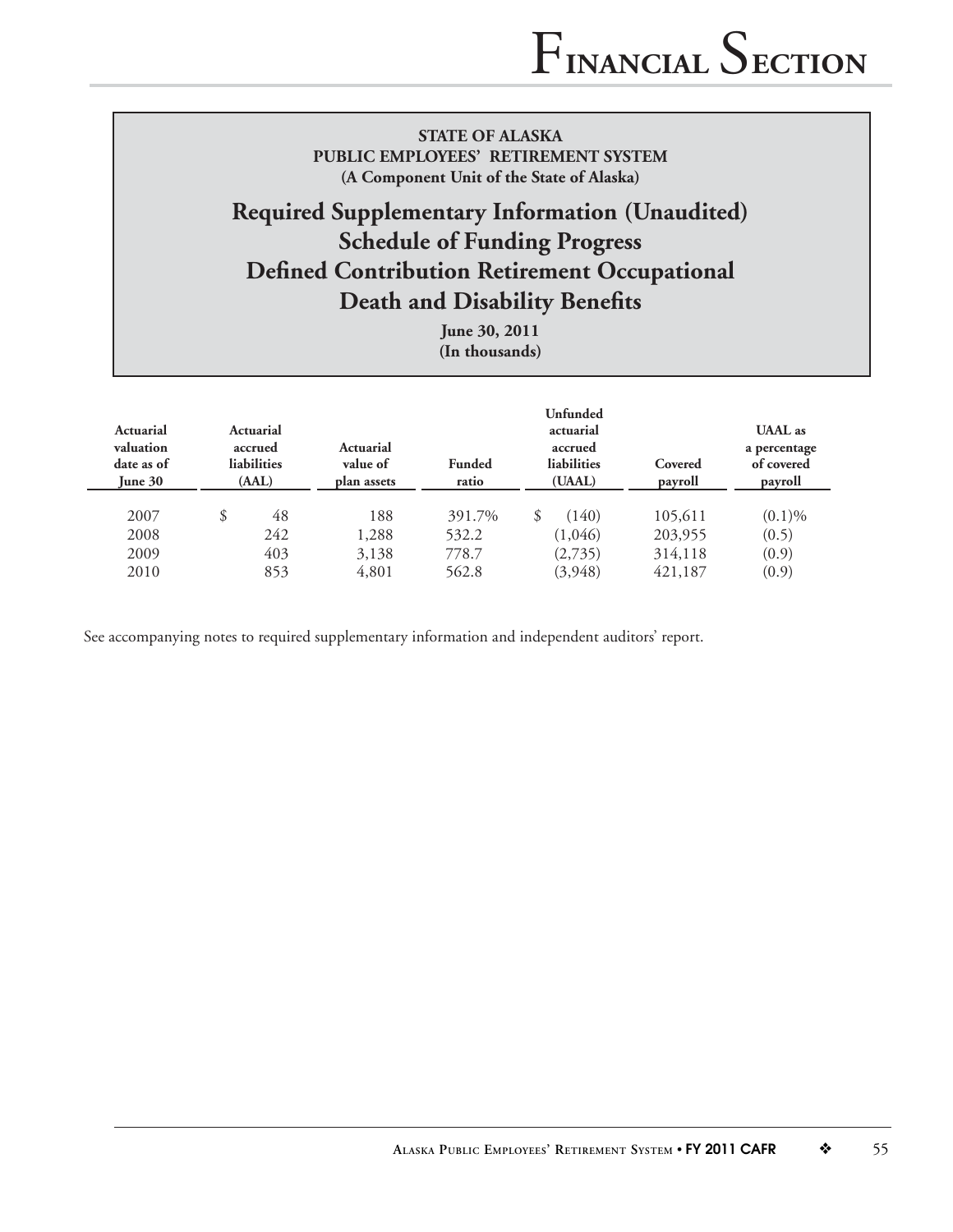**STATE OF ALASKA**
**PUBLIC EMPLOYEES' RETIREMENT SYSTEM**
**(A Component Unit of the State of Alaska)**

# Required Supplementary Information (Unaudited)
# Schedule of Funding Progress
# Defined Contribution Retirement Occupational Death and Disability Benefits

**June 30, 2011**
**(In thousands)**

| Actuarial valuation date as of June 30 | Actuarial accrued liabilities (AAL) | Actuarial value of plan assets | Funded ratio | Unfunded actuarial accrued liabilities (UAAL) | Covered payroll | UAAL as a percentage of covered payroll |
|---|---|---|---|---|---|---|
| 2007 | $ 48 | 188 | 391.7% | $ (140) | 105,611 | (0.1)% |
| 2008 | 242 | 1,288 | 532.2 | (1,046) | 203,955 | (0.5) |
| 2009 | 403 | 3,138 | 778.7 | (2,735) | 314,118 | (0.9) |
| 2010 | 853 | 4,801 | 562.8 | (3,948) | 421,187 | (0.9) |

See accompanying notes to required supplementary information and independent auditors' report.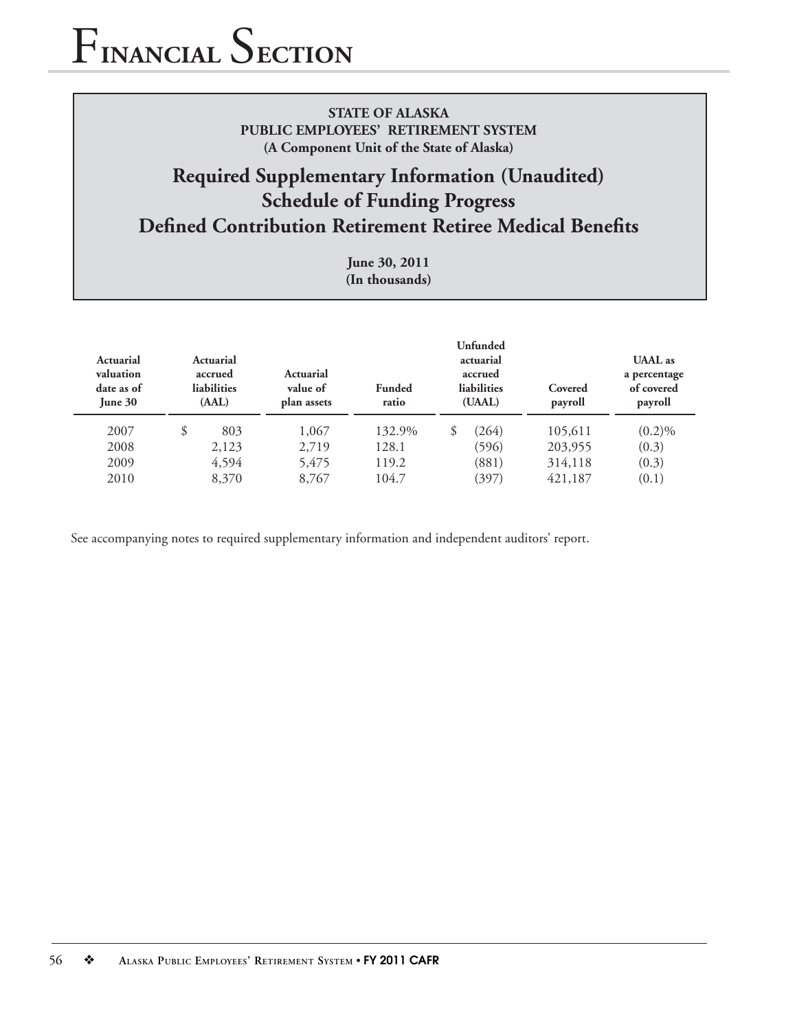# Financial Section

**STATE OF ALASKA**
**PUBLIC EMPLOYEES' RETIREMENT SYSTEM**
**(A Component Unit of the State of Alaska)**

## Required Supplementary Information (Unaudited)
## Schedule of Funding Progress
## Defined Contribution Retirement Retiree Medical Benefits

**June 30, 2011**
**(In thousands)**

| Actuarial valuation date as of June 30 | Actuarial accrued liabilities (AAL) | Actuarial value of plan assets | Funded ratio | Unfunded actuarial accrued liabilities (UAAL) | Covered payroll | UAAL as a percentage of covered payroll |
|---|---|---|---|---|---|---|
| 2007 | $ 803 | 1,067 | 132.9% | $ (264) | 105,611 | (0.2)% |
| 2008 | 2,123 | 2,719 | 128.1 | (596) | 203,955 | (0.3) |
| 2009 | 4,594 | 5,475 | 119.2 | (881) | 314,118 | (0.3) |
| 2010 | 8,370 | 8,767 | 104.7 | (397) | 421,187 | (0.1) |

See accompanying notes to required supplementary information and independent auditors' report.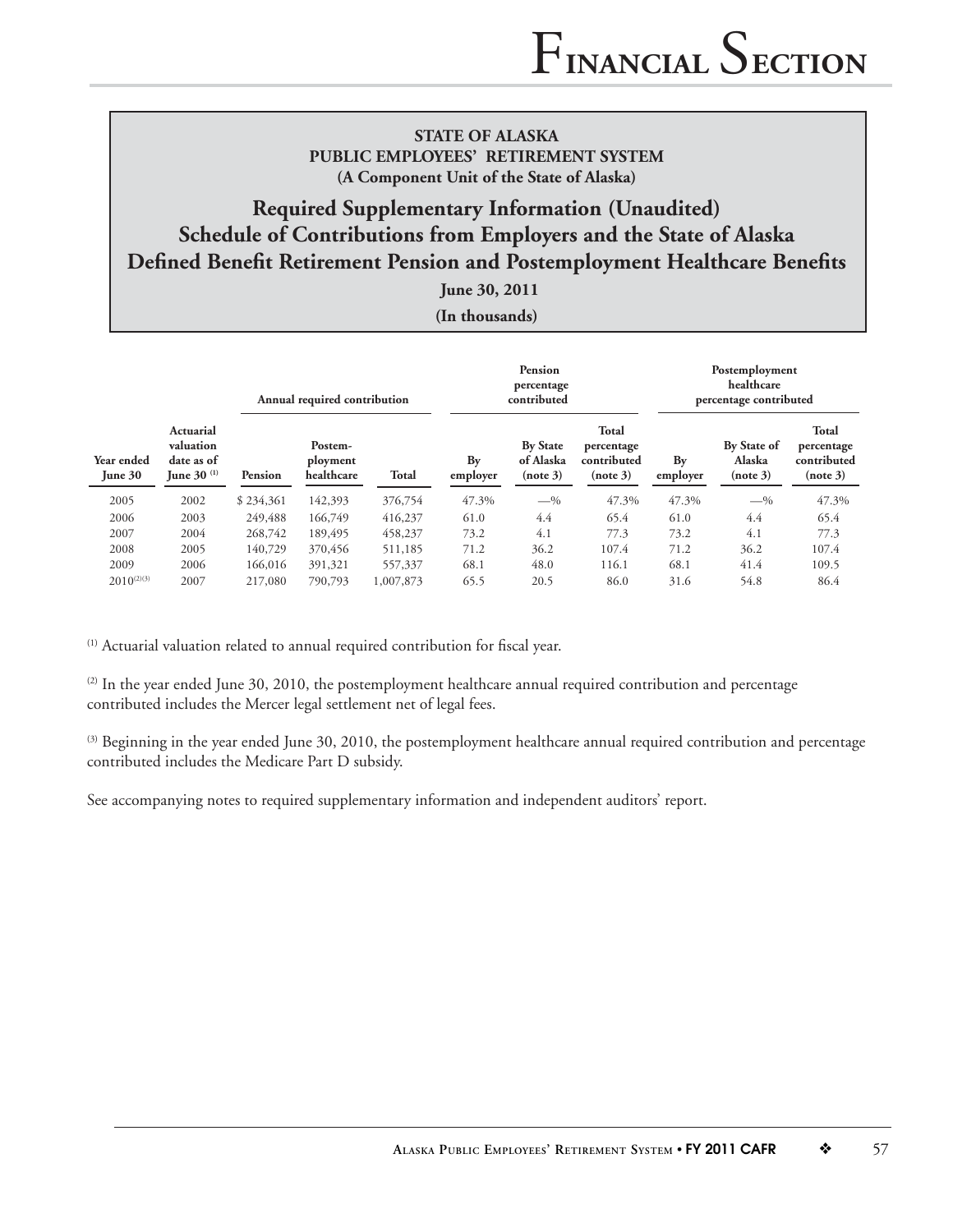**STATE OF ALASKA**
**PUBLIC EMPLOYEES' RETIREMENT SYSTEM**
**(A Component Unit of the State of Alaska)**

## Required Supplementary Information (Unaudited)
## Schedule of Contributions from Employers and the State of Alaska
## Defined Benefit Retirement Pension and Postemployment Healthcare Benefits

**June 30, 2011**

**(In thousands)**

| | | Annual required contribution | | | Pension percentage contributed | | | Postemployment healthcare percentage contributed | | |
|---|---|---|---|---|---|---|---|---|---|---|
| Year ended June 30 | Actuarial valuation date as of June 30 [1] | Pension | Postemployment healthcare | Total | By employer | By State of Alaska (note 3) | Total percentage contributed (note 3) | By employer | By State of Alaska (note 3) | Total percentage contributed (note 3) |
| 2005 | 2002 | $ 234,361 | 142,393 | 376,754 | 47.3% | —% | 47.3% | 47.3% | —% | 47.3% |
| 2006 | 2003 | 249,488 | 166,749 | 416,237 | 61.0 | 4.4 | 65.4 | 61.0 | 4.4 | 65.4 |
| 2007 | 2004 | 268,742 | 189,495 | 458,237 | 73.2 | 4.1 | 77.3 | 73.2 | 4.1 | 77.3 |
| 2008 | 2005 | 140,729 | 370,456 | 511,185 | 71.2 | 36.2 | 107.4 | 71.2 | 36.2 | 107.4 |
| 2009 | 2006 | 166,016 | 391,321 | 557,337 | 68.1 | 48.0 | 116.1 | 68.1 | 41.4 | 109.5 |
| 2010 [2][3] | 2007 | 217,080 | 790,793 | 1,007,873 | 65.5 | 20.5 | 86.0 | 31.6 | 54.8 | 86.4 |

[1] Actuarial valuation related to annual required contribution for fiscal year.

[2] In the year ended June 30, 2010, the postemployment healthcare annual required contribution and percentage contributed includes the Mercer legal settlement net of legal fees.

[3] Beginning in the year ended June 30, 2010, the postemployment healthcare annual required contribution and percentage contributed includes the Medicare Part D subsidy.

See accompanying notes to required supplementary information and independent auditors' report.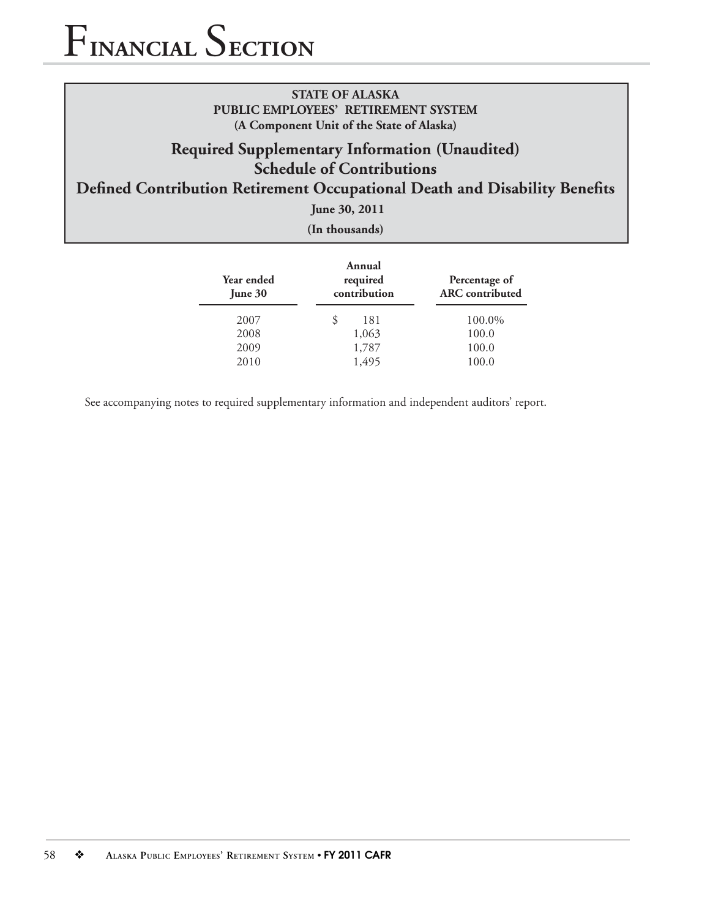**STATE OF ALASKA**
**PUBLIC EMPLOYEES' RETIREMENT SYSTEM**
**(A Component Unit of the State of Alaska)**

## Required Supplementary Information (Unaudited)
## Schedule of Contributions
## Defined Contribution Retirement Occupational Death and Disability Benefits

**June 30, 2011**

**(In thousands)**

| Year ended June 30 | Annual required contribution | Percentage of ARC contributed |
|---|---|---|
| 2007 | $ 181 | 100.0% |
| 2008 | 1,063 | 100.0 |
| 2009 | 1,787 | 100.0 |
| 2010 | 1,495 | 100.0 |

See accompanying notes to required supplementary information and independent auditors' report.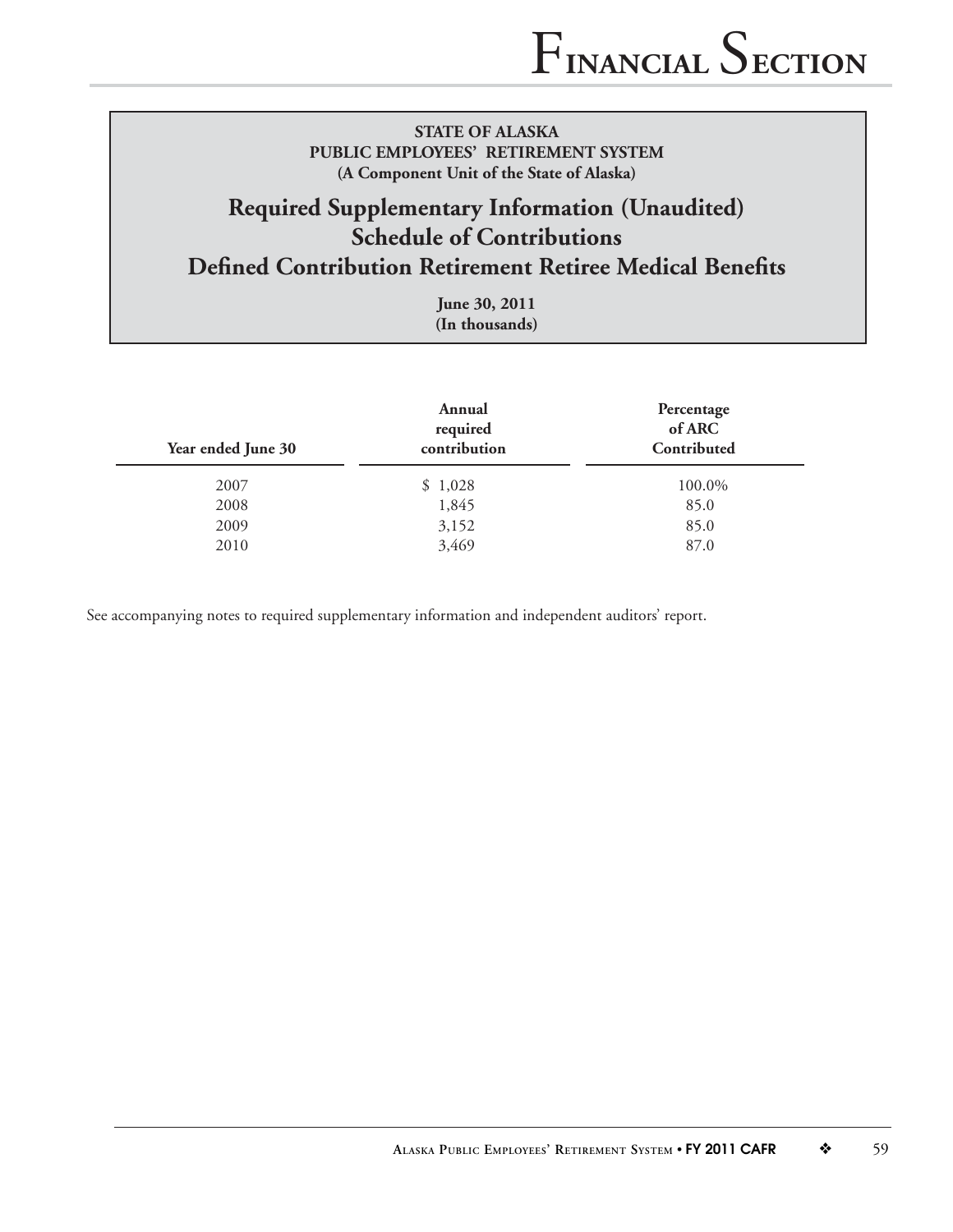**STATE OF ALASKA**
**PUBLIC EMPLOYEES' RETIREMENT SYSTEM**
**(A Component Unit of the State of Alaska)**

# Required Supplementary Information (Unaudited)
# Schedule of Contributions
# Defined Contribution Retirement Retiree Medical Benefits

**June 30, 2011**
**(In thousands)**

| Year ended June 30 | Annual required contribution | Percentage of ARC Contributed |
|---|---|---|
| 2007 | $ 1,028 | 100.0% |
| 2008 | 1,845 | 85.0 |
| 2009 | 3,152 | 85.0 |
| 2010 | 3,469 | 87.0 |

See accompanying notes to required supplementary information and independent auditors' report.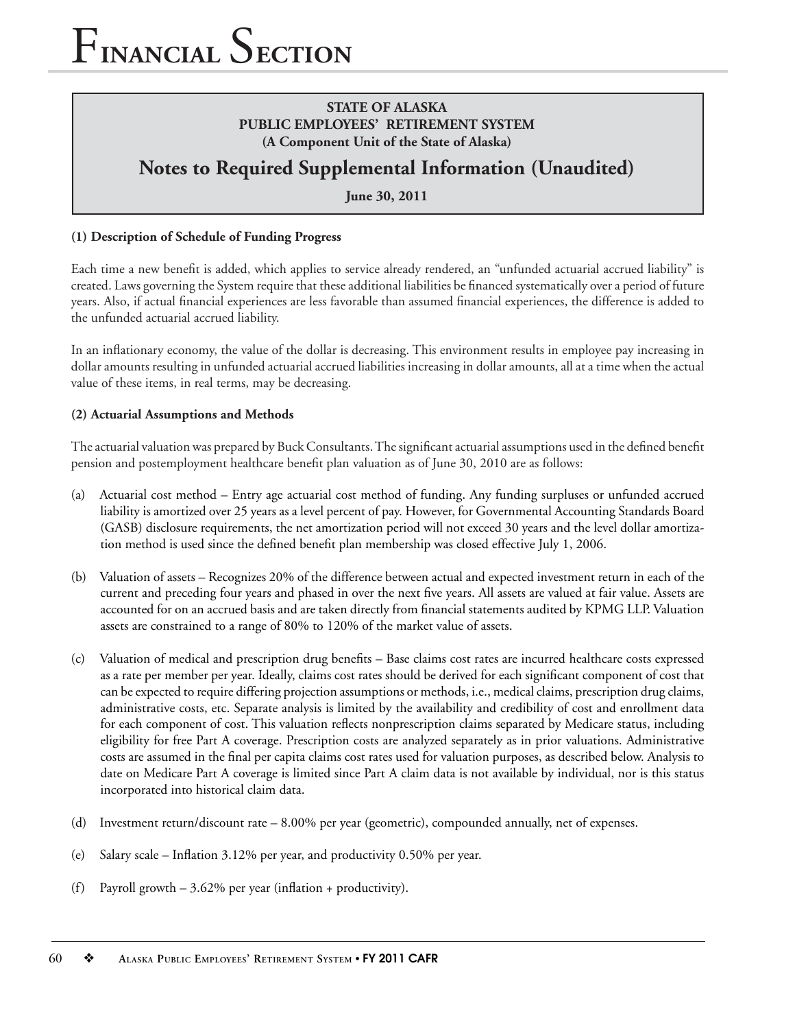**STATE OF ALASKA**
**PUBLIC EMPLOYEES' RETIREMENT SYSTEM**
**(A Component Unit of the State of Alaska)**

# Notes to Required Supplemental Information (Unaudited)

**June 30, 2011**

### (1) Description of Schedule of Funding Progress

Each time a new benefit is added, which applies to service already rendered, an "unfunded actuarial accrued liability" is created. Laws governing the System require that these additional liabilities be financed systematically over a period of future years. Also, if actual financial experiences are less favorable than assumed financial experiences, the difference is added to the unfunded actuarial accrued liability.

In an inflationary economy, the value of the dollar is decreasing. This environment results in employee pay increasing in dollar amounts resulting in unfunded actuarial accrued liabilities increasing in dollar amounts, all at a time when the actual value of these items, in real terms, may be decreasing.

### (2) Actuarial Assumptions and Methods

The actuarial valuation was prepared by Buck Consultants. The significant actuarial assumptions used in the defined benefit pension and postemployment healthcare benefit plan valuation as of June 30, 2010 are as follows:

(a) Actuarial cost method – Entry age actuarial cost method of funding. Any funding surpluses or unfunded accrued liability is amortized over 25 years as a level percent of pay. However, for Governmental Accounting Standards Board (GASB) disclosure requirements, the net amortization period will not exceed 30 years and the level dollar amortization method is used since the defined benefit plan membership was closed effective July 1, 2006.

(b) Valuation of assets – Recognizes 20% of the difference between actual and expected investment return in each of the current and preceding four years and phased in over the next five years. All assets are valued at fair value. Assets are accounted for on an accrued basis and are taken directly from financial statements audited by KPMG LLP. Valuation assets are constrained to a range of 80% to 120% of the market value of assets.

(c) Valuation of medical and prescription drug benefits – Base claims cost rates are incurred healthcare costs expressed as a rate per member per year. Ideally, claims cost rates should be derived for each significant component of cost that can be expected to require differing projection assumptions or methods, i.e., medical claims, prescription drug claims, administrative costs, etc. Separate analysis is limited by the availability and credibility of cost and enrollment data for each component of cost. This valuation reflects nonprescription claims separated by Medicare status, including eligibility for free Part A coverage. Prescription costs are analyzed separately as in prior valuations. Administrative costs are assumed in the final per capita claims cost rates used for valuation purposes, as described below. Analysis to date on Medicare Part A coverage is limited since Part A claim data is not available by individual, nor is this status incorporated into historical claim data.

(d) Investment return/discount rate – 8.00% per year (geometric), compounded annually, net of expenses.

(e) Salary scale – Inflation 3.12% per year, and productivity 0.50% per year.

(f) Payroll growth – 3.62% per year (inflation + productivity).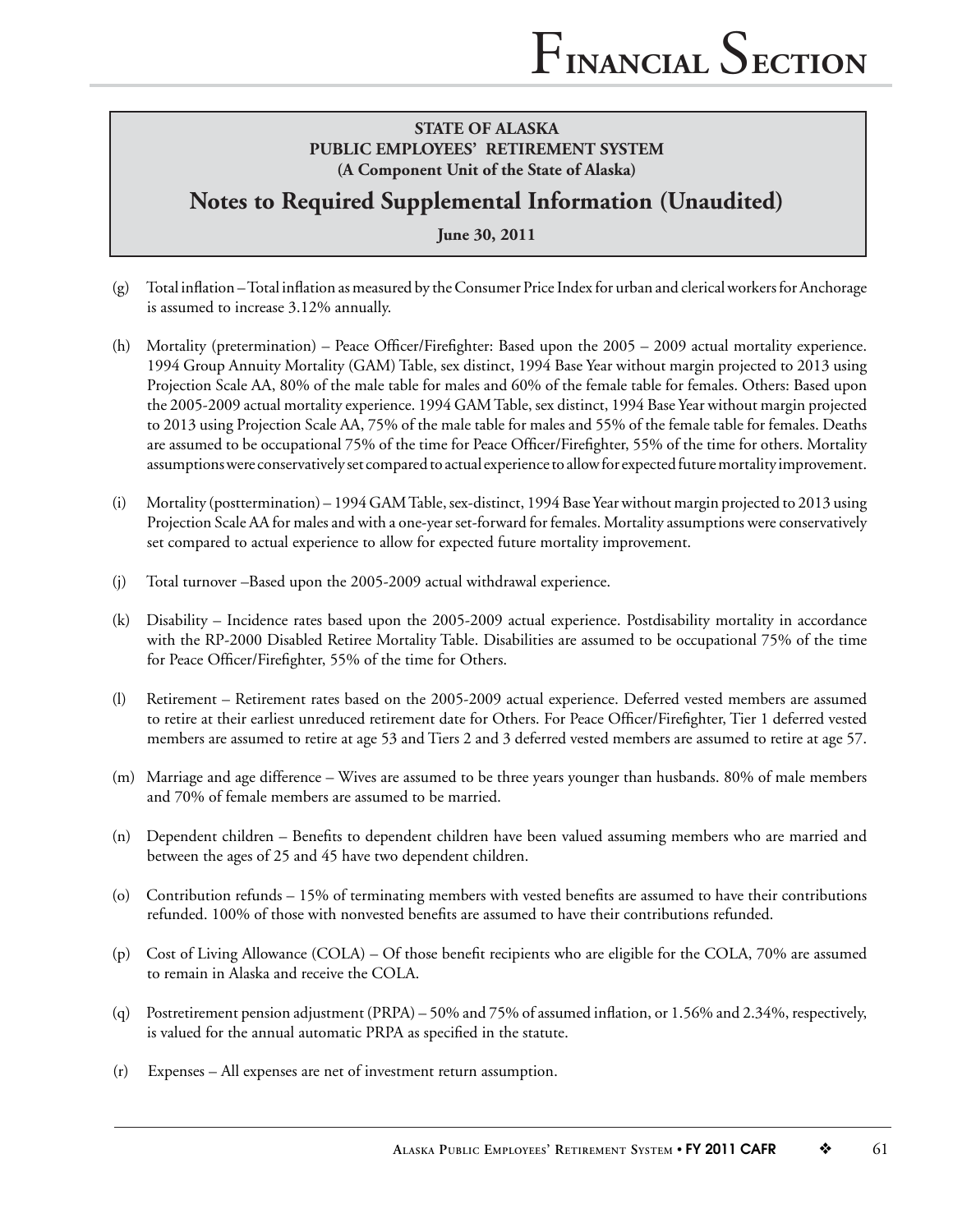**STATE OF ALASKA**
**PUBLIC EMPLOYEES' RETIREMENT SYSTEM**
**(A Component Unit of the State of Alaska)**

## Notes to Required Supplemental Information (Unaudited)

**June 30, 2011**

(g) Total inflation – Total inflation as measured by the Consumer Price Index for urban and clerical workers for Anchorage is assumed to increase 3.12% annually.

(h) Mortality (pretermination) – Peace Officer/Firefighter: Based upon the 2005 – 2009 actual mortality experience. 1994 Group Annuity Mortality (GAM) Table, sex distinct, 1994 Base Year without margin projected to 2013 using Projection Scale AA, 80% of the male table for males and 60% of the female table for females. Others: Based upon the 2005-2009 actual mortality experience. 1994 GAM Table, sex distinct, 1994 Base Year without margin projected to 2013 using Projection Scale AA, 75% of the male table for males and 55% of the female table for females. Deaths are assumed to be occupational 75% of the time for Peace Officer/Firefighter, 55% of the time for others. Mortality assumptions were conservatively set compared to actual experience to allow for expected future mortality improvement.

(i) Mortality (posttermination) – 1994 GAM Table, sex-distinct, 1994 Base Year without margin projected to 2013 using Projection Scale AA for males and with a one-year set-forward for females. Mortality assumptions were conservatively set compared to actual experience to allow for expected future mortality improvement.

(j) Total turnover –Based upon the 2005-2009 actual withdrawal experience.

(k) Disability – Incidence rates based upon the 2005-2009 actual experience. Postdisability mortality in accordance with the RP-2000 Disabled Retiree Mortality Table. Disabilities are assumed to be occupational 75% of the time for Peace Officer/Firefighter, 55% of the time for Others.

(l) Retirement – Retirement rates based on the 2005-2009 actual experience. Deferred vested members are assumed to retire at their earliest unreduced retirement date for Others. For Peace Officer/Firefighter, Tier 1 deferred vested members are assumed to retire at age 53 and Tiers 2 and 3 deferred vested members are assumed to retire at age 57.

(m) Marriage and age difference – Wives are assumed to be three years younger than husbands. 80% of male members and 70% of female members are assumed to be married.

(n) Dependent children – Benefits to dependent children have been valued assuming members who are married and between the ages of 25 and 45 have two dependent children.

(o) Contribution refunds – 15% of terminating members with vested benefits are assumed to have their contributions refunded. 100% of those with nonvested benefits are assumed to have their contributions refunded.

(p) Cost of Living Allowance (COLA) – Of those benefit recipients who are eligible for the COLA, 70% are assumed to remain in Alaska and receive the COLA.

(q) Postretirement pension adjustment (PRPA) – 50% and 75% of assumed inflation, or 1.56% and 2.34%, respectively, is valued for the annual automatic PRPA as specified in the statute.

(r) Expenses – All expenses are net of investment return assumption.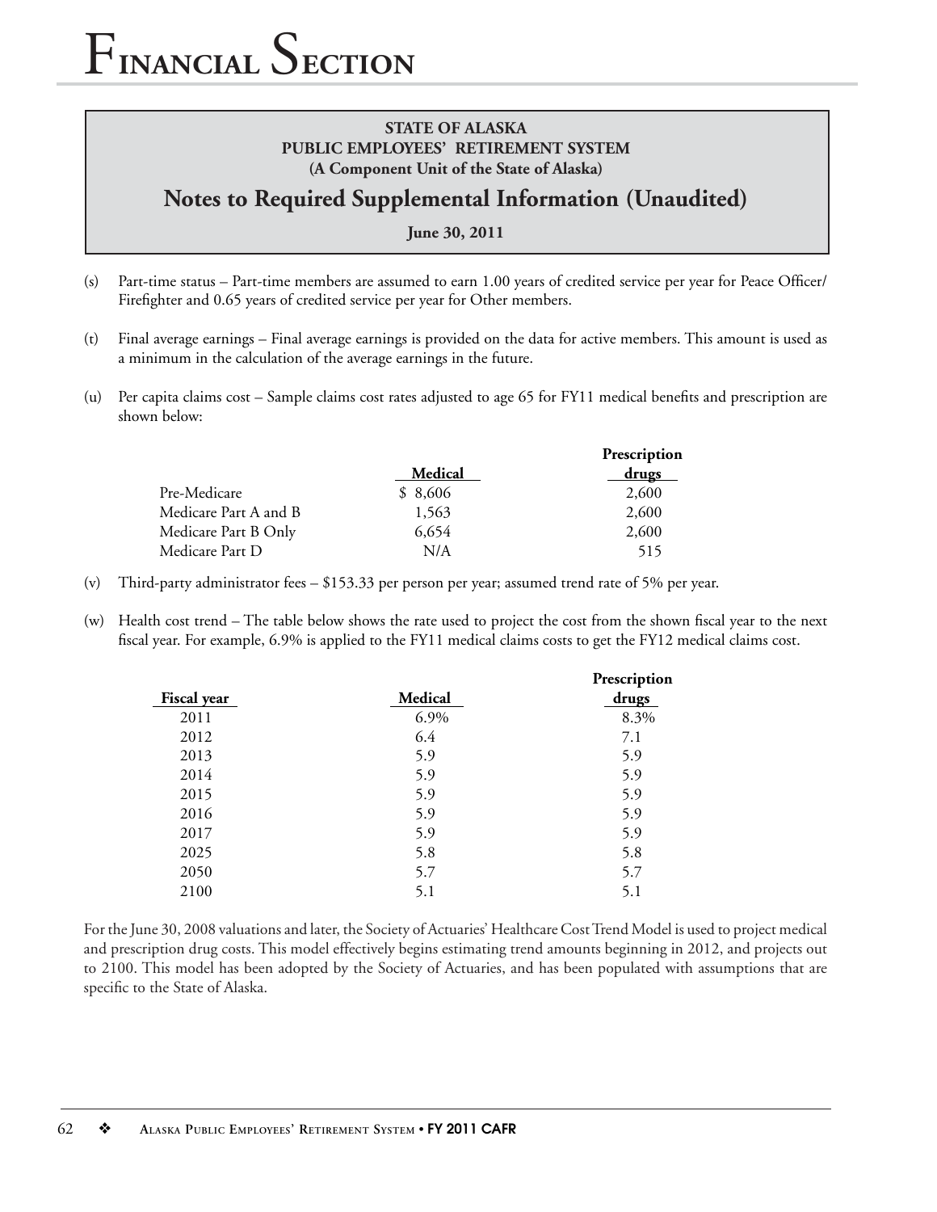**STATE OF ALASKA**
**PUBLIC EMPLOYEES' RETIREMENT SYSTEM**
**(A Component Unit of the State of Alaska)**

## Notes to Required Supplemental Information (Unaudited)

**June 30, 2011**

(s) Part-time status – Part-time members are assumed to earn 1.00 years of credited service per year for Peace Officer/Firefighter and 0.65 years of credited service per year for Other members.

(t) Final average earnings – Final average earnings is provided on the data for active members. This amount is used as a minimum in the calculation of the average earnings in the future.

(u) Per capita claims cost – Sample claims cost rates adjusted to age 65 for FY11 medical benefits and prescription are shown below:

| | Medical | Prescription drugs |
|---|---|---|
| Pre-Medicare | $ 8,606 | 2,600 |
| Medicare Part A and B | 1,563 | 2,600 |
| Medicare Part B Only | 6,654 | 2,600 |
| Medicare Part D | N/A | 515 |

(v) Third-party administrator fees – $153.33 per person per year; assumed trend rate of 5% per year.

(w) Health cost trend – The table below shows the rate used to project the cost from the shown fiscal year to the next fiscal year. For example, 6.9% is applied to the FY11 medical claims costs to get the FY12 medical claims cost.

| Fiscal year | Medical | Prescription drugs |
|---|---|---|
| 2011 | 6.9% | 8.3% |
| 2012 | 6.4 | 7.1 |
| 2013 | 5.9 | 5.9 |
| 2014 | 5.9 | 5.9 |
| 2015 | 5.9 | 5.9 |
| 2016 | 5.9 | 5.9 |
| 2017 | 5.9 | 5.9 |
| 2025 | 5.8 | 5.8 |
| 2050 | 5.7 | 5.7 |
| 2100 | 5.1 | 5.1 |

For the June 30, 2008 valuations and later, the Society of Actuaries' Healthcare Cost Trend Model is used to project medical and prescription drug costs. This model effectively begins estimating trend amounts beginning in 2012, and projects out to 2100. This model has been adopted by the Society of Actuaries, and has been populated with assumptions that are specific to the State of Alaska.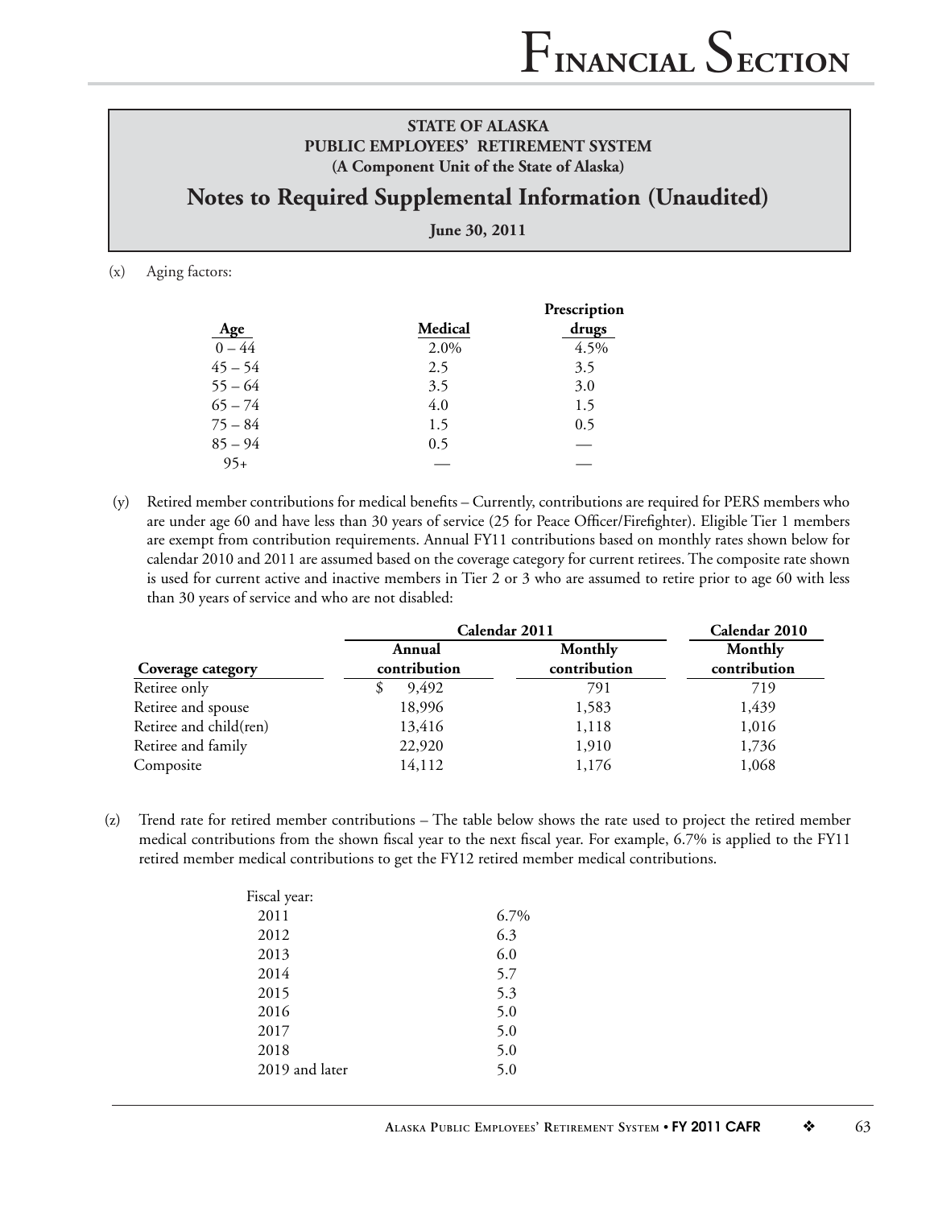**STATE OF ALASKA**
**PUBLIC EMPLOYEES' RETIREMENT SYSTEM**
**(A Component Unit of the State of Alaska)**

## Notes to Required Supplemental Information (Unaudited)

**June 30, 2011**

(x) Aging factors:

| Age | Medical | Prescription drugs |
|---|---|---|
| 0 – 44 | 2.0% | 4.5% |
| 45 – 54 | 2.5 | 3.5 |
| 55 – 64 | 3.5 | 3.0 |
| 65 – 74 | 4.0 | 1.5 |
| 75 – 84 | 1.5 | 0.5 |
| 85 – 94 | 0.5 | — |
| 95+ | — | — |

(y) Retired member contributions for medical benefits – Currently, contributions are required for PERS members who are under age 60 and have less than 30 years of service (25 for Peace Officer/Firefighter). Eligible Tier 1 members are exempt from contribution requirements. Annual FY11 contributions based on monthly rates shown below for calendar 2010 and 2011 are assumed based on the coverage category for current retirees. The composite rate shown is used for current active and inactive members in Tier 2 or 3 who are assumed to retire prior to age 60 with less than 30 years of service and who are not disabled:

| | Calendar 2011 | | Calendar 2010 |
|---|---|---|---|
| Coverage category | Annual contribution | Monthly contribution | Monthly contribution |
| Retiree only | $ 9,492 | 791 | 719 |
| Retiree and spouse | 18,996 | 1,583 | 1,439 |
| Retiree and child(ren) | 13,416 | 1,118 | 1,016 |
| Retiree and family | 22,920 | 1,910 | 1,736 |
| Composite | 14,112 | 1,176 | 1,068 |

(z) Trend rate for retired member contributions – The table below shows the rate used to project the retired member medical contributions from the shown fiscal year to the next fiscal year. For example, 6.7% is applied to the FY11 retired member medical contributions to get the FY12 retired member medical contributions.

| Fiscal year: | |
|---|---|
| 2011 | 6.7% |
| 2012 | 6.3 |
| 2013 | 6.0 |
| 2014 | 5.7 |
| 2015 | 5.3 |
| 2016 | 5.0 |
| 2017 | 5.0 |
| 2018 | 5.0 |
| 2019 and later | 5.0 |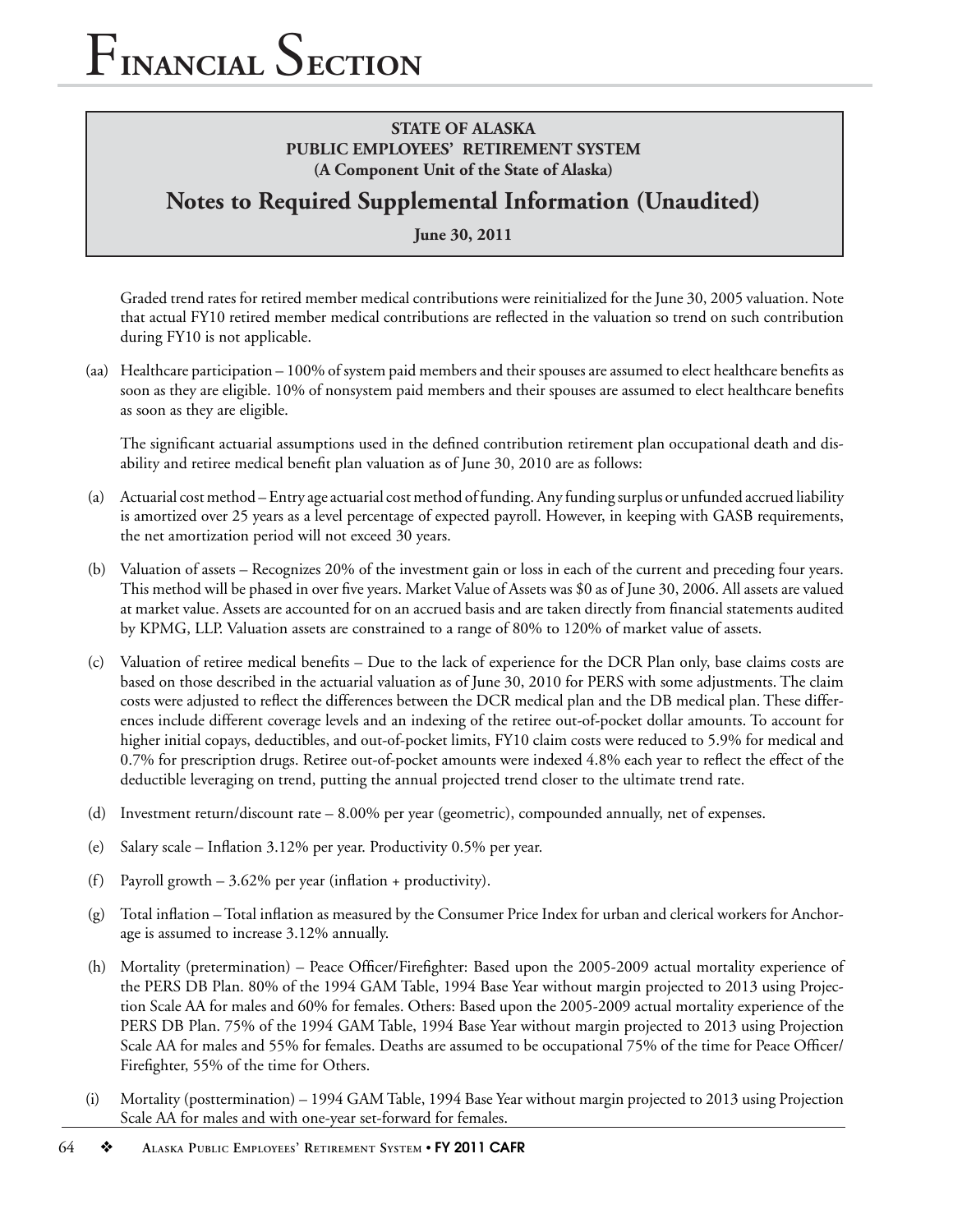**STATE OF ALASKA**
**PUBLIC EMPLOYEES' RETIREMENT SYSTEM**
**(A Component Unit of the State of Alaska)**

## Notes to Required Supplemental Information (Unaudited)

**June 30, 2011**

Graded trend rates for retired member medical contributions were reinitialized for the June 30, 2005 valuation. Note that actual FY10 retired member medical contributions are reflected in the valuation so trend on such contribution during FY10 is not applicable.

(aa) Healthcare participation – 100% of system paid members and their spouses are assumed to elect healthcare benefits as soon as they are eligible. 10% of nonsystem paid members and their spouses are assumed to elect healthcare benefits as soon as they are eligible.

The significant actuarial assumptions used in the defined contribution retirement plan occupational death and disability and retiree medical benefit plan valuation as of June 30, 2010 are as follows:

(a) Actuarial cost method – Entry age actuarial cost method of funding. Any funding surplus or unfunded accrued liability is amortized over 25 years as a level percentage of expected payroll. However, in keeping with GASB requirements, the net amortization period will not exceed 30 years.

(b) Valuation of assets – Recognizes 20% of the investment gain or loss in each of the current and preceding four years. This method will be phased in over five years. Market Value of Assets was $0 as of June 30, 2006. All assets are valued at market value. Assets are accounted for on an accrued basis and are taken directly from financial statements audited by KPMG, LLP. Valuation assets are constrained to a range of 80% to 120% of market value of assets.

(c) Valuation of retiree medical benefits – Due to the lack of experience for the DCR Plan only, base claims costs are based on those described in the actuarial valuation as of June 30, 2010 for PERS with some adjustments. The claim costs were adjusted to reflect the differences between the DCR medical plan and the DB medical plan. These differences include different coverage levels and an indexing of the retiree out-of-pocket dollar amounts. To account for higher initial copays, deductibles, and out-of-pocket limits, FY10 claim costs were reduced to 5.9% for medical and 0.7% for prescription drugs. Retiree out-of-pocket amounts were indexed 4.8% each year to reflect the effect of the deductible leveraging on trend, putting the annual projected trend closer to the ultimate trend rate.

(d) Investment return/discount rate – 8.00% per year (geometric), compounded annually, net of expenses.

(e) Salary scale – Inflation 3.12% per year. Productivity 0.5% per year.

(f) Payroll growth – 3.62% per year (inflation + productivity).

(g) Total inflation – Total inflation as measured by the Consumer Price Index for urban and clerical workers for Anchorage is assumed to increase 3.12% annually.

(h) Mortality (pretermination) – Peace Officer/Firefighter: Based upon the 2005-2009 actual mortality experience of the PERS DB Plan. 80% of the 1994 GAM Table, 1994 Base Year without margin projected to 2013 using Projection Scale AA for males and 60% for females. Others: Based upon the 2005-2009 actual mortality experience of the PERS DB Plan. 75% of the 1994 GAM Table, 1994 Base Year without margin projected to 2013 using Projection Scale AA for males and 55% for females. Deaths are assumed to be occupational 75% of the time for Peace Officer/Firefighter, 55% of the time for Others.

(i) Mortality (posttermination) – 1994 GAM Table, 1994 Base Year without margin projected to 2013 using Projection Scale AA for males and with one-year set-forward for females.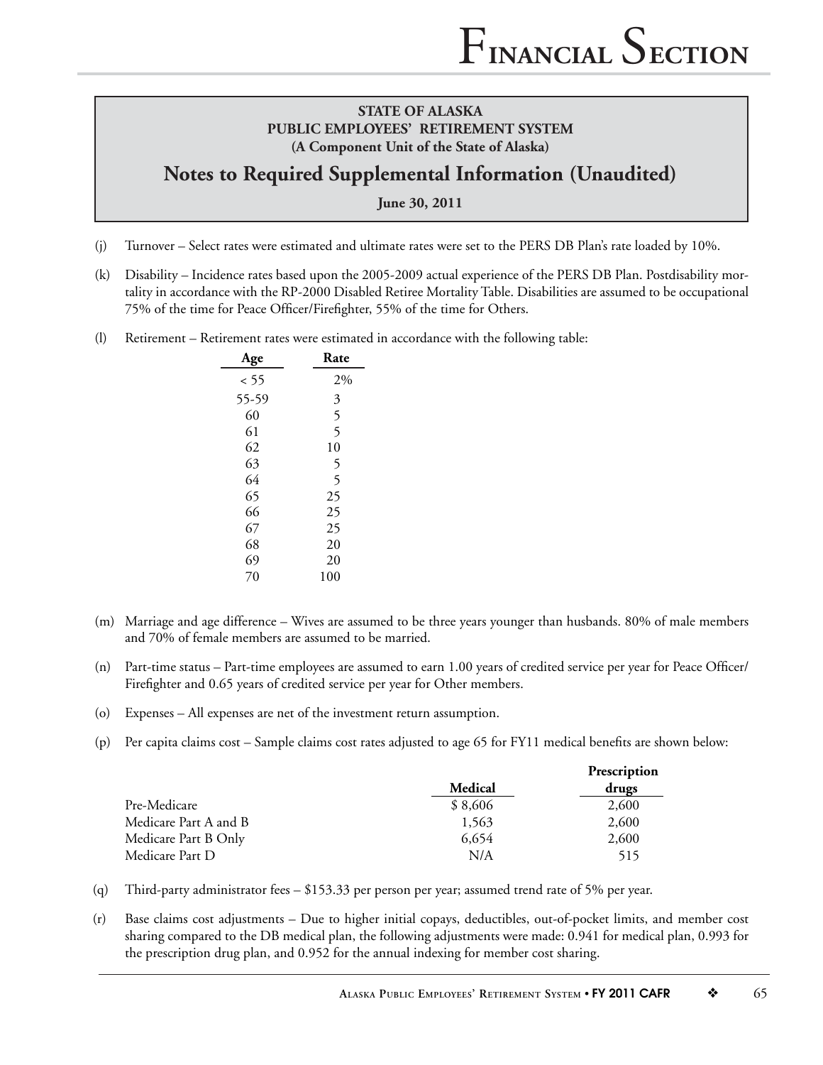**STATE OF ALASKA**
**PUBLIC EMPLOYEES' RETIREMENT SYSTEM**
**(A Component Unit of the State of Alaska)**

## Notes to Required Supplemental Information (Unaudited)

**June 30, 2011**

(j) Turnover – Select rates were estimated and ultimate rates were set to the PERS DB Plan's rate loaded by 10%.

(k) Disability – Incidence rates based upon the 2005-2009 actual experience of the PERS DB Plan. Postdisability mortality in accordance with the RP-2000 Disabled Retiree Mortality Table. Disabilities are assumed to be occupational 75% of the time for Peace Officer/Firefighter, 55% of the time for Others.

(l) Retirement – Retirement rates were estimated in accordance with the following table:

| Age | Rate |
|---|---|
| < 55 | 2% |
| 55-59 | 3 |
| 60 | 5 |
| 61 | 5 |
| 62 | 10 |
| 63 | 5 |
| 64 | 5 |
| 65 | 25 |
| 66 | 25 |
| 67 | 25 |
| 68 | 20 |
| 69 | 20 |
| 70 | 100 |

(m) Marriage and age difference – Wives are assumed to be three years younger than husbands. 80% of male members and 70% of female members are assumed to be married.

(n) Part-time status – Part-time employees are assumed to earn 1.00 years of credited service per year for Peace Officer/Firefighter and 0.65 years of credited service per year for Other members.

(o) Expenses – All expenses are net of the investment return assumption.

(p) Per capita claims cost – Sample claims cost rates adjusted to age 65 for FY11 medical benefits are shown below:

| | Medical | Prescription drugs |
|---|---|---|
| Pre-Medicare | $ 8,606 | 2,600 |
| Medicare Part A and B | 1,563 | 2,600 |
| Medicare Part B Only | 6,654 | 2,600 |
| Medicare Part D | N/A | 515 |

(q) Third-party administrator fees – $153.33 per person per year; assumed trend rate of 5% per year.

(r) Base claims cost adjustments – Due to higher initial copays, deductibles, out-of-pocket limits, and member cost sharing compared to the DB medical plan, the following adjustments were made: 0.941 for medical plan, 0.993 for the prescription drug plan, and 0.952 for the annual indexing for member cost sharing.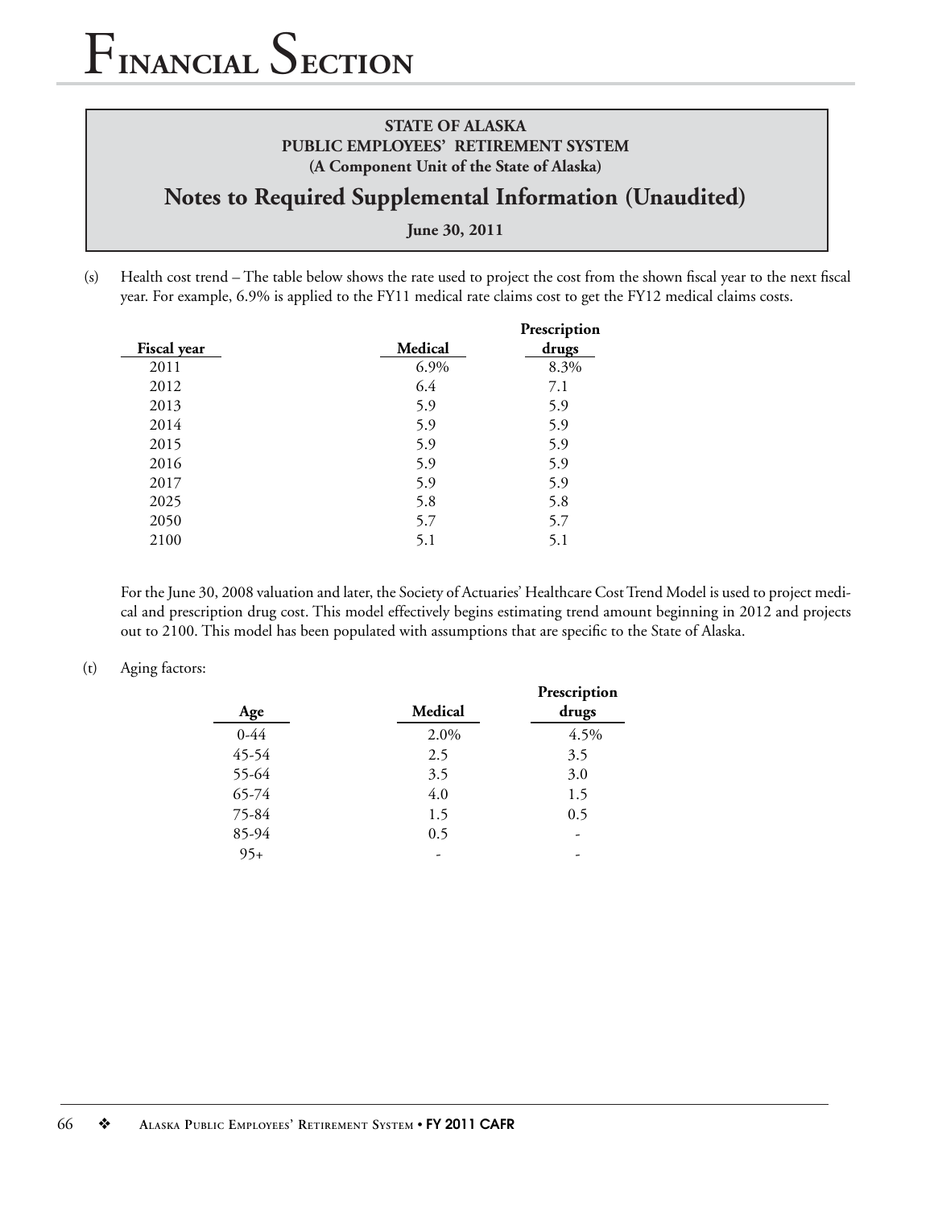**STATE OF ALASKA**
**PUBLIC EMPLOYEES' RETIREMENT SYSTEM**
**(A Component Unit of the State of Alaska)**

## Notes to Required Supplemental Information (Unaudited)

**June 30, 2011**

(s) Health cost trend – The table below shows the rate used to project the cost from the shown fiscal year to the next fiscal year. For example, 6.9% is applied to the FY11 medical rate claims cost to get the FY12 medical claims costs.

| Fiscal year | Medical | Prescription drugs |
|---|---|---|
| 2011 | 6.9% | 8.3% |
| 2012 | 6.4 | 7.1 |
| 2013 | 5.9 | 5.9 |
| 2014 | 5.9 | 5.9 |
| 2015 | 5.9 | 5.9 |
| 2016 | 5.9 | 5.9 |
| 2017 | 5.9 | 5.9 |
| 2025 | 5.8 | 5.8 |
| 2050 | 5.7 | 5.7 |
| 2100 | 5.1 | 5.1 |

For the June 30, 2008 valuation and later, the Society of Actuaries' Healthcare Cost Trend Model is used to project medical and prescription drug cost. This model effectively begins estimating trend amount beginning in 2012 and projects out to 2100. This model has been populated with assumptions that are specific to the State of Alaska.

(t) Aging factors:

| Age | Medical | Prescription drugs |
|---|---|---|
| 0-44 | 2.0% | 4.5% |
| 45-54 | 2.5 | 3.5 |
| 55-64 | 3.5 | 3.0 |
| 65-74 | 4.0 | 1.5 |
| 75-84 | 1.5 | 0.5 |
| 85-94 | 0.5 | - |
| 95+ | - | - |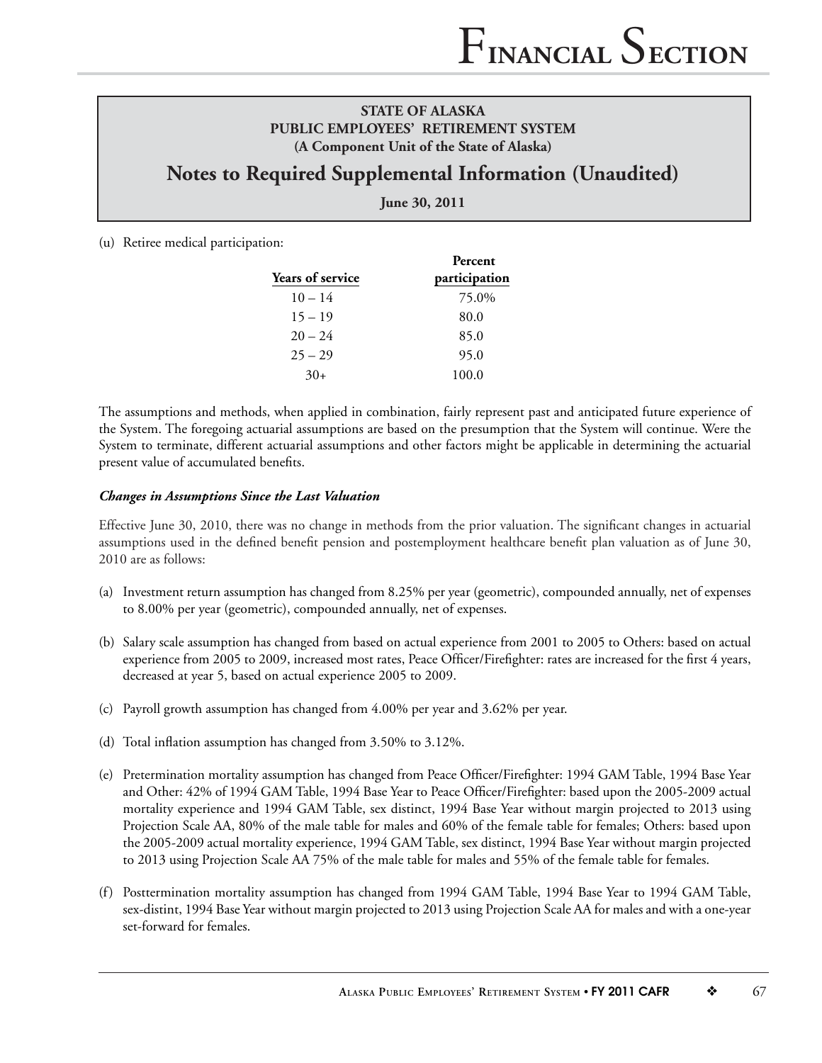**STATE OF ALASKA**
**PUBLIC EMPLOYEES' RETIREMENT SYSTEM**
**(A Component Unit of the State of Alaska)**

# Notes to Required Supplemental Information (Unaudited)

**June 30, 2011**

(u) Retiree medical participation:

| Years of service | Percent participation |
|---|---|
| 10 – 14 | 75.0% |
| 15 – 19 | 80.0 |
| 20 – 24 | 85.0 |
| 25 – 29 | 95.0 |
| 30+ | 100.0 |

The assumptions and methods, when applied in combination, fairly represent past and anticipated future experience of the System. The foregoing actuarial assumptions are based on the presumption that the System will continue. Were the System to terminate, different actuarial assumptions and other factors might be applicable in determining the actuarial present value of accumulated benefits.

***Changes in Assumptions Since the Last Valuation***

Effective June 30, 2010, there was no change in methods from the prior valuation. The significant changes in actuarial assumptions used in the defined benefit pension and postemployment healthcare benefit plan valuation as of June 30, 2010 are as follows:

(a) Investment return assumption has changed from 8.25% per year (geometric), compounded annually, net of expenses to 8.00% per year (geometric), compounded annually, net of expenses.

(b) Salary scale assumption has changed from based on actual experience from 2001 to 2005 to Others: based on actual experience from 2005 to 2009, increased most rates, Peace Officer/Firefighter: rates are increased for the first 4 years, decreased at year 5, based on actual experience 2005 to 2009.

(c) Payroll growth assumption has changed from 4.00% per year and 3.62% per year.

(d) Total inflation assumption has changed from 3.50% to 3.12%.

(e) Pretermination mortality assumption has changed from Peace Officer/Firefighter: 1994 GAM Table, 1994 Base Year and Other: 42% of 1994 GAM Table, 1994 Base Year to Peace Officer/Firefighter: based upon the 2005-2009 actual mortality experience and 1994 GAM Table, sex distinct, 1994 Base Year without margin projected to 2013 using Projection Scale AA, 80% of the male table for males and 60% of the female table for females; Others: based upon the 2005-2009 actual mortality experience, 1994 GAM Table, sex distinct, 1994 Base Year without margin projected to 2013 using Projection Scale AA 75% of the male table for males and 55% of the female table for females.

(f) Posttermination mortality assumption has changed from 1994 GAM Table, 1994 Base Year to 1994 GAM Table, sex-distint, 1994 Base Year without margin projected to 2013 using Projection Scale AA for males and with a one-year set-forward for females.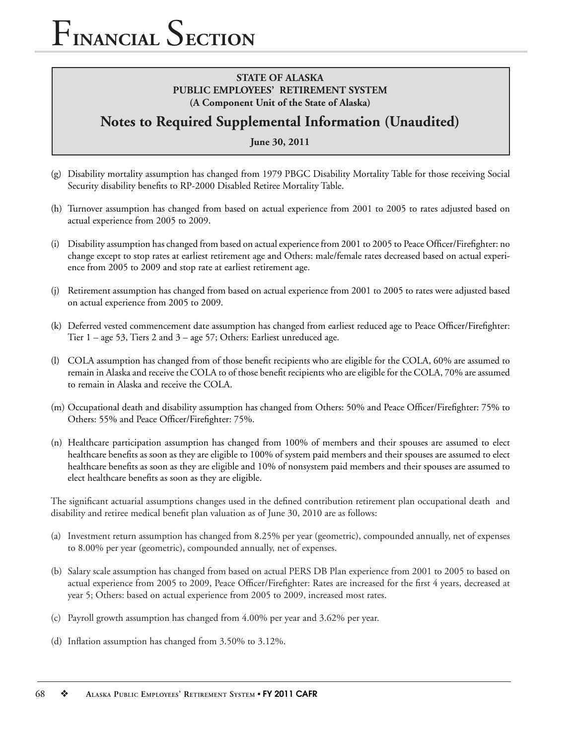**STATE OF ALASKA**
**PUBLIC EMPLOYEES' RETIREMENT SYSTEM**
**(A Component Unit of the State of Alaska)**

## Notes to Required Supplemental Information (Unaudited)

**June 30, 2011**

(g) Disability mortality assumption has changed from 1979 PBGC Disability Mortality Table for those receiving Social Security disability benefits to RP-2000 Disabled Retiree Mortality Table.

(h) Turnover assumption has changed from based on actual experience from 2001 to 2005 to rates adjusted based on actual experience from 2005 to 2009.

(i) Disability assumption has changed from based on actual experience from 2001 to 2005 to Peace Officer/Firefighter: no change except to stop rates at earliest retirement age and Others: male/female rates decreased based on actual experience from 2005 to 2009 and stop rate at earliest retirement age.

(j) Retirement assumption has changed from based on actual experience from 2001 to 2005 to rates were adjusted based on actual experience from 2005 to 2009.

(k) Deferred vested commencement date assumption has changed from earliest reduced age to Peace Officer/Firefighter: Tier 1 – age 53, Tiers 2 and 3 – age 57; Others: Earliest unreduced age.

(l) COLA assumption has changed from of those benefit recipients who are eligible for the COLA, 60% are assumed to remain in Alaska and receive the COLA to of those benefit recipients who are eligible for the COLA, 70% are assumed to remain in Alaska and receive the COLA.

(m) Occupational death and disability assumption has changed from Others: 50% and Peace Officer/Firefighter: 75% to Others: 55% and Peace Officer/Firefighter: 75%.

(n) Healthcare participation assumption has changed from 100% of members and their spouses are assumed to elect healthcare benefits as soon as they are eligible to 100% of system paid members and their spouses are assumed to elect healthcare benefits as soon as they are eligible and 10% of nonsystem paid members and their spouses are assumed to elect healthcare benefits as soon as they are eligible.

The significant actuarial assumptions changes used in the defined contribution retirement plan occupational death and disability and retiree medical benefit plan valuation as of June 30, 2010 are as follows:

(a) Investment return assumption has changed from 8.25% per year (geometric), compounded annually, net of expenses to 8.00% per year (geometric), compounded annually, net of expenses.

(b) Salary scale assumption has changed from based on actual PERS DB Plan experience from 2001 to 2005 to based on actual experience from 2005 to 2009, Peace Officer/Firefighter: Rates are increased for the first 4 years, decreased at year 5; Others: based on actual experience from 2005 to 2009, increased most rates.

(c) Payroll growth assumption has changed from 4.00% per year and 3.62% per year.

(d) Inflation assumption has changed from 3.50% to 3.12%.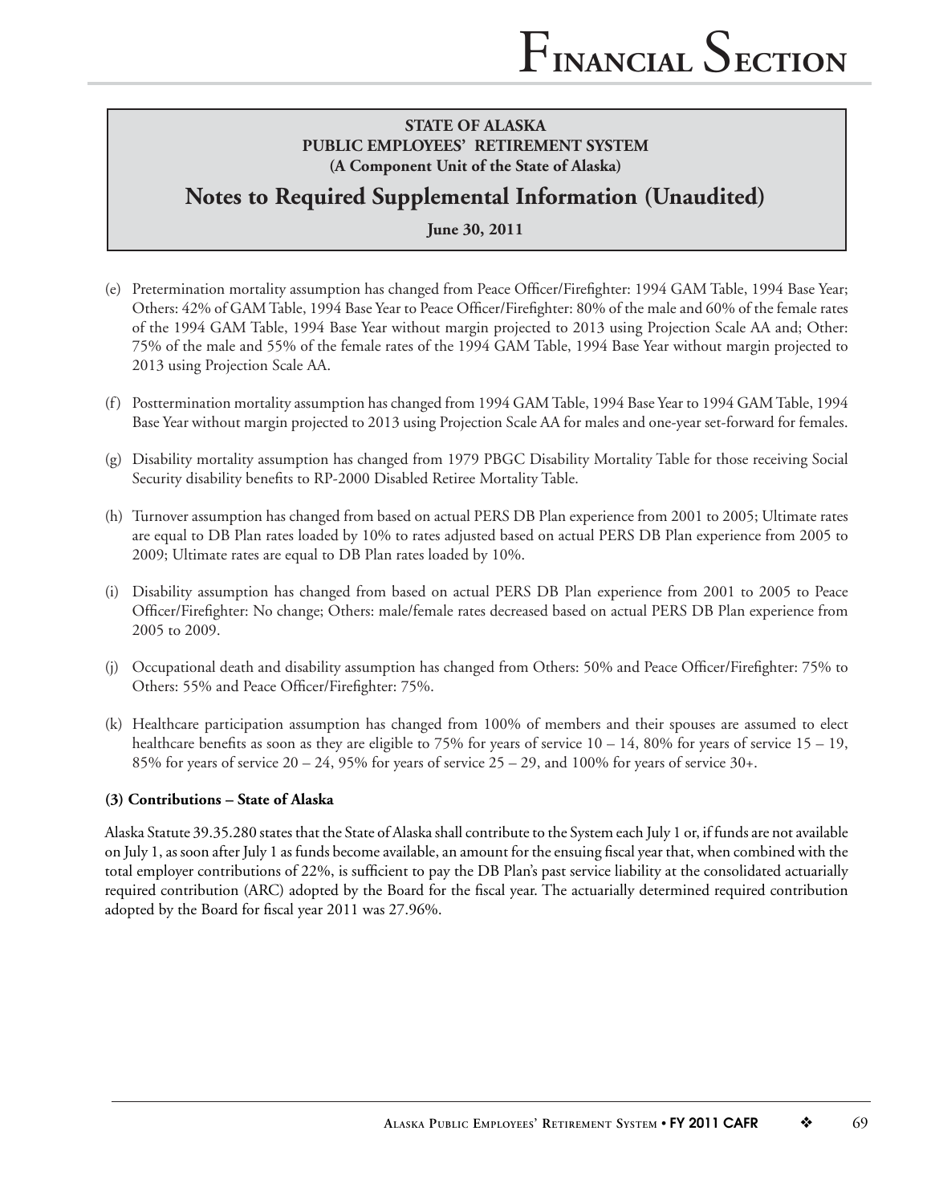**STATE OF ALASKA**
**PUBLIC EMPLOYEES' RETIREMENT SYSTEM**
**(A Component Unit of the State of Alaska)**

## Notes to Required Supplemental Information (Unaudited)

**June 30, 2011**

(e) Pretermination mortality assumption has changed from Peace Officer/Firefighter: 1994 GAM Table, 1994 Base Year; Others: 42% of GAM Table, 1994 Base Year to Peace Officer/Firefighter: 80% of the male and 60% of the female rates of the 1994 GAM Table, 1994 Base Year without margin projected to 2013 using Projection Scale AA and; Other: 75% of the male and 55% of the female rates of the 1994 GAM Table, 1994 Base Year without margin projected to 2013 using Projection Scale AA.

(f) Posttermination mortality assumption has changed from 1994 GAM Table, 1994 Base Year to 1994 GAM Table, 1994 Base Year without margin projected to 2013 using Projection Scale AA for males and one-year set-forward for females.

(g) Disability mortality assumption has changed from 1979 PBGC Disability Mortality Table for those receiving Social Security disability benefits to RP-2000 Disabled Retiree Mortality Table.

(h) Turnover assumption has changed from based on actual PERS DB Plan experience from 2001 to 2005; Ultimate rates are equal to DB Plan rates loaded by 10% to rates adjusted based on actual PERS DB Plan experience from 2005 to 2009; Ultimate rates are equal to DB Plan rates loaded by 10%.

(i) Disability assumption has changed from based on actual PERS DB Plan experience from 2001 to 2005 to Peace Officer/Firefighter: No change; Others: male/female rates decreased based on actual PERS DB Plan experience from 2005 to 2009.

(j) Occupational death and disability assumption has changed from Others: 50% and Peace Officer/Firefighter: 75% to Others: 55% and Peace Officer/Firefighter: 75%.

(k) Healthcare participation assumption has changed from 100% of members and their spouses are assumed to elect healthcare benefits as soon as they are eligible to 75% for years of service 10 – 14, 80% for years of service 15 – 19, 85% for years of service 20 – 24, 95% for years of service 25 – 29, and 100% for years of service 30+.

**(3) Contributions – State of Alaska**

Alaska Statute 39.35.280 states that the State of Alaska shall contribute to the System each July 1 or, if funds are not available on July 1, as soon after July 1 as funds become available, an amount for the ensuing fiscal year that, when combined with the total employer contributions of 22%, is sufficient to pay the DB Plan's past service liability at the consolidated actuarially required contribution (ARC) adopted by the Board for the fiscal year. The actuarially determined required contribution adopted by the Board for fiscal year 2011 was 27.96%.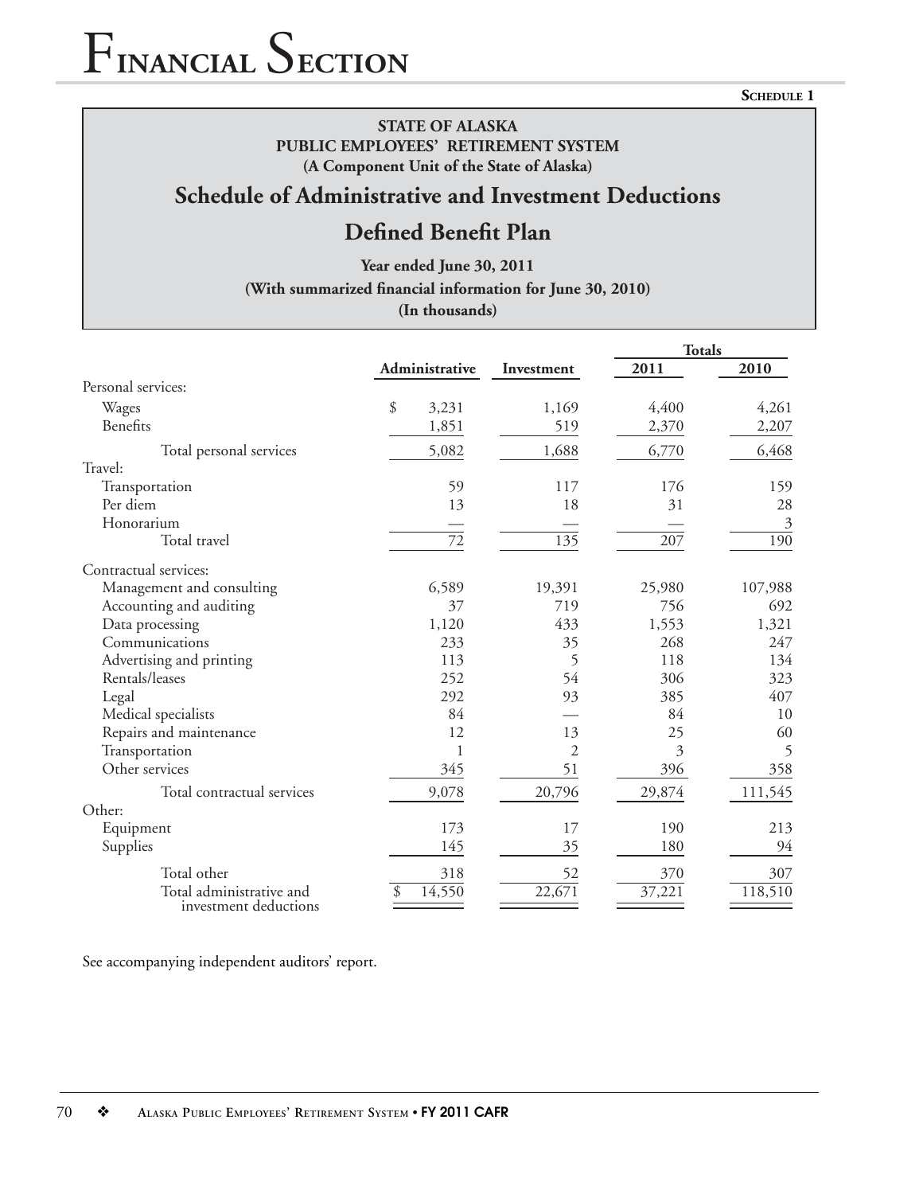Schedule 1

**STATE OF ALASKA**
**PUBLIC EMPLOYEES' RETIREMENT SYSTEM**
**(A Component Unit of the State of Alaska)**

## Schedule of Administrative and Investment Deductions

## Defined Benefit Plan

**Year ended June 30, 2011**
**(With summarized financial information for June 30, 2010)**
**(In thousands)**

| | Administrative | Investment | Totals 2011 | Totals 2010 |
|---|---|---|---|---|
| Personal services: | | | | |
| Wages | $ 3,231 | 1,169 | 4,400 | 4,261 |
| Benefits | 1,851 | 519 | 2,370 | 2,207 |
| Total personal services | 5,082 | 1,688 | 6,770 | 6,468 |
| Travel: | | | | |
| Transportation | 59 | 117 | 176 | 159 |
| Per diem | 13 | 18 | 31 | 28 |
| Honorarium | — | — | — | 3 |
| Total travel | 72 | 135 | 207 | 190 |
| Contractual services: | | | | |
| Management and consulting | 6,589 | 19,391 | 25,980 | 107,988 |
| Accounting and auditing | 37 | 719 | 756 | 692 |
| Data processing | 1,120 | 433 | 1,553 | 1,321 |
| Communications | 233 | 35 | 268 | 247 |
| Advertising and printing | 113 | 5 | 118 | 134 |
| Rentals/leases | 252 | 54 | 306 | 323 |
| Legal | 292 | 93 | 385 | 407 |
| Medical specialists | 84 | — | 84 | 10 |
| Repairs and maintenance | 12 | 13 | 25 | 60 |
| Transportation | 1 | 2 | 3 | 5 |
| Other services | 345 | 51 | 396 | 358 |
| Total contractual services | 9,078 | 20,796 | 29,874 | 111,545 |
| Other: | | | | |
| Equipment | 173 | 17 | 190 | 213 |
| Supplies | 145 | 35 | 180 | 94 |
| Total other | 318 | 52 | 370 | 307 |
| Total administrative and investment deductions | $ 14,550 | 22,671 | 37,221 | 118,510 |

See accompanying independent auditors' report.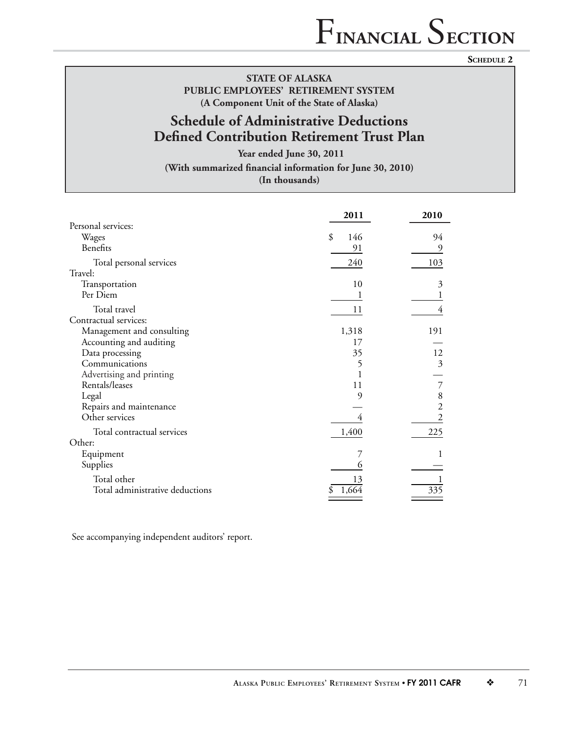**Schedule 2**

**STATE OF ALASKA**
**PUBLIC EMPLOYEES' RETIREMENT SYSTEM**
**(A Component Unit of the State of Alaska)**

## Schedule of Administrative Deductions
## Defined Contribution Retirement Trust Plan

**Year ended June 30, 2011**
**(With summarized financial information for June 30, 2010)**
**(In thousands)**

| | 2011 | 2010 |
|---|---|---|
| Personal services: | | |
| Wages | $ 146 | 94 |
| Benefits | 91 | 9 |
| Total personal services | 240 | 103 |
| Travel: | | |
| Transportation | 10 | 3 |
| Per Diem | 1 | 1 |
| Total travel | 11 | 4 |
| Contractual services: | | |
| Management and consulting | 1,318 | 191 |
| Accounting and auditing | 17 | — |
| Data processing | 35 | 12 |
| Communications | 5 | 3 |
| Advertising and printing | 1 | — |
| Rentals/leases | 11 | 7 |
| Legal | 9 | 8 |
| Repairs and maintenance | — | 2 |
| Other services | 4 | 2 |
| Total contractual services | 1,400 | 225 |
| Other: | | |
| Equipment | 7 | 1 |
| Supplies | 6 | — |
| Total other | 13 | 1 |
| Total administrative deductions | $ 1,664 | 335 |

See accompanying independent auditors' report.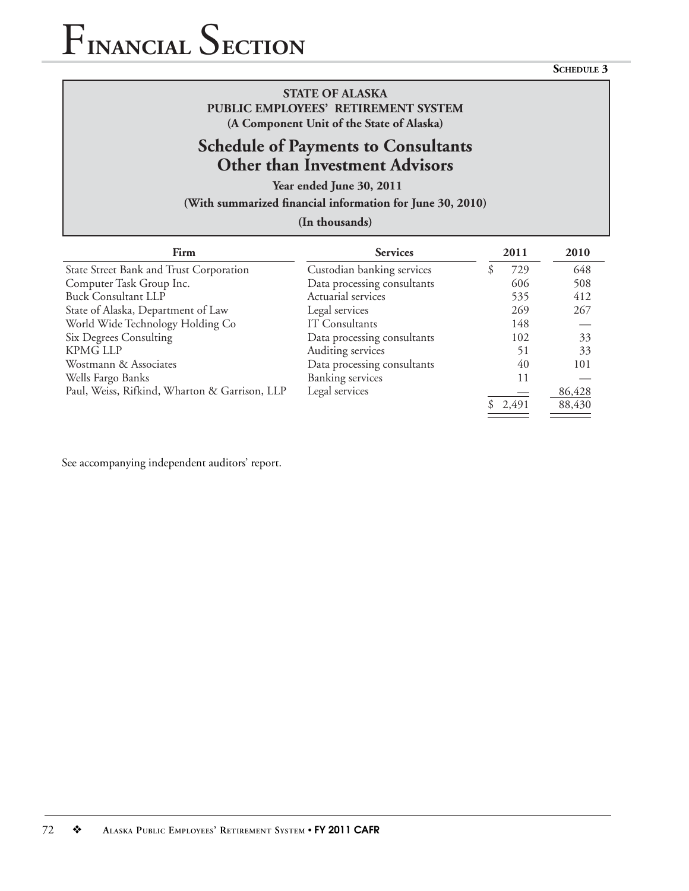# Financial Section

**Schedule 3**

**STATE OF ALASKA**
**PUBLIC EMPLOYEES' RETIREMENT SYSTEM**
**(A Component Unit of the State of Alaska)**

## Schedule of Payments to Consultants Other than Investment Advisors

**Year ended June 30, 2011**

**(With summarized financial information for June 30, 2010)**

**(In thousands)**

| Firm | Services | 2011 | 2010 |
|---|---|---|---|
| State Street Bank and Trust Corporation | Custodian banking services | $ 729 | 648 |
| Computer Task Group Inc. | Data processing consultants | 606 | 508 |
| Buck Consultant LLP | Actuarial services | 535 | 412 |
| State of Alaska, Department of Law | Legal services | 269 | 267 |
| World Wide Technology Holding Co | IT Consultants | 148 | — |
| Six Degrees Consulting | Data processing consultants | 102 | 33 |
| KPMG LLP | Auditing services | 51 | 33 |
| Wostmann & Associates | Data processing consultants | 40 | 101 |
| Wells Fargo Banks | Banking services | 11 | — |
| Paul, Weiss, Rifkind, Wharton & Garrison, LLP | Legal services | — | 86,428 |
| | | $ 2,491 | 88,430 |

See accompanying independent auditors' report.